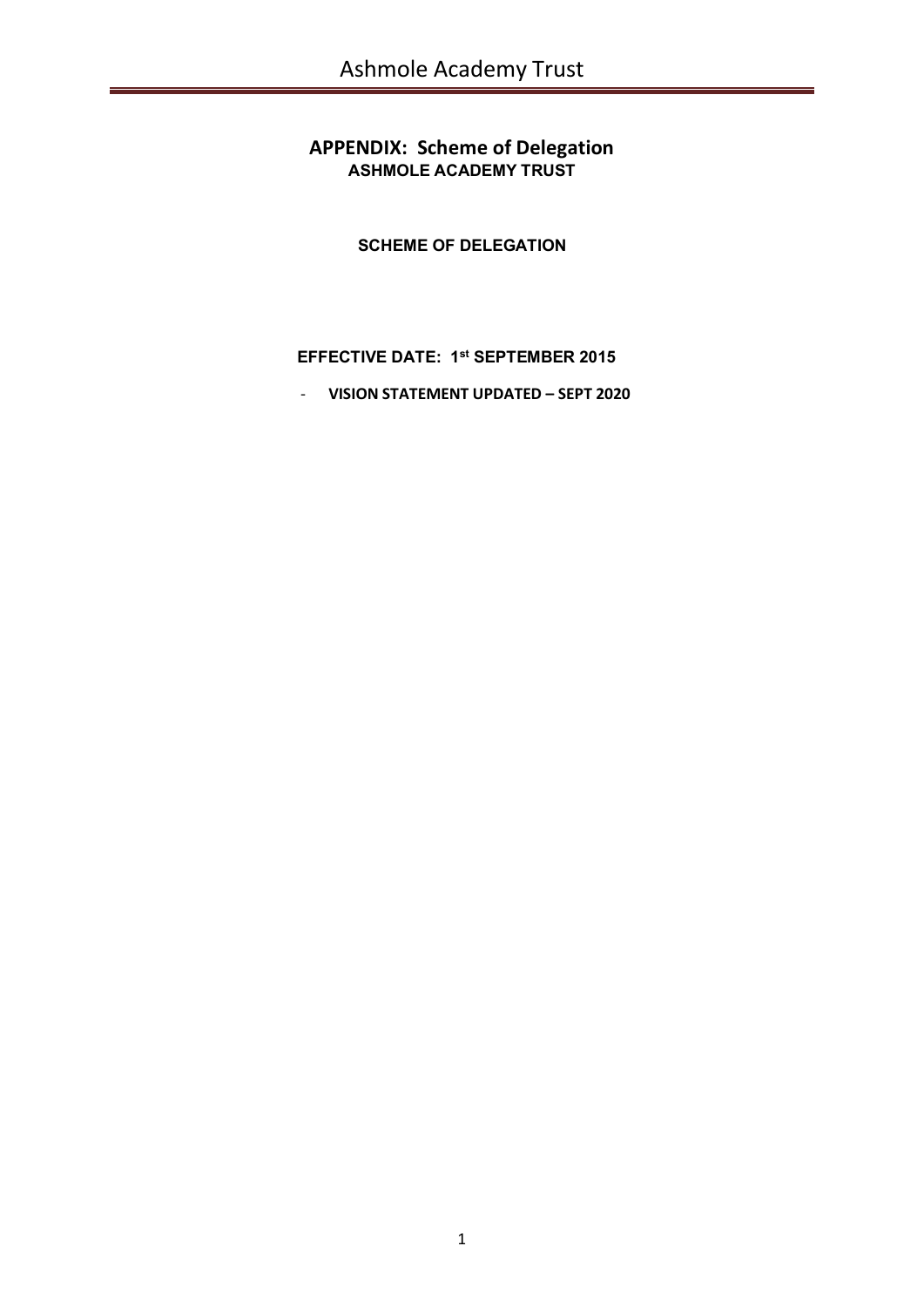# APPENDIX: Scheme of Delegation

**ASHMOLE ACADEMY TRUST**

**SCHEME OF DELEGATION**

**EFFECTIVE DATE: 1st SEPTEMBER 2015**

- **VISION STATEMENT UPDATED – SEPT 2020**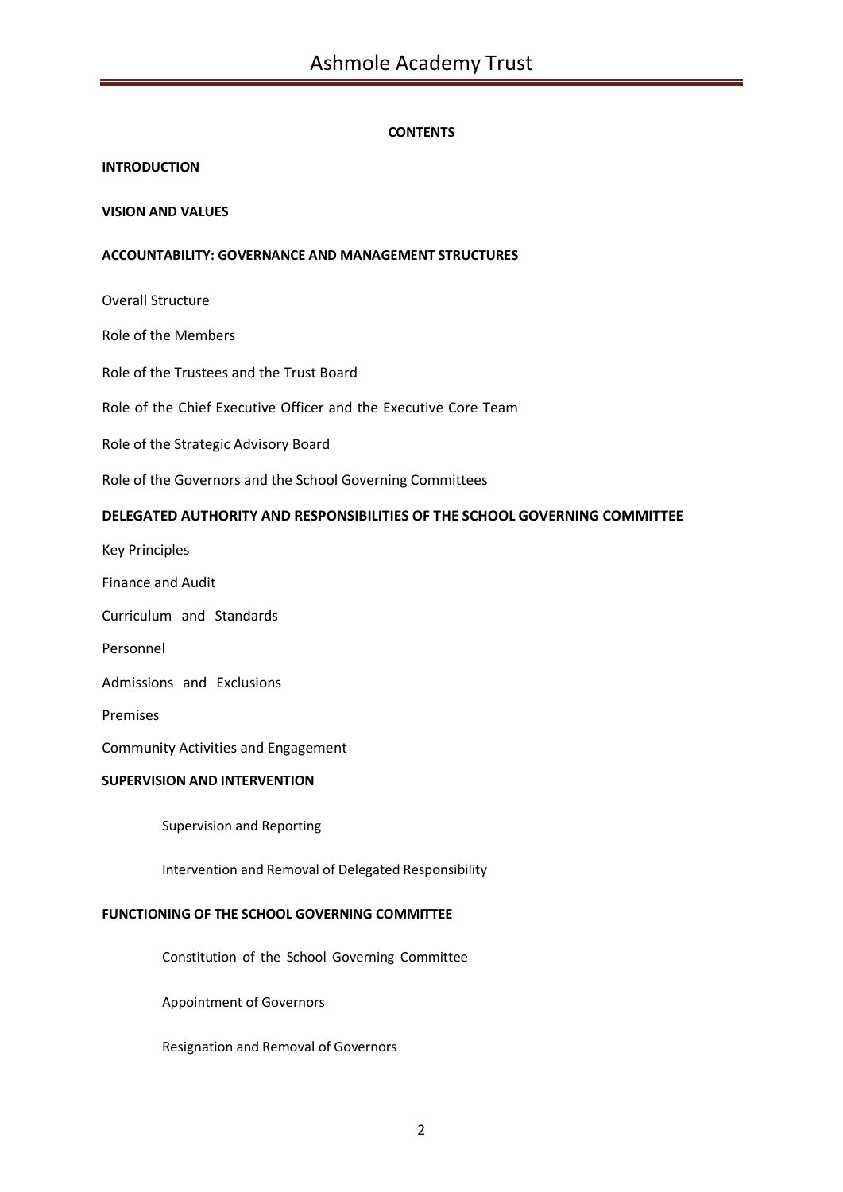**CONTENTS**

**INTRODUCTION**

**VISION AND VALUES**

**ACCOUNTABILITY: GOVERNANCE AND MANAGEMENT STRUCTURES**

Overall Structure

Role of the Members

Role of the Trustees and the Trust Board

Role of the Chief Executive Officer and the Executive Core Team

Role of the Strategic Advisory Board

Role of the Governors and the School Governing Committees

**DELEGATED AUTHORITY AND RESPONSIBILITIES OF THE SCHOOL GOVERNING COMMITTEE**

Key Principles

Finance and Audit

Curriculum and Standards

Personnel

Admissions and Exclusions

Premises

Community Activities and Engagement

**SUPERVISION AND INTERVENTION**

Supervision and Reporting

Intervention and Removal of Delegated Responsibility

**FUNCTIONING OF THE SCHOOL GOVERNING COMMITTEE**

Constitution of the School Governing Committee

Appointment of Governors

Resignation and Removal of Governors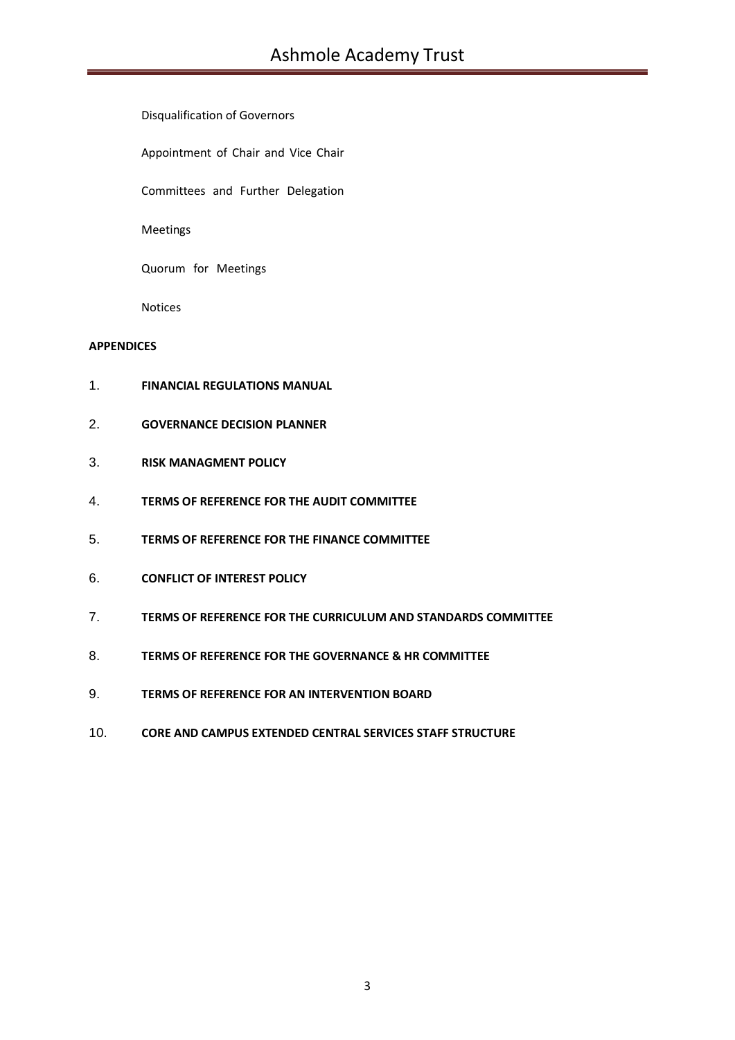Disqualification of Governors

Appointment of Chair and Vice Chair

Committees and Further Delegation

Meetings

Quorum for Meetings

Notices

**APPENDICES**

1. **FINANCIAL REGULATIONS MANUAL**
2. **GOVERNANCE DECISION PLANNER**
3. **RISK MANAGMENT POLICY**
4. **TERMS OF REFERENCE FOR THE AUDIT COMMITTEE**
5. **TERMS OF REFERENCE FOR THE FINANCE COMMITTEE**
6. **CONFLICT OF INTEREST POLICY**
7. **TERMS OF REFERENCE FOR THE CURRICULUM AND STANDARDS COMMITTEE**
8. **TERMS OF REFERENCE FOR THE GOVERNANCE & HR COMMITTEE**
9. **TERMS OF REFERENCE FOR AN INTERVENTION BOARD**
10. **CORE AND CAMPUS EXTENDED CENTRAL SERVICES STAFF STRUCTURE**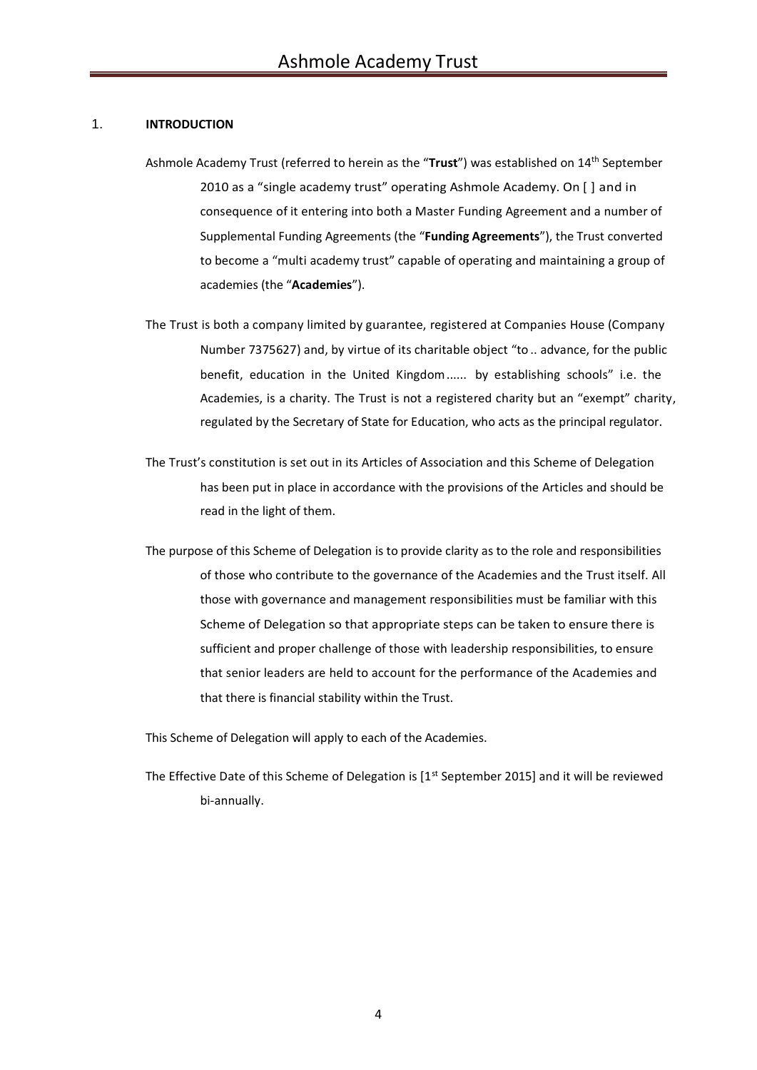## 1. INTRODUCTION

Ashmole Academy Trust (referred to herein as the "**Trust**") was established on 14th September 2010 as a "single academy trust" operating Ashmole Academy. On [ ] and in consequence of it entering into both a Master Funding Agreement and a number of Supplemental Funding Agreements (the "**Funding Agreements**"), the Trust converted to become a "multi academy trust" capable of operating and maintaining a group of academies (the "**Academies**").

The Trust is both a company limited by guarantee, registered at Companies House (Company Number 7375627) and, by virtue of its charitable object "to .. advance, for the public benefit, education in the United Kingdom...... by establishing schools" i.e. the Academies, is a charity. The Trust is not a registered charity but an "exempt" charity, regulated by the Secretary of State for Education, who acts as the principal regulator.

The Trust's constitution is set out in its Articles of Association and this Scheme of Delegation has been put in place in accordance with the provisions of the Articles and should be read in the light of them.

The purpose of this Scheme of Delegation is to provide clarity as to the role and responsibilities of those who contribute to the governance of the Academies and the Trust itself. All those with governance and management responsibilities must be familiar with this Scheme of Delegation so that appropriate steps can be taken to ensure there is sufficient and proper challenge of those with leadership responsibilities, to ensure that senior leaders are held to account for the performance of the Academies and that there is financial stability within the Trust.

This Scheme of Delegation will apply to each of the Academies.

The Effective Date of this Scheme of Delegation is [1st September 2015] and it will be reviewed bi-annually.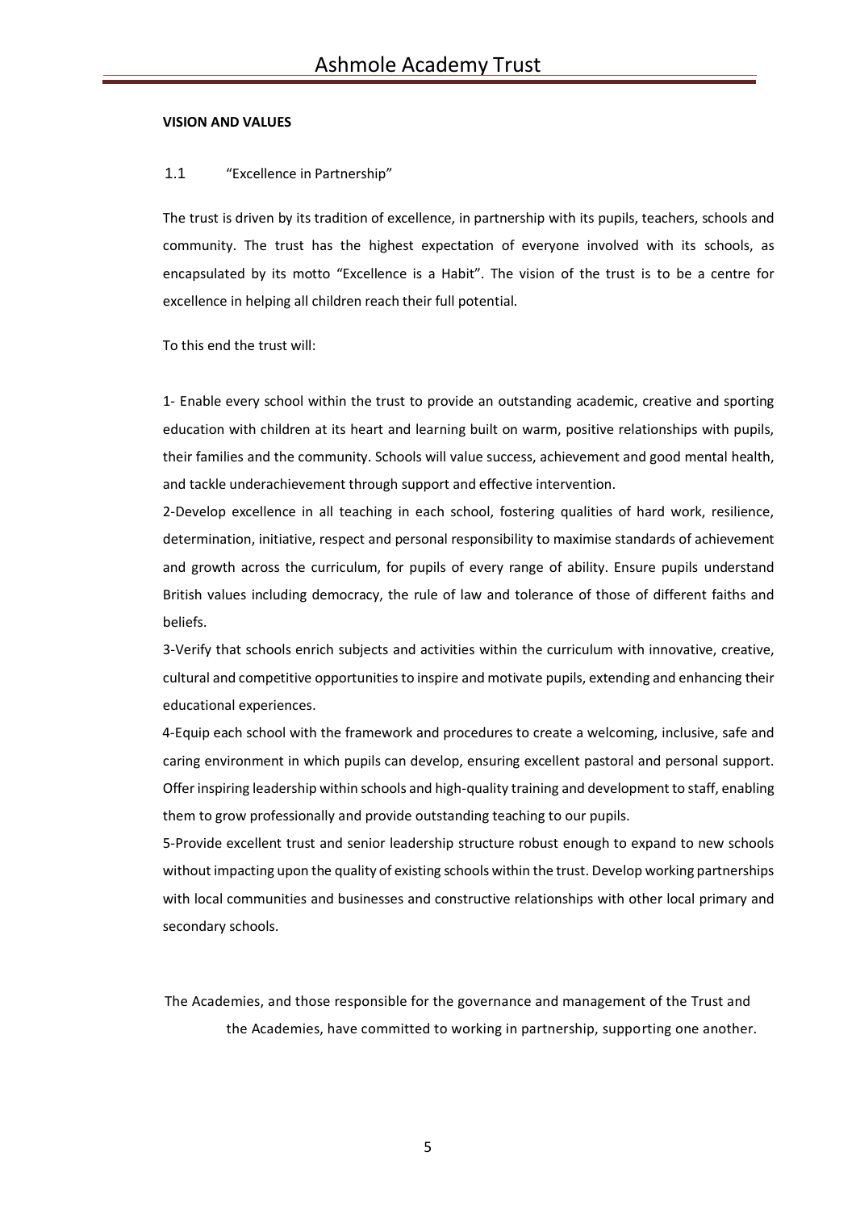**VISION AND VALUES**

1.1 "Excellence in Partnership"

The trust is driven by its tradition of excellence, in partnership with its pupils, teachers, schools and community. The trust has the highest expectation of everyone involved with its schools, as encapsulated by its motto "Excellence is a Habit". The vision of the trust is to be a centre for excellence in helping all children reach their full potential.

To this end the trust will:

1- Enable every school within the trust to provide an outstanding academic, creative and sporting education with children at its heart and learning built on warm, positive relationships with pupils, their families and the community. Schools will value success, achievement and good mental health, and tackle underachievement through support and effective intervention.

2-Develop excellence in all teaching in each school, fostering qualities of hard work, resilience, determination, initiative, respect and personal responsibility to maximise standards of achievement and growth across the curriculum, for pupils of every range of ability. Ensure pupils understand British values including democracy, the rule of law and tolerance of those of different faiths and beliefs.

3-Verify that schools enrich subjects and activities within the curriculum with innovative, creative, cultural and competitive opportunities to inspire and motivate pupils, extending and enhancing their educational experiences.

4-Equip each school with the framework and procedures to create a welcoming, inclusive, safe and caring environment in which pupils can develop, ensuring excellent pastoral and personal support. Offer inspiring leadership within schools and high-quality training and development to staff, enabling them to grow professionally and provide outstanding teaching to our pupils.

5-Provide excellent trust and senior leadership structure robust enough to expand to new schools without impacting upon the quality of existing schools within the trust. Develop working partnerships with local communities and businesses and constructive relationships with other local primary and secondary schools.

The Academies, and those responsible for the governance and management of the Trust and the Academies, have committed to working in partnership, supporting one another.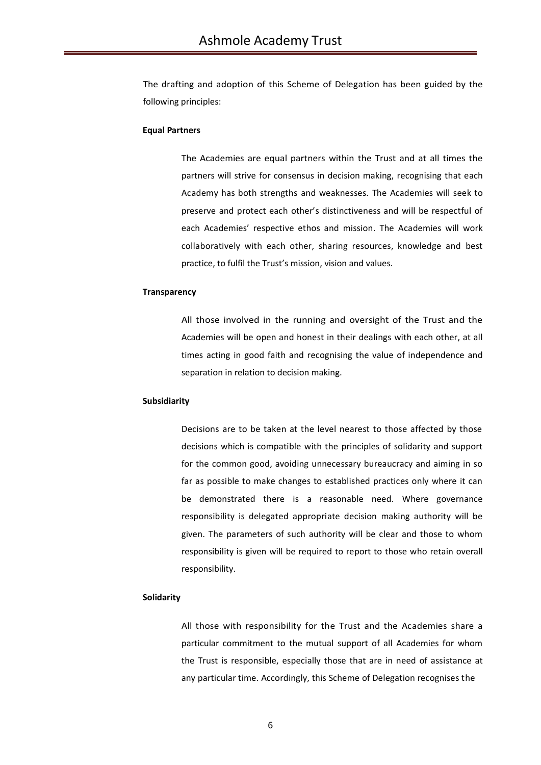The drafting and adoption of this Scheme of Delegation has been guided by the following principles:

**Equal Partners**

The Academies are equal partners within the Trust and at all times the partners will strive for consensus in decision making, recognising that each Academy has both strengths and weaknesses. The Academies will seek to preserve and protect each other's distinctiveness and will be respectful of each Academies' respective ethos and mission. The Academies will work collaboratively with each other, sharing resources, knowledge and best practice, to fulfil the Trust's mission, vision and values.

**Transparency**

All those involved in the running and oversight of the Trust and the Academies will be open and honest in their dealings with each other, at all times acting in good faith and recognising the value of independence and separation in relation to decision making.

**Subsidiarity**

Decisions are to be taken at the level nearest to those affected by those decisions which is compatible with the principles of solidarity and support for the common good, avoiding unnecessary bureaucracy and aiming in so far as possible to make changes to established practices only where it can be demonstrated there is a reasonable need. Where governance responsibility is delegated appropriate decision making authority will be given. The parameters of such authority will be clear and those to whom responsibility is given will be required to report to those who retain overall responsibility.

**Solidarity**

All those with responsibility for the Trust and the Academies share a particular commitment to the mutual support of all Academies for whom the Trust is responsible, especially those that are in need of assistance at any particular time. Accordingly, this Scheme of Delegation recognises the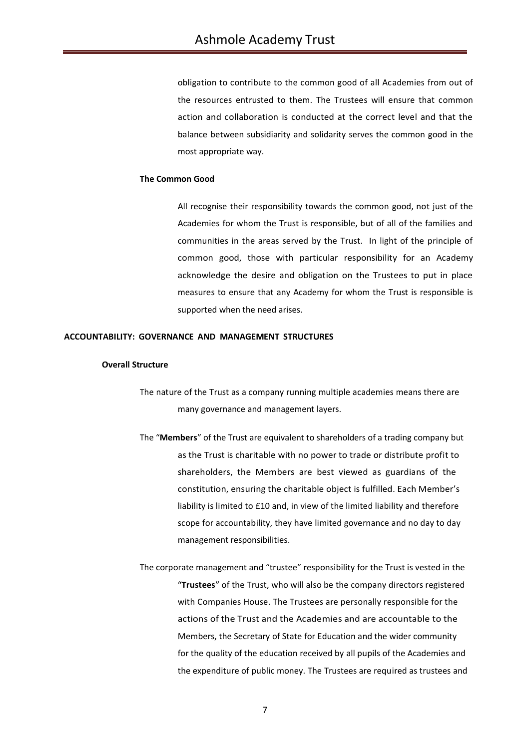obligation to contribute to the common good of all Academies from out of the resources entrusted to them. The Trustees will ensure that common action and collaboration is conducted at the correct level and that the balance between subsidiarity and solidarity serves the common good in the most appropriate way.

**The Common Good**

All recognise their responsibility towards the common good, not just of the Academies for whom the Trust is responsible, but of all of the families and communities in the areas served by the Trust. In light of the principle of common good, those with particular responsibility for an Academy acknowledge the desire and obligation on the Trustees to put in place measures to ensure that any Academy for whom the Trust is responsible is supported when the need arises.

## ACCOUNTABILITY: GOVERNANCE AND MANAGEMENT STRUCTURES

### Overall Structure

The nature of the Trust as a company running multiple academies means there are many governance and management layers.

The "**Members**" of the Trust are equivalent to shareholders of a trading company but as the Trust is charitable with no power to trade or distribute profit to shareholders, the Members are best viewed as guardians of the constitution, ensuring the charitable object is fulfilled. Each Member's liability is limited to £10 and, in view of the limited liability and therefore scope for accountability, they have limited governance and no day to day management responsibilities.

The corporate management and "trustee" responsibility for the Trust is vested in the "**Trustees**" of the Trust, who will also be the company directors registered with Companies House. The Trustees are personally responsible for the actions of the Trust and the Academies and are accountable to the Members, the Secretary of State for Education and the wider community for the quality of the education received by all pupils of the Academies and the expenditure of public money. The Trustees are required as trustees and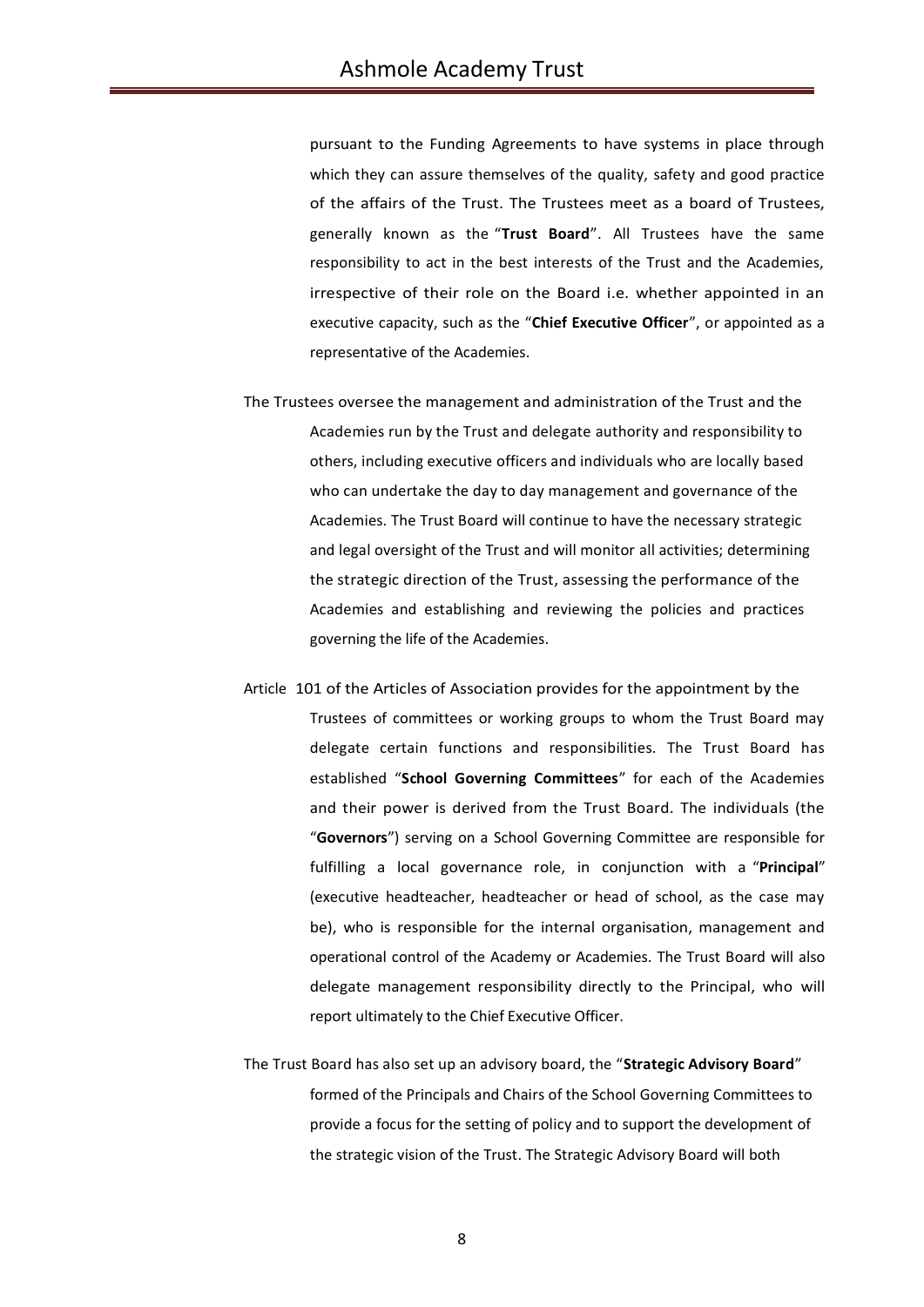pursuant to the Funding Agreements to have systems in place through which they can assure themselves of the quality, safety and good practice of the affairs of the Trust. The Trustees meet as a board of Trustees, generally known as the "**Trust Board**". All Trustees have the same responsibility to act in the best interests of the Trust and the Academies, irrespective of their role on the Board i.e. whether appointed in an executive capacity, such as the "**Chief Executive Officer**", or appointed as a representative of the Academies.

The Trustees oversee the management and administration of the Trust and the Academies run by the Trust and delegate authority and responsibility to others, including executive officers and individuals who are locally based who can undertake the day to day management and governance of the Academies. The Trust Board will continue to have the necessary strategic and legal oversight of the Trust and will monitor all activities; determining the strategic direction of the Trust, assessing the performance of the Academies and establishing and reviewing the policies and practices governing the life of the Academies.

Article 101 of the Articles of Association provides for the appointment by the Trustees of committees or working groups to whom the Trust Board may delegate certain functions and responsibilities. The Trust Board has established "**School Governing Committees**" for each of the Academies and their power is derived from the Trust Board. The individuals (the "**Governors**") serving on a School Governing Committee are responsible for fulfilling a local governance role, in conjunction with a "**Principal**" (executive headteacher, headteacher or head of school, as the case may be), who is responsible for the internal organisation, management and operational control of the Academy or Academies. The Trust Board will also delegate management responsibility directly to the Principal, who will report ultimately to the Chief Executive Officer.

The Trust Board has also set up an advisory board, the "**Strategic Advisory Board**" formed of the Principals and Chairs of the School Governing Committees to provide a focus for the setting of policy and to support the development of the strategic vision of the Trust. The Strategic Advisory Board will both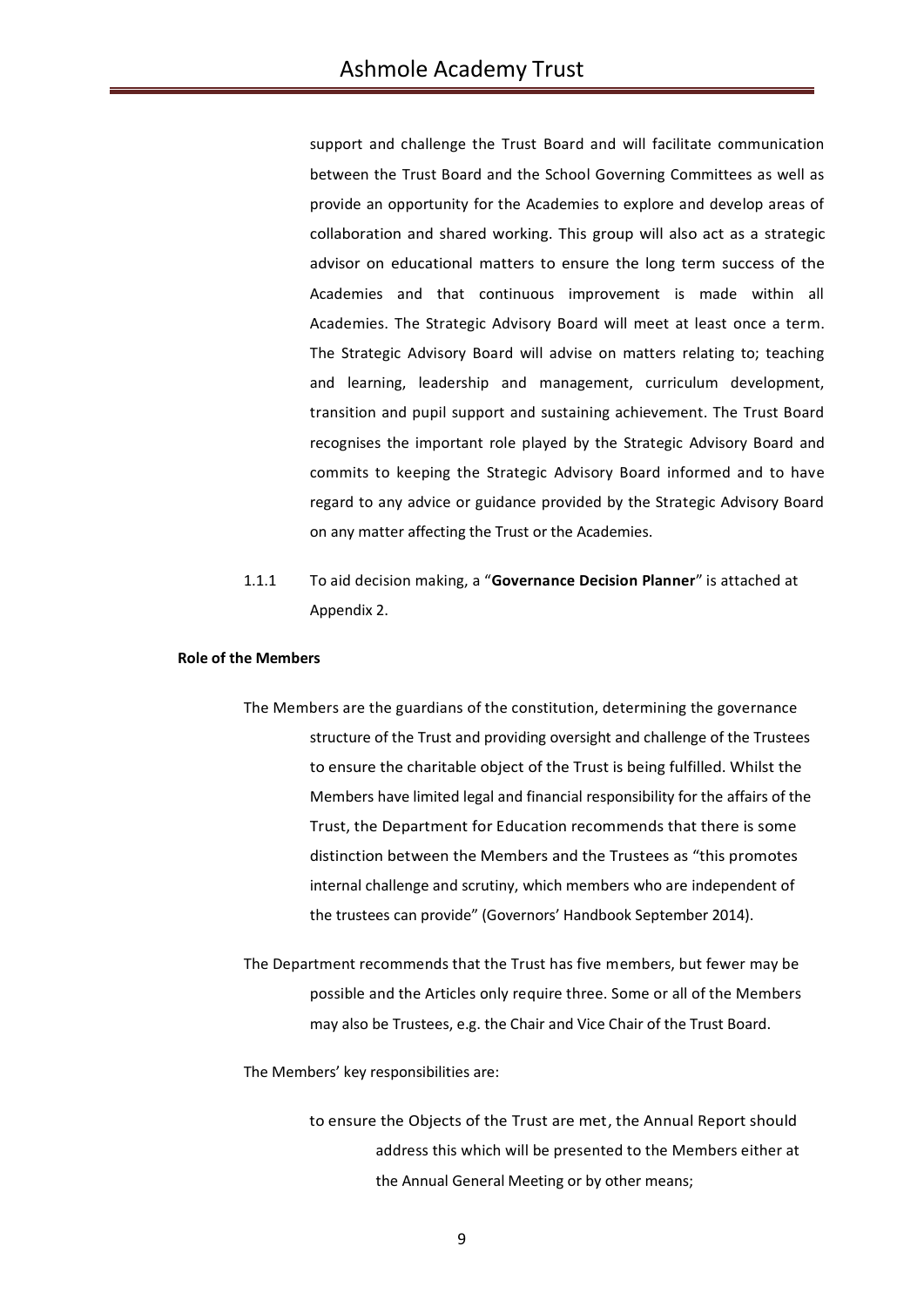support and challenge the Trust Board and will facilitate communication between the Trust Board and the School Governing Committees as well as provide an opportunity for the Academies to explore and develop areas of collaboration and shared working. This group will also act as a strategic advisor on educational matters to ensure the long term success of the Academies and that continuous improvement is made within all Academies. The Strategic Advisory Board will meet at least once a term. The Strategic Advisory Board will advise on matters relating to; teaching and learning, leadership and management, curriculum development, transition and pupil support and sustaining achievement. The Trust Board recognises the important role played by the Strategic Advisory Board and commits to keeping the Strategic Advisory Board informed and to have regard to any advice or guidance provided by the Strategic Advisory Board on any matter affecting the Trust or the Academies.

1.1.1 To aid decision making, a "**Governance Decision Planner**" is attached at Appendix 2.

**Role of the Members**

The Members are the guardians of the constitution, determining the governance structure of the Trust and providing oversight and challenge of the Trustees to ensure the charitable object of the Trust is being fulfilled. Whilst the Members have limited legal and financial responsibility for the affairs of the Trust, the Department for Education recommends that there is some distinction between the Members and the Trustees as "this promotes internal challenge and scrutiny, which members who are independent of the trustees can provide" (Governors' Handbook September 2014).

The Department recommends that the Trust has five members, but fewer may be possible and the Articles only require three. Some or all of the Members may also be Trustees, e.g. the Chair and Vice Chair of the Trust Board.

The Members' key responsibilities are:

- to ensure the Objects of the Trust are met, the Annual Report should address this which will be presented to the Members either at the Annual General Meeting or by other means;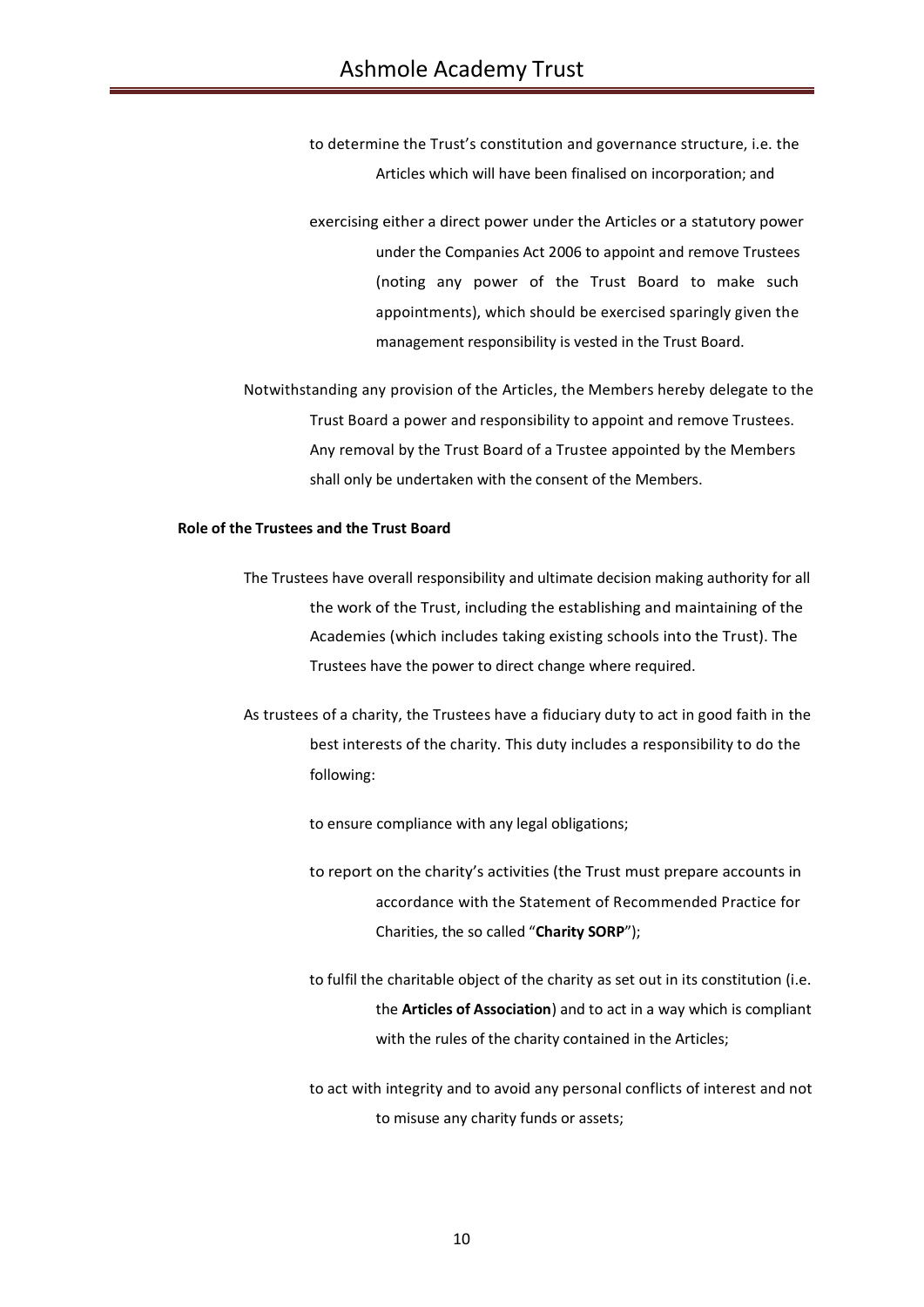to determine the Trust's constitution and governance structure, i.e. the Articles which will have been finalised on incorporation; and

exercising either a direct power under the Articles or a statutory power under the Companies Act 2006 to appoint and remove Trustees (noting any power of the Trust Board to make such appointments), which should be exercised sparingly given the management responsibility is vested in the Trust Board.

Notwithstanding any provision of the Articles, the Members hereby delegate to the Trust Board a power and responsibility to appoint and remove Trustees. Any removal by the Trust Board of a Trustee appointed by the Members shall only be undertaken with the consent of the Members.

**Role of the Trustees and the Trust Board**

The Trustees have overall responsibility and ultimate decision making authority for all the work of the Trust, including the establishing and maintaining of the Academies (which includes taking existing schools into the Trust). The Trustees have the power to direct change where required.

As trustees of a charity, the Trustees have a fiduciary duty to act in good faith in the best interests of the charity. This duty includes a responsibility to do the following:

to ensure compliance with any legal obligations;

to report on the charity's activities (the Trust must prepare accounts in accordance with the Statement of Recommended Practice for Charities, the so called "**Charity SORP**");

to fulfil the charitable object of the charity as set out in its constitution (i.e. the **Articles of Association**) and to act in a way which is compliant with the rules of the charity contained in the Articles;

to act with integrity and to avoid any personal conflicts of interest and not to misuse any charity funds or assets;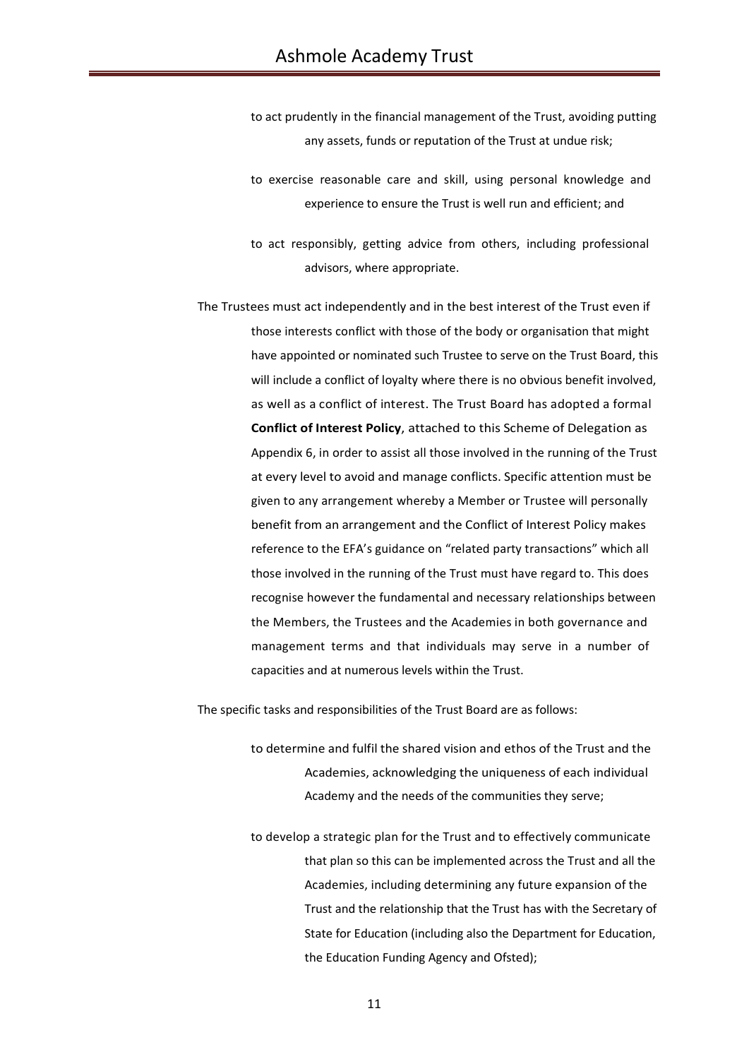- to act prudently in the financial management of the Trust, avoiding putting any assets, funds or reputation of the Trust at undue risk;
- to exercise reasonable care and skill, using personal knowledge and experience to ensure the Trust is well run and efficient; and
- to act responsibly, getting advice from others, including professional advisors, where appropriate.

The Trustees must act independently and in the best interest of the Trust even if those interests conflict with those of the body or organisation that might have appointed or nominated such Trustee to serve on the Trust Board, this will include a conflict of loyalty where there is no obvious benefit involved, as well as a conflict of interest. The Trust Board has adopted a formal **Conflict of Interest Policy**, attached to this Scheme of Delegation as Appendix 6, in order to assist all those involved in the running of the Trust at every level to avoid and manage conflicts. Specific attention must be given to any arrangement whereby a Member or Trustee will personally benefit from an arrangement and the Conflict of Interest Policy makes reference to the EFA's guidance on "related party transactions" which all those involved in the running of the Trust must have regard to. This does recognise however the fundamental and necessary relationships between the Members, the Trustees and the Academies in both governance and management terms and that individuals may serve in a number of capacities and at numerous levels within the Trust.

The specific tasks and responsibilities of the Trust Board are as follows:

- to determine and fulfil the shared vision and ethos of the Trust and the Academies, acknowledging the uniqueness of each individual Academy and the needs of the communities they serve;
- to develop a strategic plan for the Trust and to effectively communicate that plan so this can be implemented across the Trust and all the Academies, including determining any future expansion of the Trust and the relationship that the Trust has with the Secretary of State for Education (including also the Department for Education, the Education Funding Agency and Ofsted);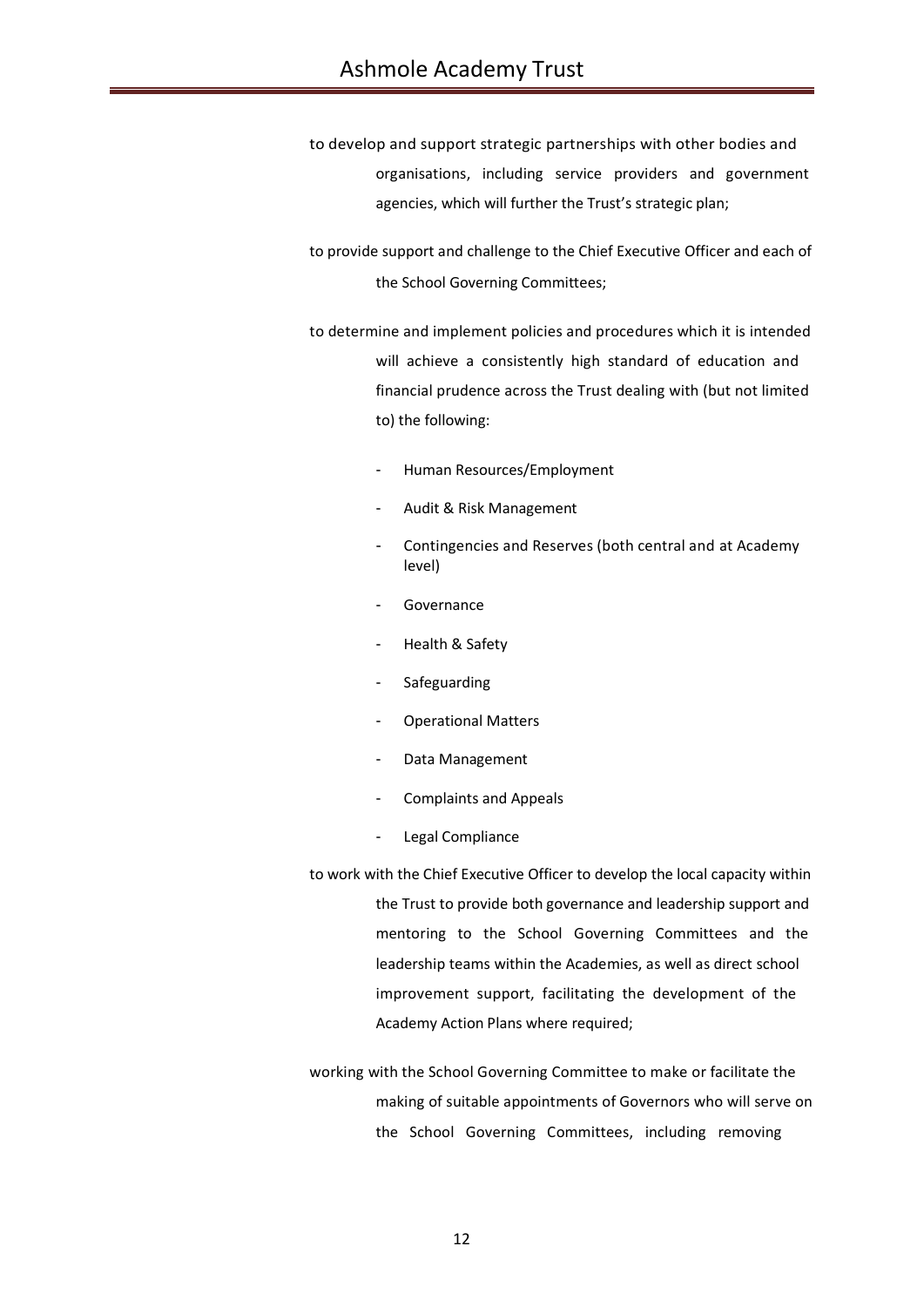to develop and support strategic partnerships with other bodies and organisations, including service providers and government agencies, which will further the Trust's strategic plan;

to provide support and challenge to the Chief Executive Officer and each of the School Governing Committees;

to determine and implement policies and procedures which it is intended will achieve a consistently high standard of education and financial prudence across the Trust dealing with (but not limited to) the following:

- Human Resources/Employment
- Audit & Risk Management
- Contingencies and Reserves (both central and at Academy level)
- Governance
- Health & Safety
- Safeguarding
- Operational Matters
- Data Management
- Complaints and Appeals
- Legal Compliance

to work with the Chief Executive Officer to develop the local capacity within the Trust to provide both governance and leadership support and mentoring to the School Governing Committees and the leadership teams within the Academies, as well as direct school improvement support, facilitating the development of the Academy Action Plans where required;

working with the School Governing Committee to make or facilitate the making of suitable appointments of Governors who will serve on the School Governing Committees, including removing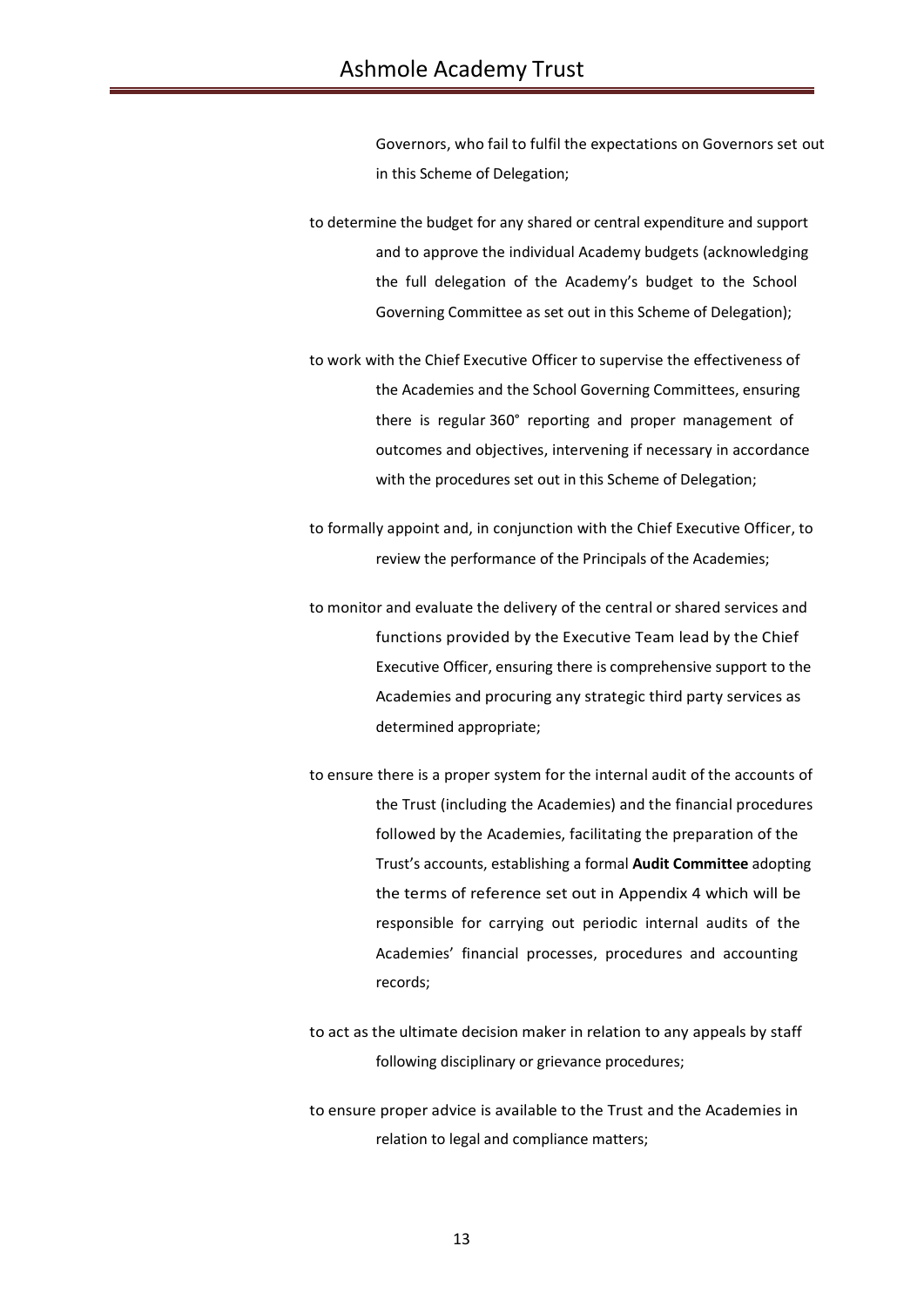Governors, who fail to fulfil the expectations on Governors set out in this Scheme of Delegation;

to determine the budget for any shared or central expenditure and support and to approve the individual Academy budgets (acknowledging the full delegation of the Academy's budget to the School Governing Committee as set out in this Scheme of Delegation);

to work with the Chief Executive Officer to supervise the effectiveness of the Academies and the School Governing Committees, ensuring there is regular 360° reporting and proper management of outcomes and objectives, intervening if necessary in accordance with the procedures set out in this Scheme of Delegation;

to formally appoint and, in conjunction with the Chief Executive Officer, to review the performance of the Principals of the Academies;

to monitor and evaluate the delivery of the central or shared services and functions provided by the Executive Team lead by the Chief Executive Officer, ensuring there is comprehensive support to the Academies and procuring any strategic third party services as determined appropriate;

to ensure there is a proper system for the internal audit of the accounts of the Trust (including the Academies) and the financial procedures followed by the Academies, facilitating the preparation of the Trust's accounts, establishing a formal **Audit Committee** adopting the terms of reference set out in Appendix 4 which will be responsible for carrying out periodic internal audits of the Academies' financial processes, procedures and accounting records;

to act as the ultimate decision maker in relation to any appeals by staff following disciplinary or grievance procedures;

to ensure proper advice is available to the Trust and the Academies in relation to legal and compliance matters;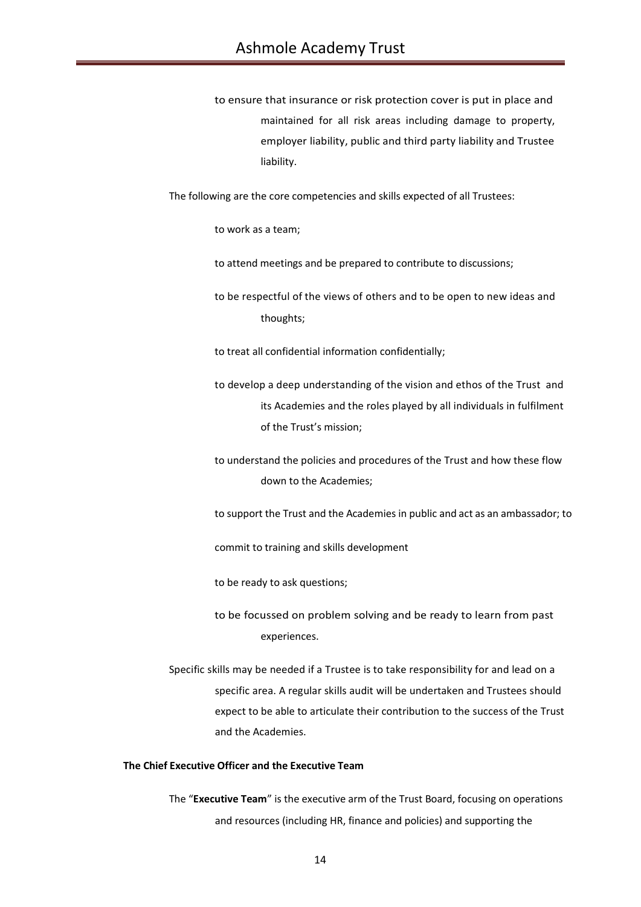to ensure that insurance or risk protection cover is put in place and maintained for all risk areas including damage to property, employer liability, public and third party liability and Trustee liability.

The following are the core competencies and skills expected of all Trustees:

to work as a team;

to attend meetings and be prepared to contribute to discussions;

to be respectful of the views of others and to be open to new ideas and thoughts;

to treat all confidential information confidentially;

to develop a deep understanding of the vision and ethos of the Trust and its Academies and the roles played by all individuals in fulfilment of the Trust's mission;

to understand the policies and procedures of the Trust and how these flow down to the Academies;

to support the Trust and the Academies in public and act as an ambassador; to

commit to training and skills development

to be ready to ask questions;

to be focussed on problem solving and be ready to learn from past experiences.

Specific skills may be needed if a Trustee is to take responsibility for and lead on a specific area. A regular skills audit will be undertaken and Trustees should expect to be able to articulate their contribution to the success of the Trust and the Academies.

**The Chief Executive Officer and the Executive Team**

The "**Executive Team**" is the executive arm of the Trust Board, focusing on operations and resources (including HR, finance and policies) and supporting the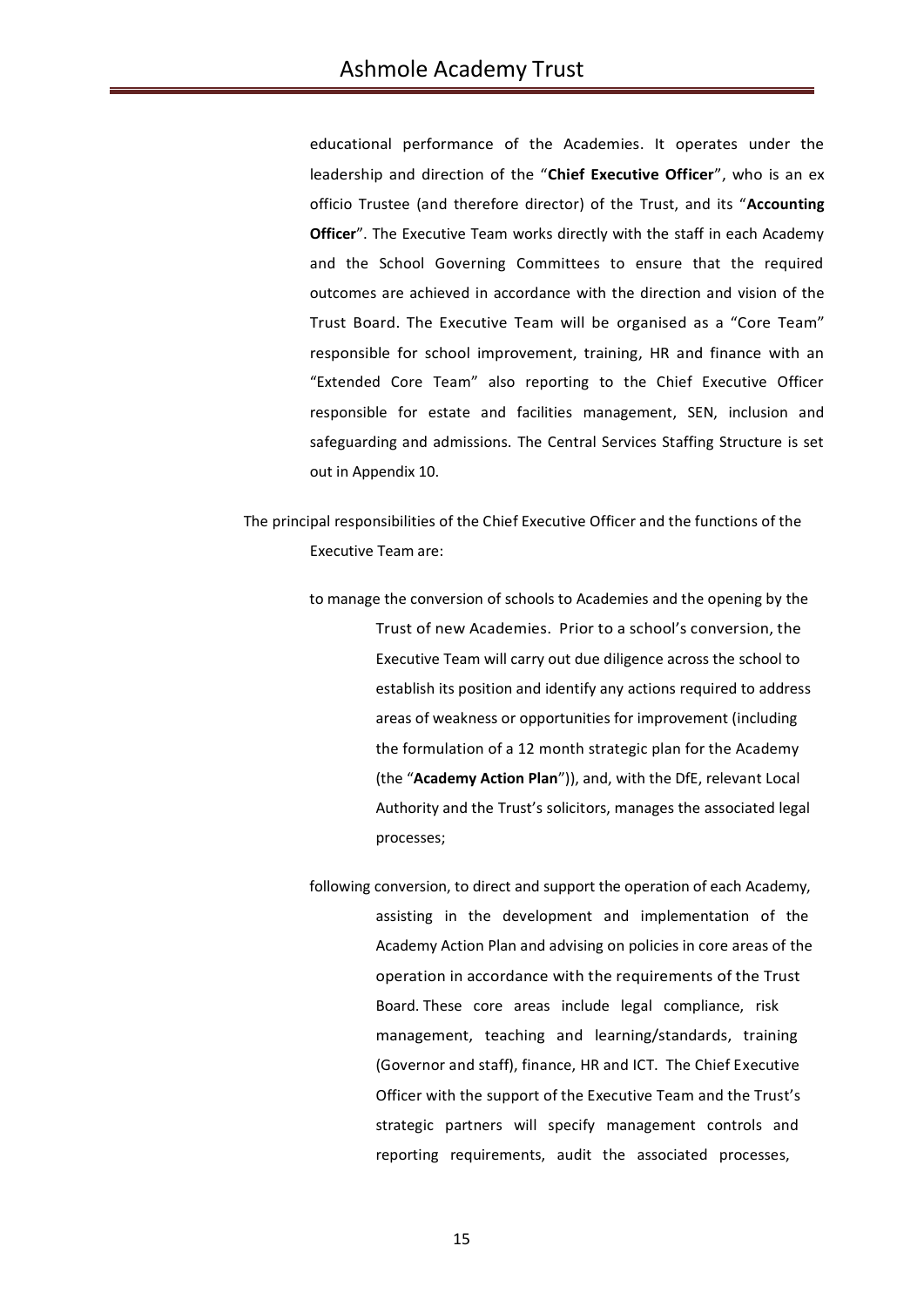educational performance of the Academies. It operates under the leadership and direction of the "**Chief Executive Officer**", who is an ex officio Trustee (and therefore director) of the Trust, and its "**Accounting Officer**". The Executive Team works directly with the staff in each Academy and the School Governing Committees to ensure that the required outcomes are achieved in accordance with the direction and vision of the Trust Board. The Executive Team will be organised as a "Core Team" responsible for school improvement, training, HR and finance with an "Extended Core Team" also reporting to the Chief Executive Officer responsible for estate and facilities management, SEN, inclusion and safeguarding and admissions. The Central Services Staffing Structure is set out in Appendix 10.

The principal responsibilities of the Chief Executive Officer and the functions of the Executive Team are:

to manage the conversion of schools to Academies and the opening by the Trust of new Academies. Prior to a school's conversion, the Executive Team will carry out due diligence across the school to establish its position and identify any actions required to address areas of weakness or opportunities for improvement (including the formulation of a 12 month strategic plan for the Academy (the "**Academy Action Plan**")), and, with the DfE, relevant Local Authority and the Trust's solicitors, manages the associated legal processes;

following conversion, to direct and support the operation of each Academy, assisting in the development and implementation of the Academy Action Plan and advising on policies in core areas of the operation in accordance with the requirements of the Trust Board. These core areas include legal compliance, risk management, teaching and learning/standards, training (Governor and staff), finance, HR and ICT. The Chief Executive Officer with the support of the Executive Team and the Trust's strategic partners will specify management controls and reporting requirements, audit the associated processes,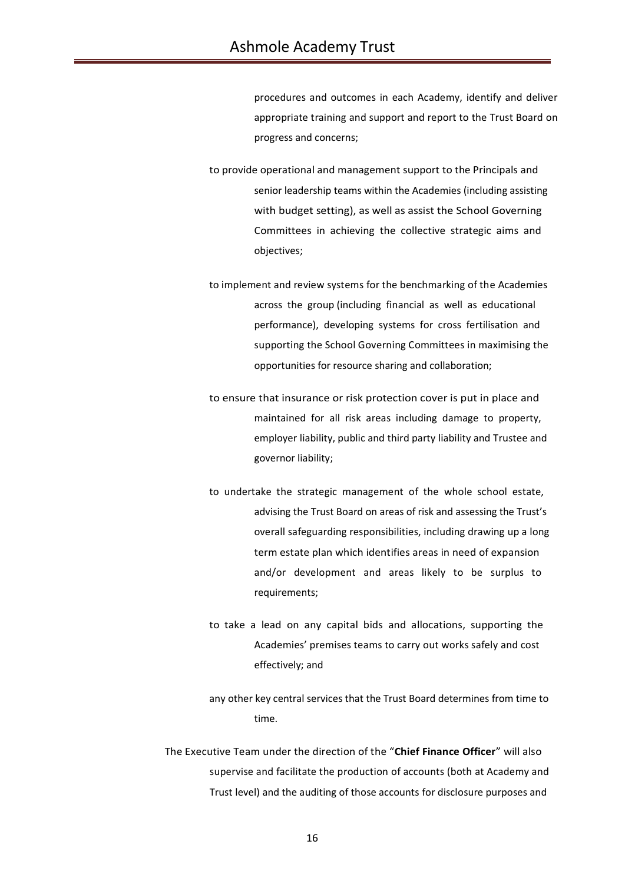procedures and outcomes in each Academy, identify and deliver appropriate training and support and report to the Trust Board on progress and concerns;

to provide operational and management support to the Principals and senior leadership teams within the Academies (including assisting with budget setting), as well as assist the School Governing Committees in achieving the collective strategic aims and objectives;

to implement and review systems for the benchmarking of the Academies across the group (including financial as well as educational performance), developing systems for cross fertilisation and supporting the School Governing Committees in maximising the opportunities for resource sharing and collaboration;

to ensure that insurance or risk protection cover is put in place and maintained for all risk areas including damage to property, employer liability, public and third party liability and Trustee and governor liability;

to undertake the strategic management of the whole school estate, advising the Trust Board on areas of risk and assessing the Trust's overall safeguarding responsibilities, including drawing up a long term estate plan which identifies areas in need of expansion and/or development and areas likely to be surplus to requirements;

to take a lead on any capital bids and allocations, supporting the Academies' premises teams to carry out works safely and cost effectively; and

any other key central services that the Trust Board determines from time to time.

The Executive Team under the direction of the "**Chief Finance Officer**" will also supervise and facilitate the production of accounts (both at Academy and Trust level) and the auditing of those accounts for disclosure purposes and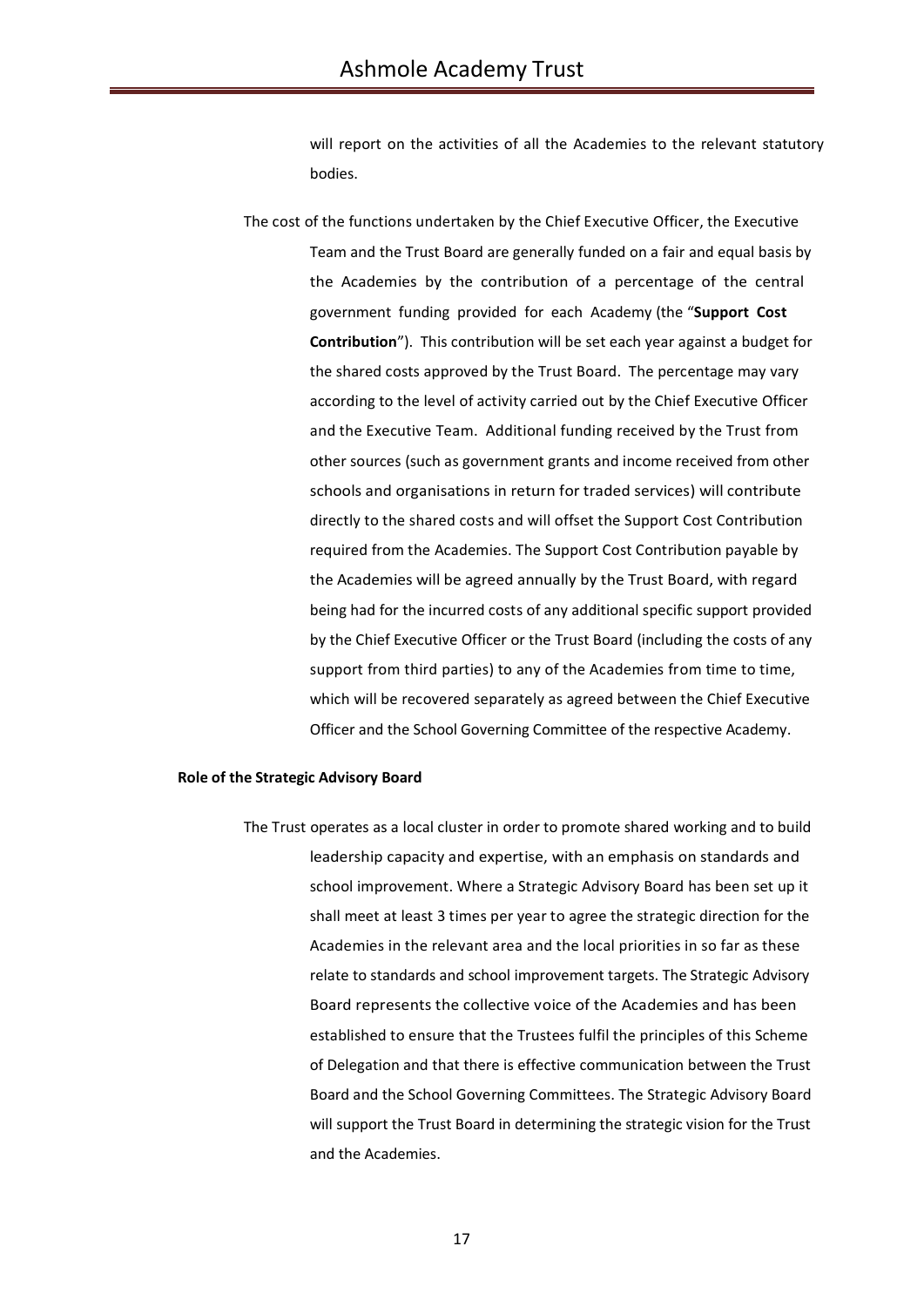will report on the activities of all the Academies to the relevant statutory bodies.

The cost of the functions undertaken by the Chief Executive Officer, the Executive Team and the Trust Board are generally funded on a fair and equal basis by the Academies by the contribution of a percentage of the central government funding provided for each Academy (the "**Support Cost Contribution**"). This contribution will be set each year against a budget for the shared costs approved by the Trust Board. The percentage may vary according to the level of activity carried out by the Chief Executive Officer and the Executive Team. Additional funding received by the Trust from other sources (such as government grants and income received from other schools and organisations in return for traded services) will contribute directly to the shared costs and will offset the Support Cost Contribution required from the Academies. The Support Cost Contribution payable by the Academies will be agreed annually by the Trust Board, with regard being had for the incurred costs of any additional specific support provided by the Chief Executive Officer or the Trust Board (including the costs of any support from third parties) to any of the Academies from time to time, which will be recovered separately as agreed between the Chief Executive Officer and the School Governing Committee of the respective Academy.

**Role of the Strategic Advisory Board**

The Trust operates as a local cluster in order to promote shared working and to build leadership capacity and expertise, with an emphasis on standards and school improvement. Where a Strategic Advisory Board has been set up it shall meet at least 3 times per year to agree the strategic direction for the Academies in the relevant area and the local priorities in so far as these relate to standards and school improvement targets. The Strategic Advisory Board represents the collective voice of the Academies and has been established to ensure that the Trustees fulfil the principles of this Scheme of Delegation and that there is effective communication between the Trust Board and the School Governing Committees. The Strategic Advisory Board will support the Trust Board in determining the strategic vision for the Trust and the Academies.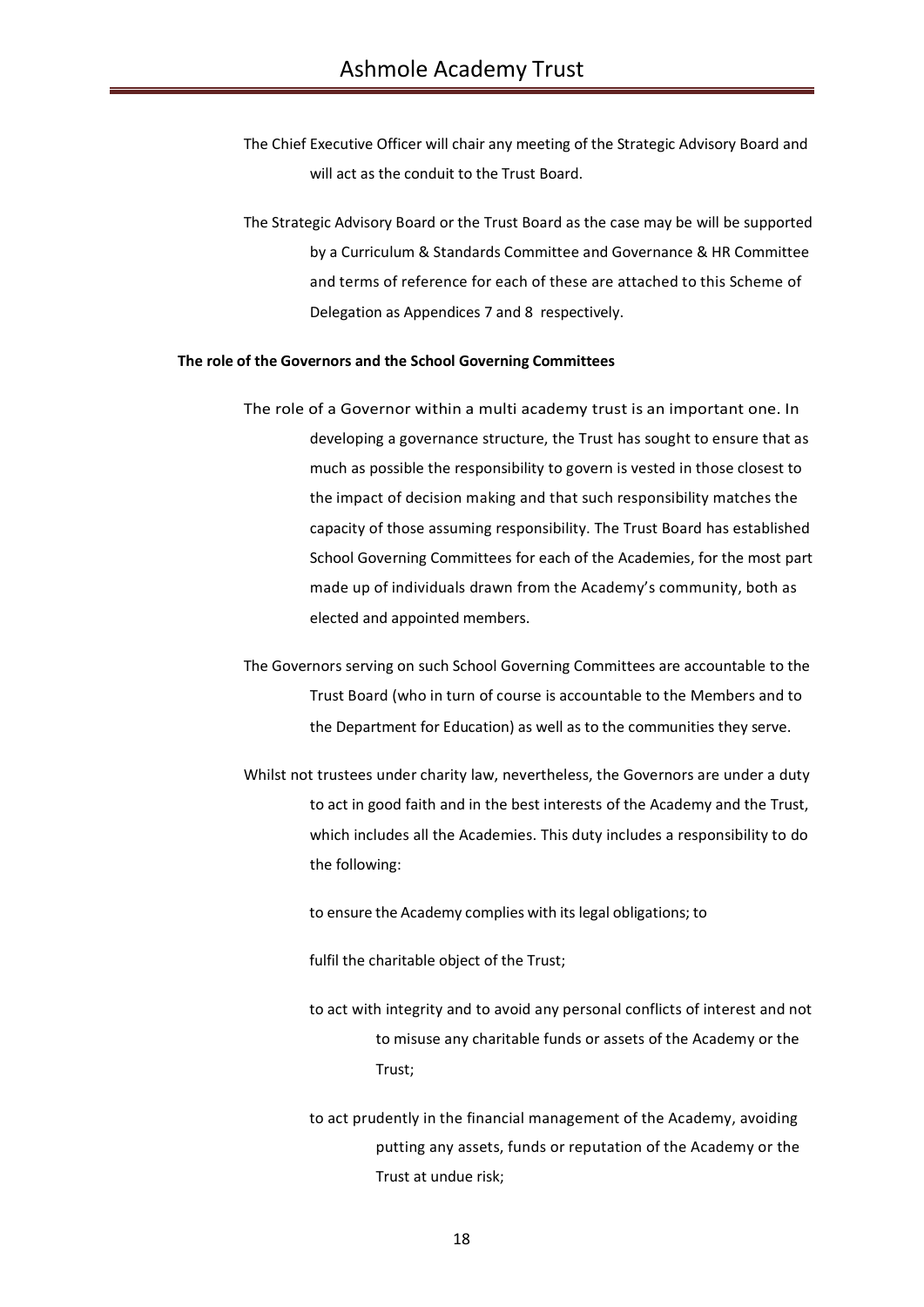The Chief Executive Officer will chair any meeting of the Strategic Advisory Board and will act as the conduit to the Trust Board.

The Strategic Advisory Board or the Trust Board as the case may be will be supported by a Curriculum & Standards Committee and Governance & HR Committee and terms of reference for each of these are attached to this Scheme of Delegation as Appendices 7 and 8 respectively.

**The role of the Governors and the School Governing Committees**

The role of a Governor within a multi academy trust is an important one. In developing a governance structure, the Trust has sought to ensure that as much as possible the responsibility to govern is vested in those closest to the impact of decision making and that such responsibility matches the capacity of those assuming responsibility. The Trust Board has established School Governing Committees for each of the Academies, for the most part made up of individuals drawn from the Academy's community, both as elected and appointed members.

The Governors serving on such School Governing Committees are accountable to the Trust Board (who in turn of course is accountable to the Members and to the Department for Education) as well as to the communities they serve.

Whilst not trustees under charity law, nevertheless, the Governors are under a duty to act in good faith and in the best interests of the Academy and the Trust, which includes all the Academies. This duty includes a responsibility to do the following:

to ensure the Academy complies with its legal obligations; to

fulfil the charitable object of the Trust;

to act with integrity and to avoid any personal conflicts of interest and not to misuse any charitable funds or assets of the Academy or the Trust;

to act prudently in the financial management of the Academy, avoiding putting any assets, funds or reputation of the Academy or the Trust at undue risk;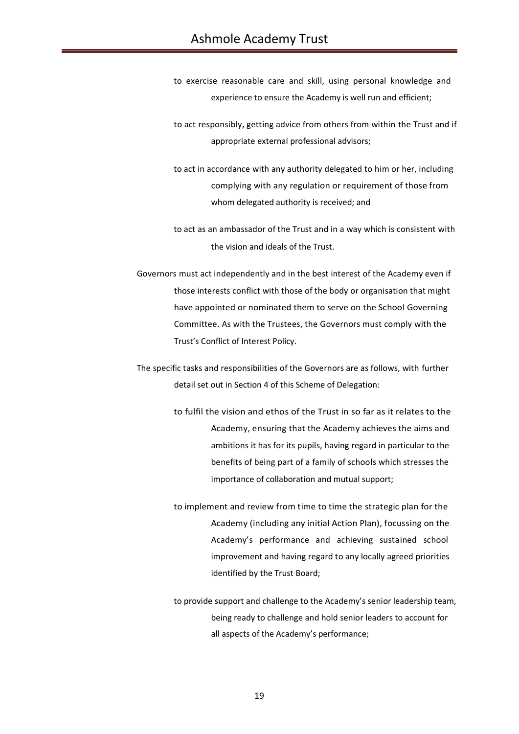- to exercise reasonable care and skill, using personal knowledge and experience to ensure the Academy is well run and efficient;
- to act responsibly, getting advice from others from within the Trust and if appropriate external professional advisors;
- to act in accordance with any authority delegated to him or her, including complying with any regulation or requirement of those from whom delegated authority is received; and
- to act as an ambassador of the Trust and in a way which is consistent with the vision and ideals of the Trust.

Governors must act independently and in the best interest of the Academy even if those interests conflict with those of the body or organisation that might have appointed or nominated them to serve on the School Governing Committee. As with the Trustees, the Governors must comply with the Trust's Conflict of Interest Policy.

The specific tasks and responsibilities of the Governors are as follows, with further detail set out in Section 4 of this Scheme of Delegation:

- to fulfil the vision and ethos of the Trust in so far as it relates to the Academy, ensuring that the Academy achieves the aims and ambitions it has for its pupils, having regard in particular to the benefits of being part of a family of schools which stresses the importance of collaboration and mutual support;
- to implement and review from time to time the strategic plan for the Academy (including any initial Action Plan), focussing on the Academy's performance and achieving sustained school improvement and having regard to any locally agreed priorities identified by the Trust Board;
- to provide support and challenge to the Academy's senior leadership team, being ready to challenge and hold senior leaders to account for all aspects of the Academy's performance;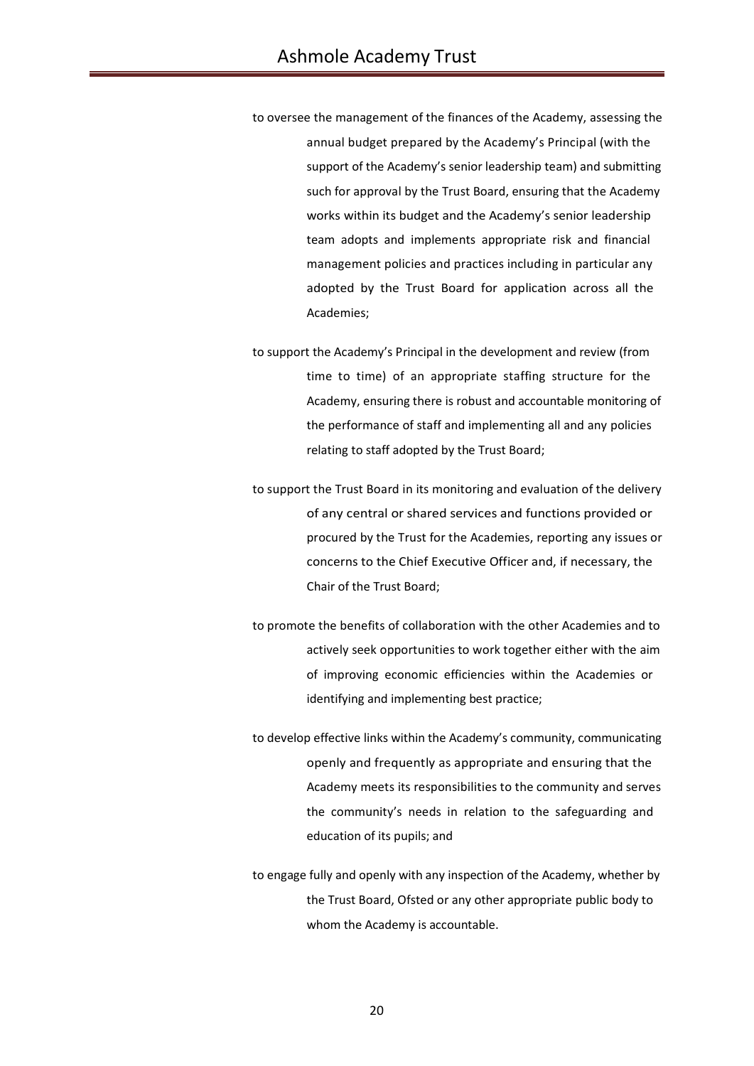to oversee the management of the finances of the Academy, assessing the annual budget prepared by the Academy's Principal (with the support of the Academy's senior leadership team) and submitting such for approval by the Trust Board, ensuring that the Academy works within its budget and the Academy's senior leadership team adopts and implements appropriate risk and financial management policies and practices including in particular any adopted by the Trust Board for application across all the Academies;

to support the Academy's Principal in the development and review (from time to time) of an appropriate staffing structure for the Academy, ensuring there is robust and accountable monitoring of the performance of staff and implementing all and any policies relating to staff adopted by the Trust Board;

to support the Trust Board in its monitoring and evaluation of the delivery of any central or shared services and functions provided or procured by the Trust for the Academies, reporting any issues or concerns to the Chief Executive Officer and, if necessary, the Chair of the Trust Board;

to promote the benefits of collaboration with the other Academies and to actively seek opportunities to work together either with the aim of improving economic efficiencies within the Academies or identifying and implementing best practice;

to develop effective links within the Academy's community, communicating openly and frequently as appropriate and ensuring that the Academy meets its responsibilities to the community and serves the community's needs in relation to the safeguarding and education of its pupils; and

to engage fully and openly with any inspection of the Academy, whether by the Trust Board, Ofsted or any other appropriate public body to whom the Academy is accountable.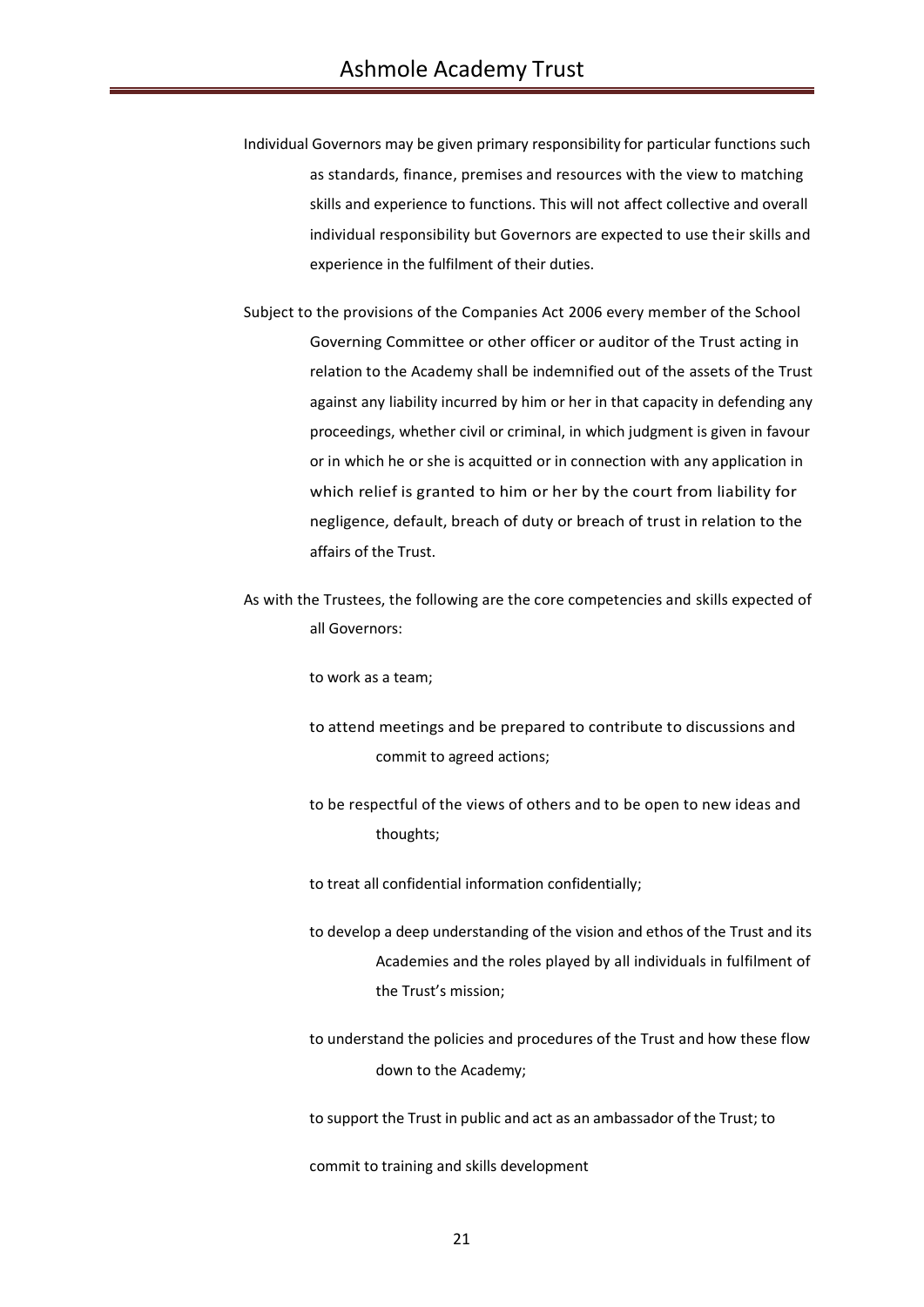Individual Governors may be given primary responsibility for particular functions such as standards, finance, premises and resources with the view to matching skills and experience to functions. This will not affect collective and overall individual responsibility but Governors are expected to use their skills and experience in the fulfilment of their duties.

Subject to the provisions of the Companies Act 2006 every member of the School Governing Committee or other officer or auditor of the Trust acting in relation to the Academy shall be indemnified out of the assets of the Trust against any liability incurred by him or her in that capacity in defending any proceedings, whether civil or criminal, in which judgment is given in favour or in which he or she is acquitted or in connection with any application in which relief is granted to him or her by the court from liability for negligence, default, breach of duty or breach of trust in relation to the affairs of the Trust.

As with the Trustees, the following are the core competencies and skills expected of all Governors:

- to work as a team;
- to attend meetings and be prepared to contribute to discussions and commit to agreed actions;
- to be respectful of the views of others and to be open to new ideas and thoughts;
- to treat all confidential information confidentially;
- to develop a deep understanding of the vision and ethos of the Trust and its Academies and the roles played by all individuals in fulfilment of the Trust's mission;
- to understand the policies and procedures of the Trust and how these flow down to the Academy;
- to support the Trust in public and act as an ambassador of the Trust; to
- commit to training and skills development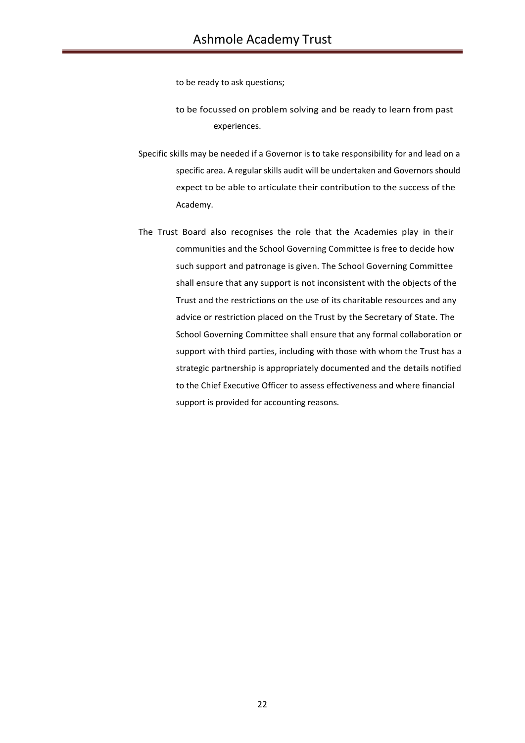to be ready to ask questions;

to be focussed on problem solving and be ready to learn from past experiences.

Specific skills may be needed if a Governor is to take responsibility for and lead on a specific area. A regular skills audit will be undertaken and Governors should expect to be able to articulate their contribution to the success of the Academy.

The Trust Board also recognises the role that the Academies play in their communities and the School Governing Committee is free to decide how such support and patronage is given. The School Governing Committee shall ensure that any support is not inconsistent with the objects of the Trust and the restrictions on the use of its charitable resources and any advice or restriction placed on the Trust by the Secretary of State. The School Governing Committee shall ensure that any formal collaboration or support with third parties, including with those with whom the Trust has a strategic partnership is appropriately documented and the details notified to the Chief Executive Officer to assess effectiveness and where financial support is provided for accounting reasons.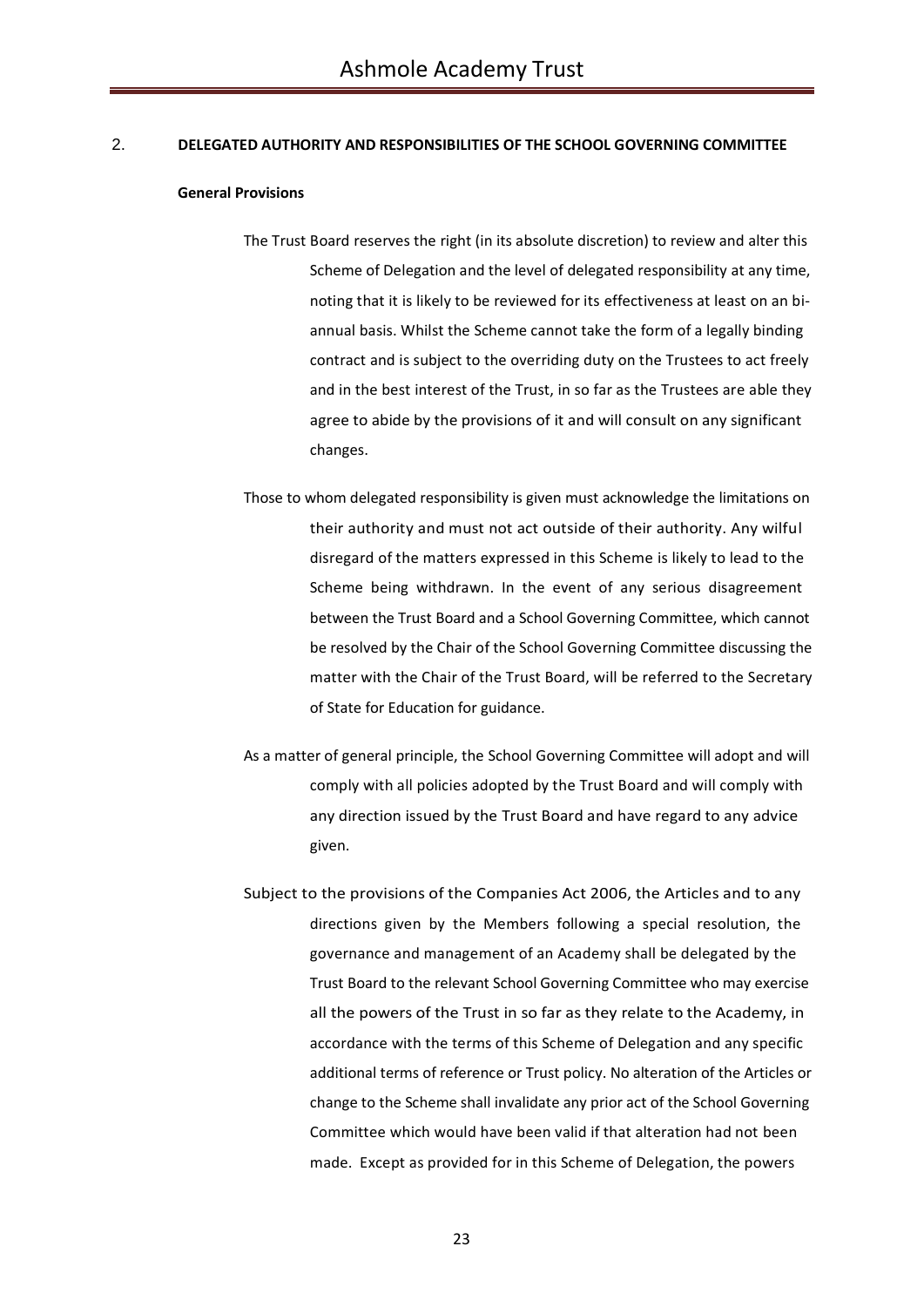## 2. DELEGATED AUTHORITY AND RESPONSIBILITIES OF THE SCHOOL GOVERNING COMMITTEE

**General Provisions**

The Trust Board reserves the right (in its absolute discretion) to review and alter this Scheme of Delegation and the level of delegated responsibility at any time, noting that it is likely to be reviewed for its effectiveness at least on an bi-annual basis. Whilst the Scheme cannot take the form of a legally binding contract and is subject to the overriding duty on the Trustees to act freely and in the best interest of the Trust, in so far as the Trustees are able they agree to abide by the provisions of it and will consult on any significant changes.

Those to whom delegated responsibility is given must acknowledge the limitations on their authority and must not act outside of their authority. Any wilful disregard of the matters expressed in this Scheme is likely to lead to the Scheme being withdrawn. In the event of any serious disagreement between the Trust Board and a School Governing Committee, which cannot be resolved by the Chair of the School Governing Committee discussing the matter with the Chair of the Trust Board, will be referred to the Secretary of State for Education for guidance.

As a matter of general principle, the School Governing Committee will adopt and will comply with all policies adopted by the Trust Board and will comply with any direction issued by the Trust Board and have regard to any advice given.

Subject to the provisions of the Companies Act 2006, the Articles and to any directions given by the Members following a special resolution, the governance and management of an Academy shall be delegated by the Trust Board to the relevant School Governing Committee who may exercise all the powers of the Trust in so far as they relate to the Academy, in accordance with the terms of this Scheme of Delegation and any specific additional terms of reference or Trust policy. No alteration of the Articles or change to the Scheme shall invalidate any prior act of the School Governing Committee which would have been valid if that alteration had not been made. Except as provided for in this Scheme of Delegation, the powers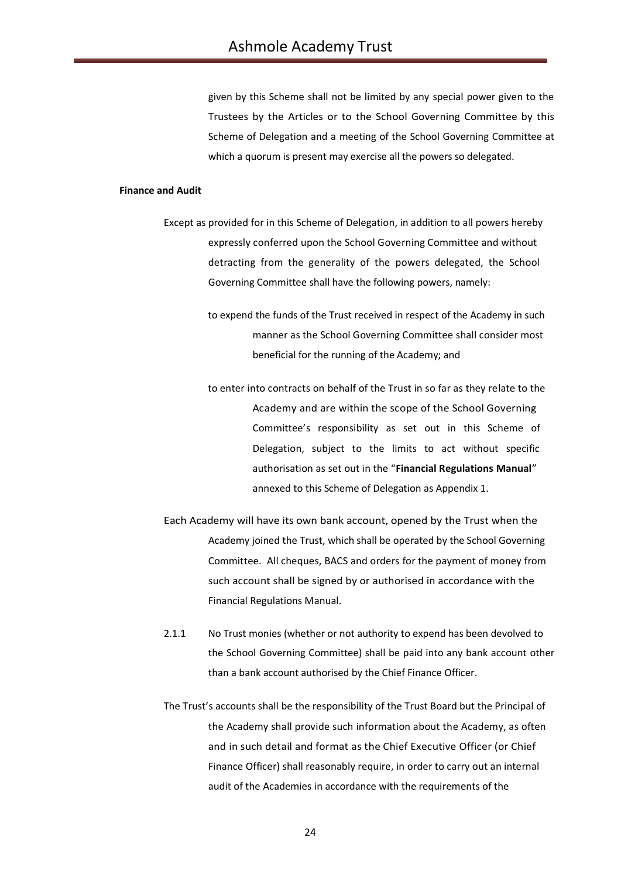given by this Scheme shall not be limited by any special power given to the Trustees by the Articles or to the School Governing Committee by this Scheme of Delegation and a meeting of the School Governing Committee at which a quorum is present may exercise all the powers so delegated.

**Finance and Audit**

Except as provided for in this Scheme of Delegation, in addition to all powers hereby expressly conferred upon the School Governing Committee and without detracting from the generality of the powers delegated, the School Governing Committee shall have the following powers, namely:

to expend the funds of the Trust received in respect of the Academy in such manner as the School Governing Committee shall consider most beneficial for the running of the Academy; and

to enter into contracts on behalf of the Trust in so far as they relate to the Academy and are within the scope of the School Governing Committee's responsibility as set out in this Scheme of Delegation, subject to the limits to act without specific authorisation as set out in the "**Financial Regulations Manual**" annexed to this Scheme of Delegation as Appendix 1.

Each Academy will have its own bank account, opened by the Trust when the Academy joined the Trust, which shall be operated by the School Governing Committee. All cheques, BACS and orders for the payment of money from such account shall be signed by or authorised in accordance with the Financial Regulations Manual.

2.1.1 No Trust monies (whether or not authority to expend has been devolved to the School Governing Committee) shall be paid into any bank account other than a bank account authorised by the Chief Finance Officer.

The Trust's accounts shall be the responsibility of the Trust Board but the Principal of the Academy shall provide such information about the Academy, as often and in such detail and format as the Chief Executive Officer (or Chief Finance Officer) shall reasonably require, in order to carry out an internal audit of the Academies in accordance with the requirements of the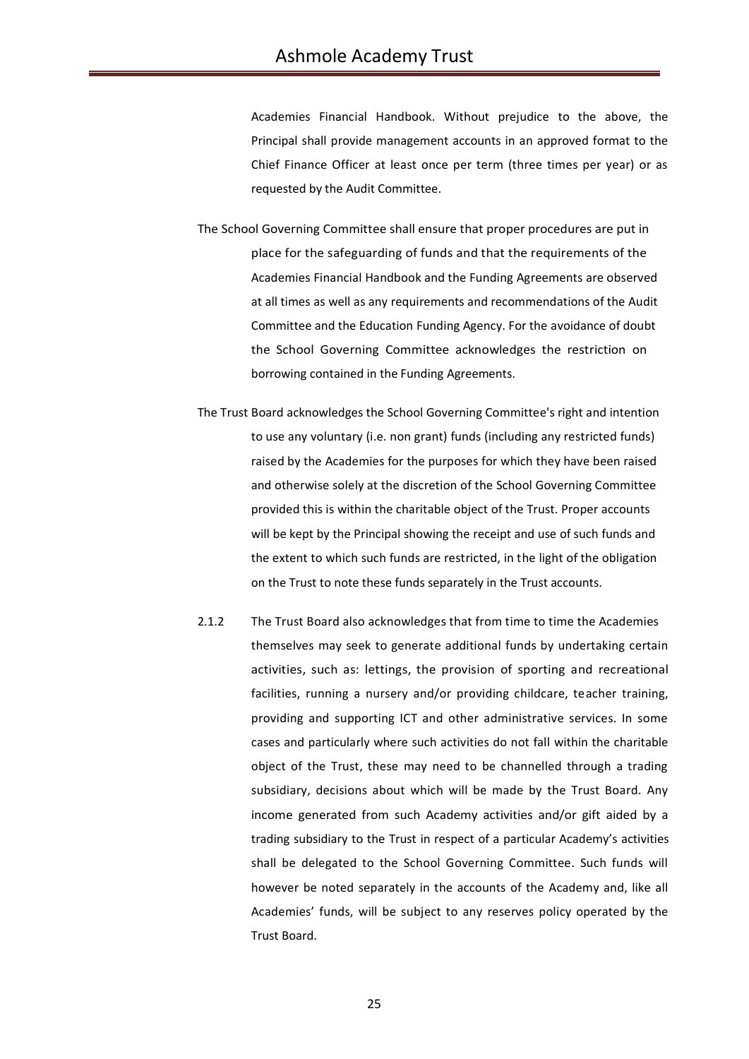Academies Financial Handbook. Without prejudice to the above, the Principal shall provide management accounts in an approved format to the Chief Finance Officer at least once per term (three times per year) or as requested by the Audit Committee.

The School Governing Committee shall ensure that proper procedures are put in place for the safeguarding of funds and that the requirements of the Academies Financial Handbook and the Funding Agreements are observed at all times as well as any requirements and recommendations of the Audit Committee and the Education Funding Agency. For the avoidance of doubt the School Governing Committee acknowledges the restriction on borrowing contained in the Funding Agreements.

The Trust Board acknowledges the School Governing Committee's right and intention to use any voluntary (i.e. non grant) funds (including any restricted funds) raised by the Academies for the purposes for which they have been raised and otherwise solely at the discretion of the School Governing Committee provided this is within the charitable object of the Trust. Proper accounts will be kept by the Principal showing the receipt and use of such funds and the extent to which such funds are restricted, in the light of the obligation on the Trust to note these funds separately in the Trust accounts.

2.1.2 The Trust Board also acknowledges that from time to time the Academies themselves may seek to generate additional funds by undertaking certain activities, such as: lettings, the provision of sporting and recreational facilities, running a nursery and/or providing childcare, teacher training, providing and supporting ICT and other administrative services. In some cases and particularly where such activities do not fall within the charitable object of the Trust, these may need to be channelled through a trading subsidiary, decisions about which will be made by the Trust Board. Any income generated from such Academy activities and/or gift aided by a trading subsidiary to the Trust in respect of a particular Academy's activities shall be delegated to the School Governing Committee. Such funds will however be noted separately in the accounts of the Academy and, like all Academies' funds, will be subject to any reserves policy operated by the Trust Board.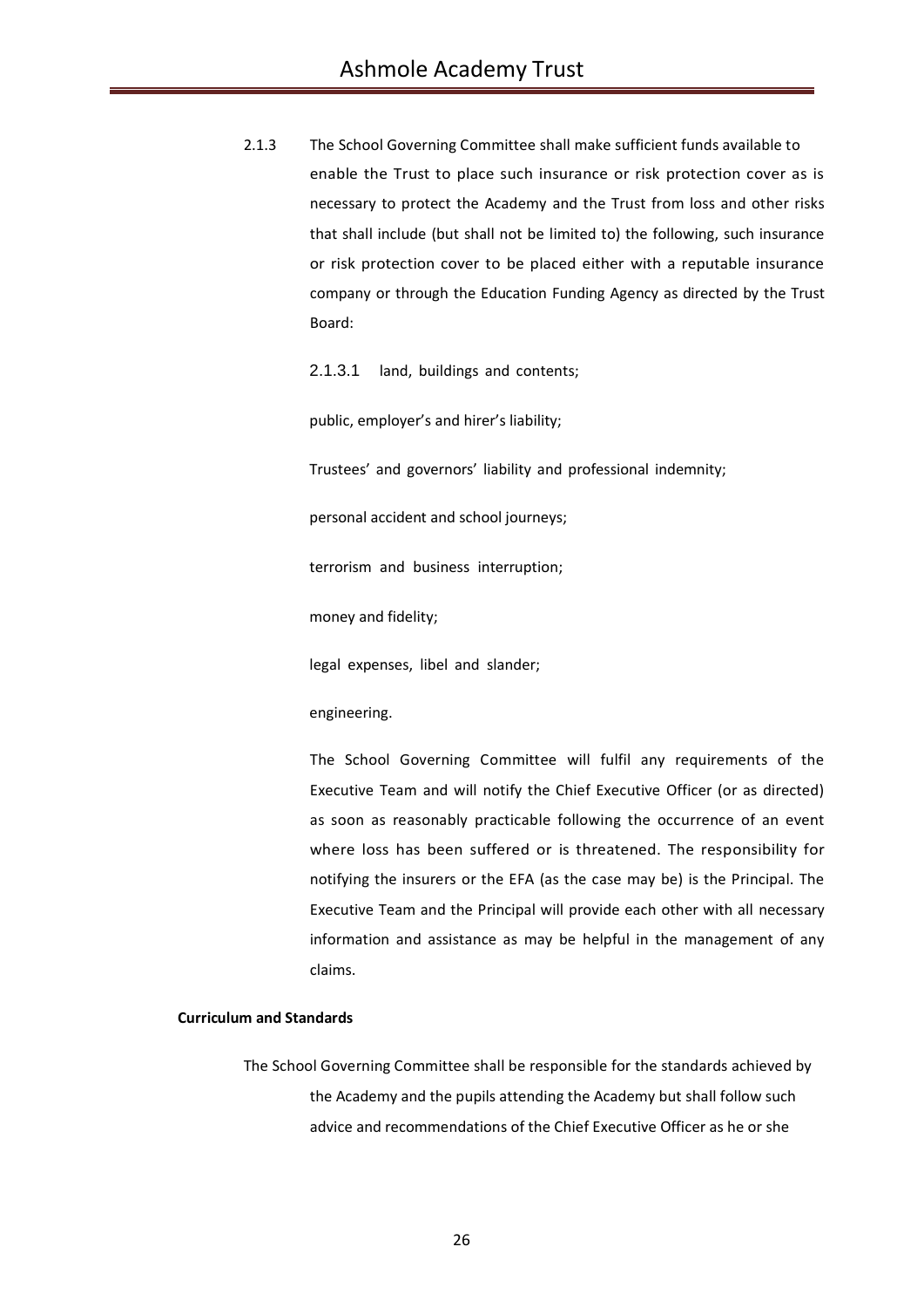2.1.3 The School Governing Committee shall make sufficient funds available to enable the Trust to place such insurance or risk protection cover as is necessary to protect the Academy and the Trust from loss and other risks that shall include (but shall not be limited to) the following, such insurance or risk protection cover to be placed either with a reputable insurance company or through the Education Funding Agency as directed by the Trust Board:

2.1.3.1 land, buildings and contents;

public, employer's and hirer's liability;

Trustees' and governors' liability and professional indemnity;

personal accident and school journeys;

terrorism and business interruption;

money and fidelity;

legal expenses, libel and slander;

engineering.

The School Governing Committee will fulfil any requirements of the Executive Team and will notify the Chief Executive Officer (or as directed) as soon as reasonably practicable following the occurrence of an event where loss has been suffered or is threatened. The responsibility for notifying the insurers or the EFA (as the case may be) is the Principal. The Executive Team and the Principal will provide each other with all necessary information and assistance as may be helpful in the management of any claims.

**Curriculum and Standards**

The School Governing Committee shall be responsible for the standards achieved by the Academy and the pupils attending the Academy but shall follow such advice and recommendations of the Chief Executive Officer as he or she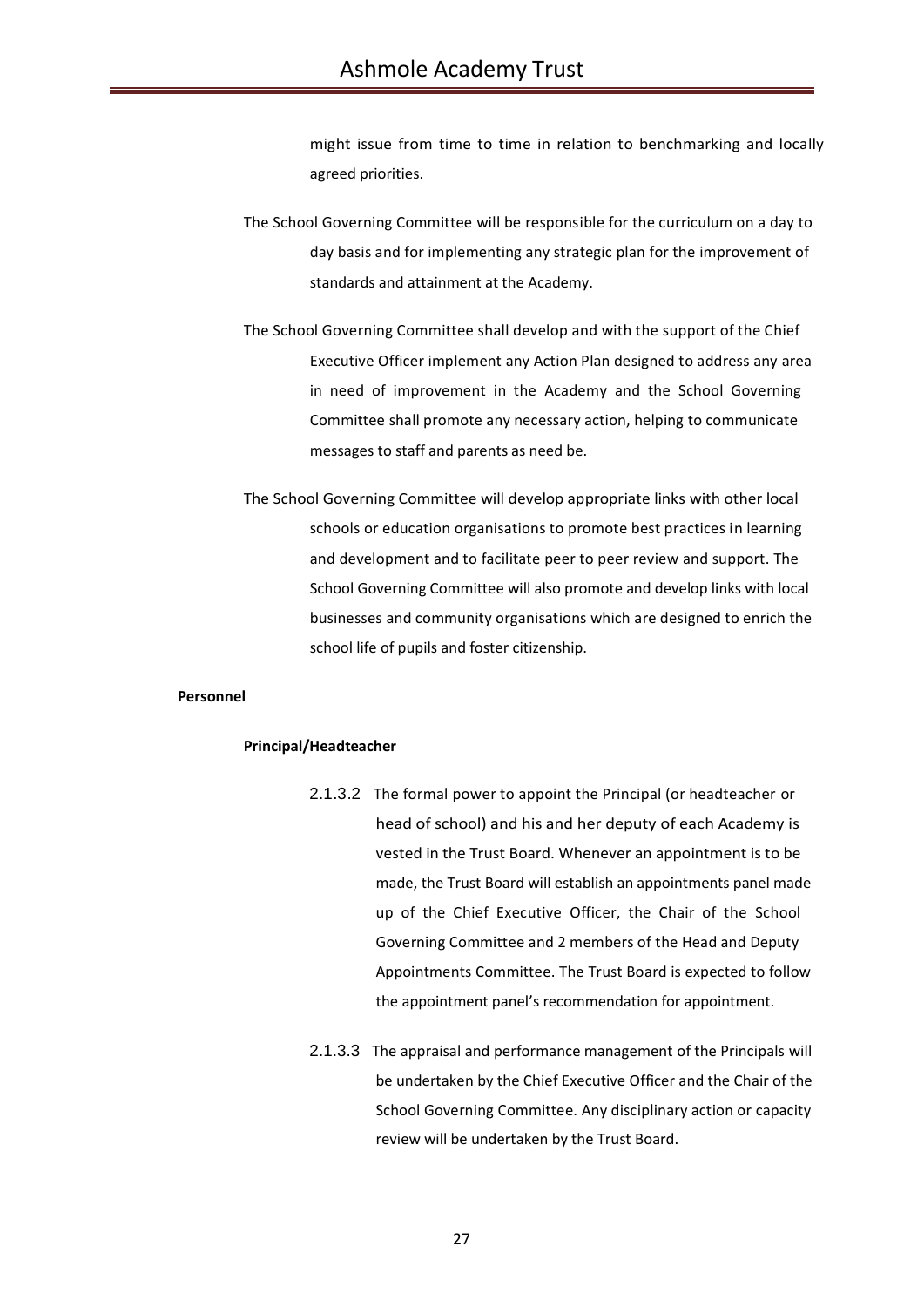might issue from time to time in relation to benchmarking and locally agreed priorities.

The School Governing Committee will be responsible for the curriculum on a day to day basis and for implementing any strategic plan for the improvement of standards and attainment at the Academy.

The School Governing Committee shall develop and with the support of the Chief Executive Officer implement any Action Plan designed to address any area in need of improvement in the Academy and the School Governing Committee shall promote any necessary action, helping to communicate messages to staff and parents as need be.

The School Governing Committee will develop appropriate links with other local schools or education organisations to promote best practices in learning and development and to facilitate peer to peer review and support. The School Governing Committee will also promote and develop links with local businesses and community organisations which are designed to enrich the school life of pupils and foster citizenship.

**Personnel**

**Principal/Headteacher**

2.1.3.2 The formal power to appoint the Principal (or headteacher or head of school) and his and her deputy of each Academy is vested in the Trust Board. Whenever an appointment is to be made, the Trust Board will establish an appointments panel made up of the Chief Executive Officer, the Chair of the School Governing Committee and 2 members of the Head and Deputy Appointments Committee. The Trust Board is expected to follow the appointment panel's recommendation for appointment.

2.1.3.3 The appraisal and performance management of the Principals will be undertaken by the Chief Executive Officer and the Chair of the School Governing Committee. Any disciplinary action or capacity review will be undertaken by the Trust Board.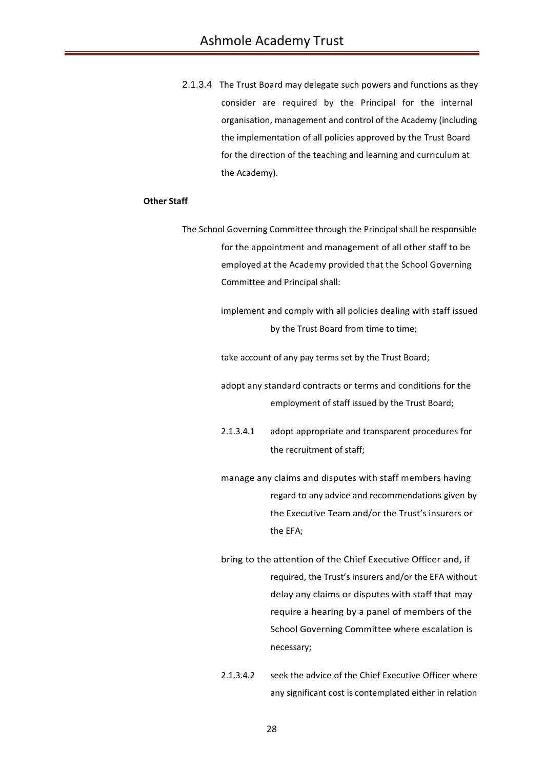2.1.3.4 The Trust Board may delegate such powers and functions as they consider are required by the Principal for the internal organisation, management and control of the Academy (including the implementation of all policies approved by the Trust Board for the direction of the teaching and learning and curriculum at the Academy).

**Other Staff**

The School Governing Committee through the Principal shall be responsible for the appointment and management of all other staff to be employed at the Academy provided that the School Governing Committee and Principal shall:

implement and comply with all policies dealing with staff issued by the Trust Board from time to time;

take account of any pay terms set by the Trust Board;

adopt any standard contracts or terms and conditions for the employment of staff issued by the Trust Board;

2.1.3.4.1 adopt appropriate and transparent procedures for the recruitment of staff;

manage any claims and disputes with staff members having regard to any advice and recommendations given by the Executive Team and/or the Trust's insurers or the EFA;

bring to the attention of the Chief Executive Officer and, if required, the Trust's insurers and/or the EFA without delay any claims or disputes with staff that may require a hearing by a panel of members of the School Governing Committee where escalation is necessary;

2.1.3.4.2 seek the advice of the Chief Executive Officer where any significant cost is contemplated either in relation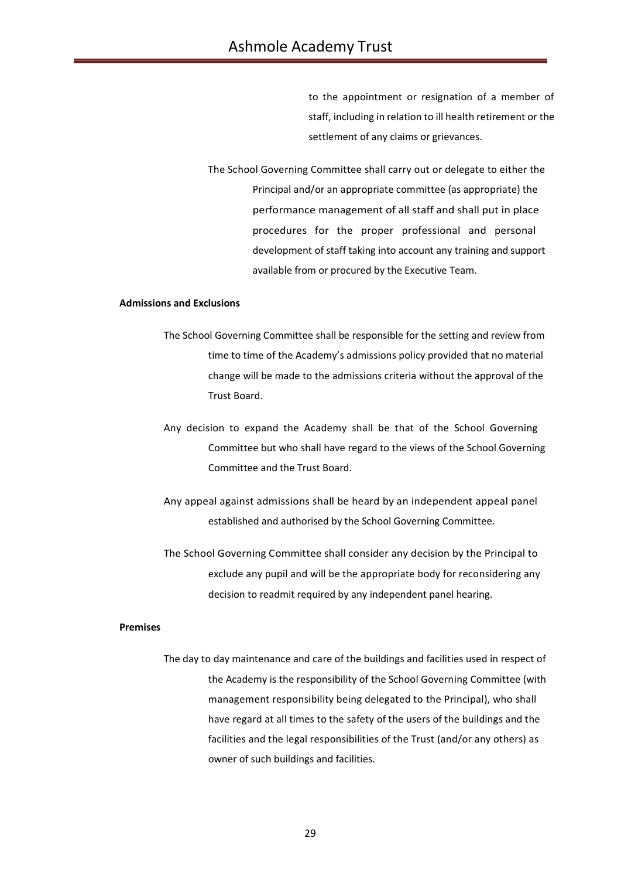to the appointment or resignation of a member of staff, including in relation to ill health retirement or the settlement of any claims or grievances.

The School Governing Committee shall carry out or delegate to either the Principal and/or an appropriate committee (as appropriate) the performance management of all staff and shall put in place procedures for the proper professional and personal development of staff taking into account any training and support available from or procured by the Executive Team.

**Admissions and Exclusions**

The School Governing Committee shall be responsible for the setting and review from time to time of the Academy's admissions policy provided that no material change will be made to the admissions criteria without the approval of the Trust Board.

Any decision to expand the Academy shall be that of the School Governing Committee but who shall have regard to the views of the School Governing Committee and the Trust Board.

Any appeal against admissions shall be heard by an independent appeal panel established and authorised by the School Governing Committee.

The School Governing Committee shall consider any decision by the Principal to exclude any pupil and will be the appropriate body for reconsidering any decision to readmit required by any independent panel hearing.

**Premises**

The day to day maintenance and care of the buildings and facilities used in respect of the Academy is the responsibility of the School Governing Committee (with management responsibility being delegated to the Principal), who shall have regard at all times to the safety of the users of the buildings and the facilities and the legal responsibilities of the Trust (and/or any others) as owner of such buildings and facilities.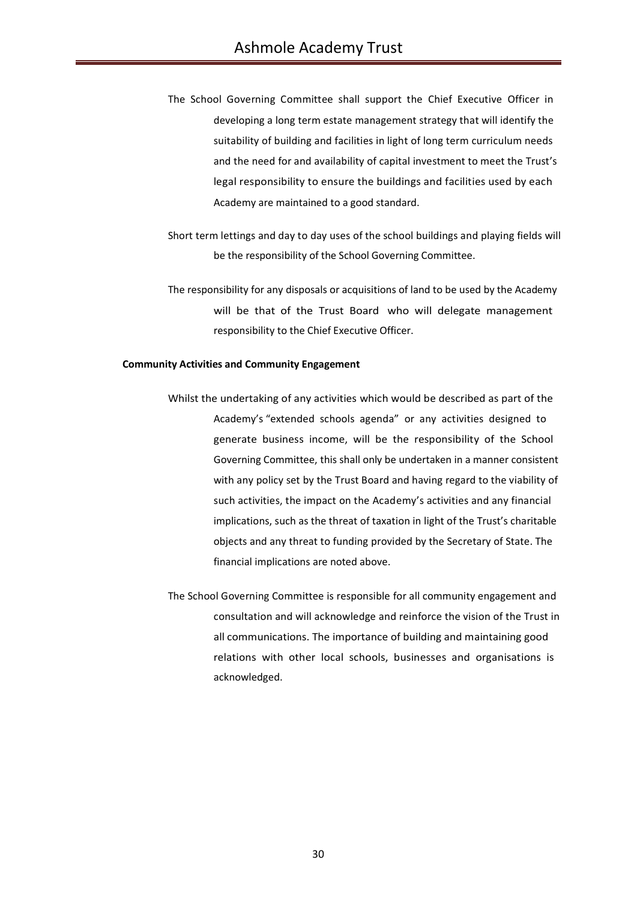The School Governing Committee shall support the Chief Executive Officer in developing a long term estate management strategy that will identify the suitability of building and facilities in light of long term curriculum needs and the need for and availability of capital investment to meet the Trust's legal responsibility to ensure the buildings and facilities used by each Academy are maintained to a good standard.

Short term lettings and day to day uses of the school buildings and playing fields will be the responsibility of the School Governing Committee.

The responsibility for any disposals or acquisitions of land to be used by the Academy will be that of the Trust Board who will delegate management responsibility to the Chief Executive Officer.

**Community Activities and Community Engagement**

Whilst the undertaking of any activities which would be described as part of the Academy's "extended schools agenda" or any activities designed to generate business income, will be the responsibility of the School Governing Committee, this shall only be undertaken in a manner consistent with any policy set by the Trust Board and having regard to the viability of such activities, the impact on the Academy's activities and any financial implications, such as the threat of taxation in light of the Trust's charitable objects and any threat to funding provided by the Secretary of State. The financial implications are noted above.

The School Governing Committee is responsible for all community engagement and consultation and will acknowledge and reinforce the vision of the Trust in all communications. The importance of building and maintaining good relations with other local schools, businesses and organisations is acknowledged.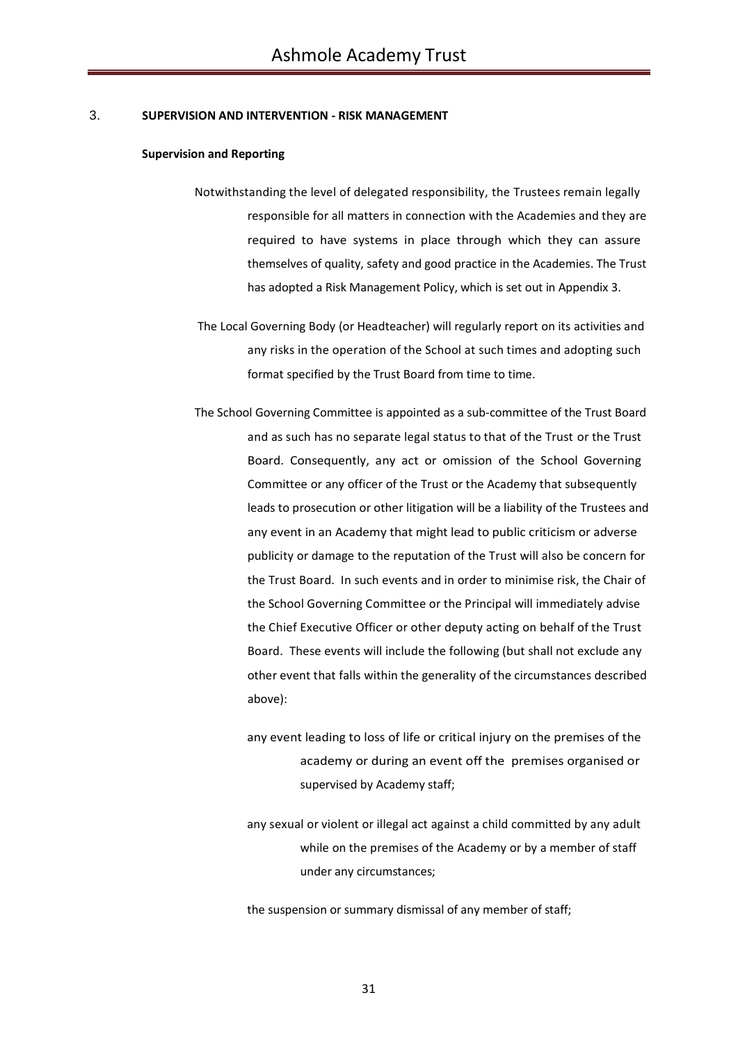## 3. SUPERVISION AND INTERVENTION - RISK MANAGEMENT

### Supervision and Reporting

Notwithstanding the level of delegated responsibility, the Trustees remain legally responsible for all matters in connection with the Academies and they are required to have systems in place through which they can assure themselves of quality, safety and good practice in the Academies. The Trust has adopted a Risk Management Policy, which is set out in Appendix 3.

The Local Governing Body (or Headteacher) will regularly report on its activities and any risks in the operation of the School at such times and adopting such format specified by the Trust Board from time to time.

The School Governing Committee is appointed as a sub-committee of the Trust Board and as such has no separate legal status to that of the Trust or the Trust Board. Consequently, any act or omission of the School Governing Committee or any officer of the Trust or the Academy that subsequently leads to prosecution or other litigation will be a liability of the Trustees and any event in an Academy that might lead to public criticism or adverse publicity or damage to the reputation of the Trust will also be concern for the Trust Board. In such events and in order to minimise risk, the Chair of the School Governing Committee or the Principal will immediately advise the Chief Executive Officer or other deputy acting on behalf of the Trust Board. These events will include the following (but shall not exclude any other event that falls within the generality of the circumstances described above):

- any event leading to loss of life or critical injury on the premises of the academy or during an event off the premises organised or supervised by Academy staff;
- any sexual or violent or illegal act against a child committed by any adult while on the premises of the Academy or by a member of staff under any circumstances;
- the suspension or summary dismissal of any member of staff;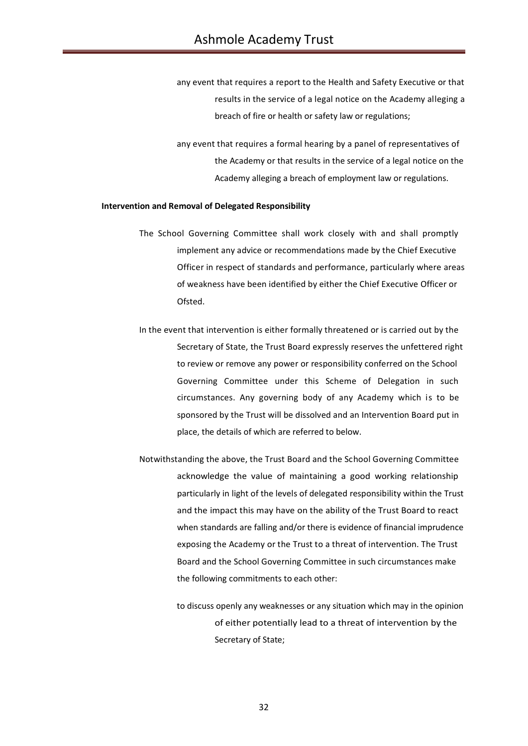- any event that requires a report to the Health and Safety Executive or that results in the service of a legal notice on the Academy alleging a breach of fire or health or safety law or regulations;

- any event that requires a formal hearing by a panel of representatives of the Academy or that results in the service of a legal notice on the Academy alleging a breach of employment law or regulations.

**Intervention and Removal of Delegated Responsibility**

The School Governing Committee shall work closely with and shall promptly implement any advice or recommendations made by the Chief Executive Officer in respect of standards and performance, particularly where areas of weakness have been identified by either the Chief Executive Officer or Ofsted.

In the event that intervention is either formally threatened or is carried out by the Secretary of State, the Trust Board expressly reserves the unfettered right to review or remove any power or responsibility conferred on the School Governing Committee under this Scheme of Delegation in such circumstances. Any governing body of any Academy which is to be sponsored by the Trust will be dissolved and an Intervention Board put in place, the details of which are referred to below.

Notwithstanding the above, the Trust Board and the School Governing Committee acknowledge the value of maintaining a good working relationship particularly in light of the levels of delegated responsibility within the Trust and the impact this may have on the ability of the Trust Board to react when standards are falling and/or there is evidence of financial imprudence exposing the Academy or the Trust to a threat of intervention. The Trust Board and the School Governing Committee in such circumstances make the following commitments to each other:

- to discuss openly any weaknesses or any situation which may in the opinion of either potentially lead to a threat of intervention by the Secretary of State;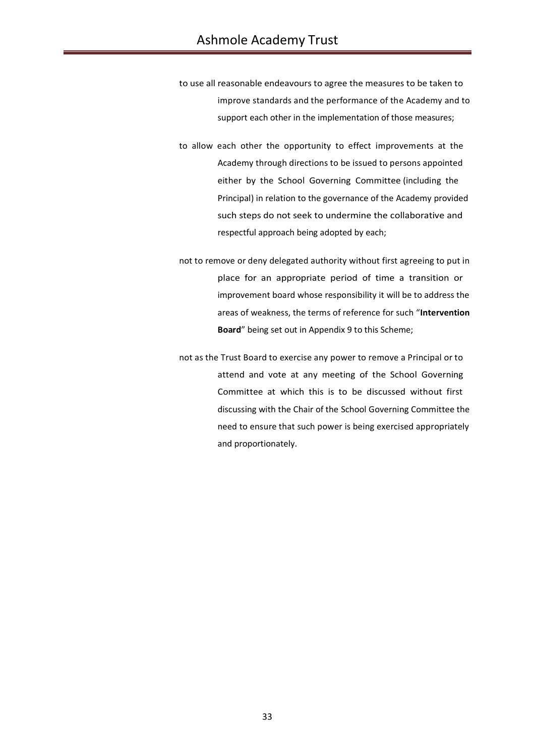to use all reasonable endeavours to agree the measures to be taken to improve standards and the performance of the Academy and to support each other in the implementation of those measures;

to allow each other the opportunity to effect improvements at the Academy through directions to be issued to persons appointed either by the School Governing Committee (including the Principal) in relation to the governance of the Academy provided such steps do not seek to undermine the collaborative and respectful approach being adopted by each;

not to remove or deny delegated authority without first agreeing to put in place for an appropriate period of time a transition or improvement board whose responsibility it will be to address the areas of weakness, the terms of reference for such "**Intervention Board**" being set out in Appendix 9 to this Scheme;

not as the Trust Board to exercise any power to remove a Principal or to attend and vote at any meeting of the School Governing Committee at which this is to be discussed without first discussing with the Chair of the School Governing Committee the need to ensure that such power is being exercised appropriately and proportionately.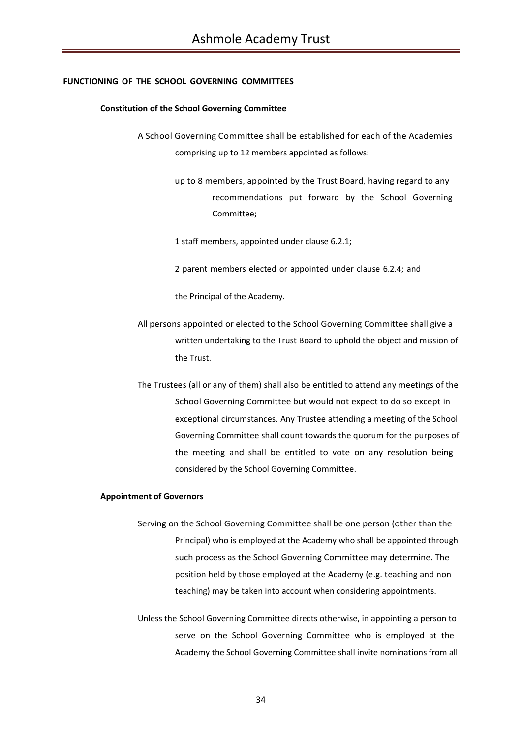**FUNCTIONING OF THE SCHOOL GOVERNING COMMITTEES**

**Constitution of the School Governing Committee**

A School Governing Committee shall be established for each of the Academies comprising up to 12 members appointed as follows:

up to 8 members, appointed by the Trust Board, having regard to any recommendations put forward by the School Governing Committee;

1 staff members, appointed under clause 6.2.1;

2 parent members elected or appointed under clause 6.2.4; and

the Principal of the Academy.

All persons appointed or elected to the School Governing Committee shall give a written undertaking to the Trust Board to uphold the object and mission of the Trust.

The Trustees (all or any of them) shall also be entitled to attend any meetings of the School Governing Committee but would not expect to do so except in exceptional circumstances. Any Trustee attending a meeting of the School Governing Committee shall count towards the quorum for the purposes of the meeting and shall be entitled to vote on any resolution being considered by the School Governing Committee.

**Appointment of Governors**

Serving on the School Governing Committee shall be one person (other than the Principal) who is employed at the Academy who shall be appointed through such process as the School Governing Committee may determine. The position held by those employed at the Academy (e.g. teaching and non teaching) may be taken into account when considering appointments.

Unless the School Governing Committee directs otherwise, in appointing a person to serve on the School Governing Committee who is employed at the Academy the School Governing Committee shall invite nominations from all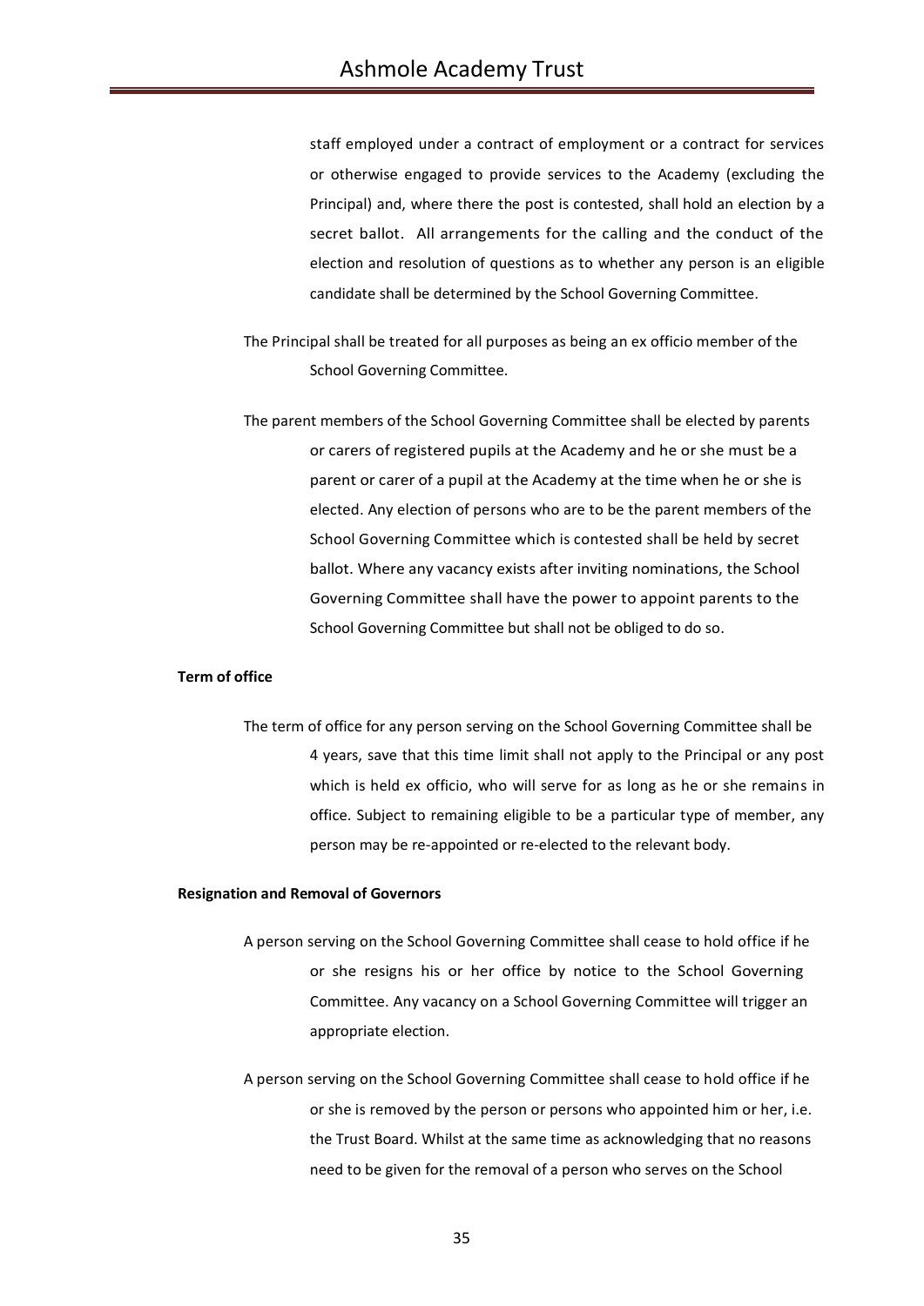staff employed under a contract of employment or a contract for services or otherwise engaged to provide services to the Academy (excluding the Principal) and, where there the post is contested, shall hold an election by a secret ballot. All arrangements for the calling and the conduct of the election and resolution of questions as to whether any person is an eligible candidate shall be determined by the School Governing Committee.

The Principal shall be treated for all purposes as being an ex officio member of the School Governing Committee.

The parent members of the School Governing Committee shall be elected by parents or carers of registered pupils at the Academy and he or she must be a parent or carer of a pupil at the Academy at the time when he or she is elected. Any election of persons who are to be the parent members of the School Governing Committee which is contested shall be held by secret ballot. Where any vacancy exists after inviting nominations, the School Governing Committee shall have the power to appoint parents to the School Governing Committee but shall not be obliged to do so.

**Term of office**

The term of office for any person serving on the School Governing Committee shall be 4 years, save that this time limit shall not apply to the Principal or any post which is held ex officio, who will serve for as long as he or she remains in office. Subject to remaining eligible to be a particular type of member, any person may be re-appointed or re-elected to the relevant body.

**Resignation and Removal of Governors**

A person serving on the School Governing Committee shall cease to hold office if he or she resigns his or her office by notice to the School Governing Committee. Any vacancy on a School Governing Committee will trigger an appropriate election.

A person serving on the School Governing Committee shall cease to hold office if he or she is removed by the person or persons who appointed him or her, i.e. the Trust Board. Whilst at the same time as acknowledging that no reasons need to be given for the removal of a person who serves on the School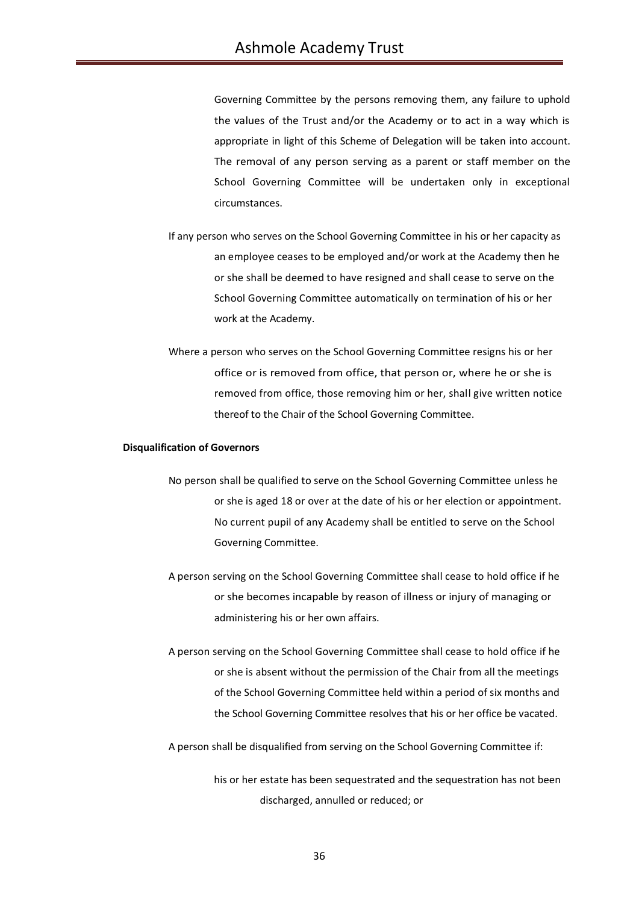Governing Committee by the persons removing them, any failure to uphold the values of the Trust and/or the Academy or to act in a way which is appropriate in light of this Scheme of Delegation will be taken into account. The removal of any person serving as a parent or staff member on the School Governing Committee will be undertaken only in exceptional circumstances.

If any person who serves on the School Governing Committee in his or her capacity as an employee ceases to be employed and/or work at the Academy then he or she shall be deemed to have resigned and shall cease to serve on the School Governing Committee automatically on termination of his or her work at the Academy.

Where a person who serves on the School Governing Committee resigns his or her office or is removed from office, that person or, where he or she is removed from office, those removing him or her, shall give written notice thereof to the Chair of the School Governing Committee.

**Disqualification of Governors**

No person shall be qualified to serve on the School Governing Committee unless he or she is aged 18 or over at the date of his or her election or appointment. No current pupil of any Academy shall be entitled to serve on the School Governing Committee.

A person serving on the School Governing Committee shall cease to hold office if he or she becomes incapable by reason of illness or injury of managing or administering his or her own affairs.

A person serving on the School Governing Committee shall cease to hold office if he or she is absent without the permission of the Chair from all the meetings of the School Governing Committee held within a period of six months and the School Governing Committee resolves that his or her office be vacated.

A person shall be disqualified from serving on the School Governing Committee if:

his or her estate has been sequestrated and the sequestration has not been discharged, annulled or reduced; or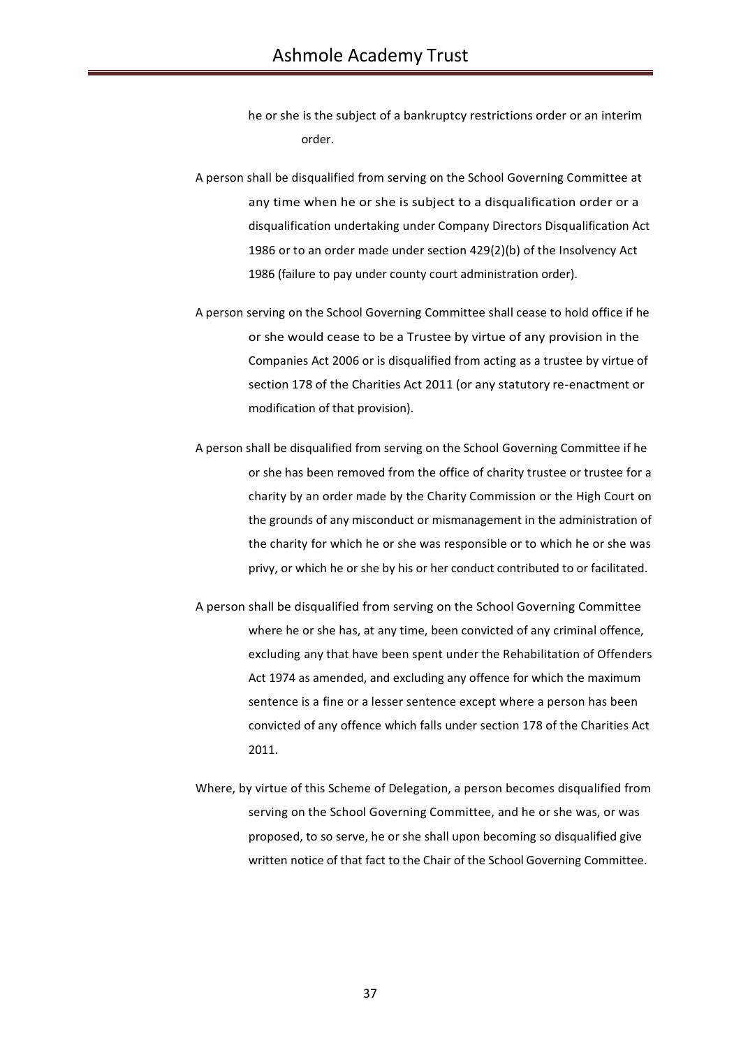he or she is the subject of a bankruptcy restrictions order or an interim order.

A person shall be disqualified from serving on the School Governing Committee at any time when he or she is subject to a disqualification order or a disqualification undertaking under Company Directors Disqualification Act 1986 or to an order made under section 429(2)(b) of the Insolvency Act 1986 (failure to pay under county court administration order).

A person serving on the School Governing Committee shall cease to hold office if he or she would cease to be a Trustee by virtue of any provision in the Companies Act 2006 or is disqualified from acting as a trustee by virtue of section 178 of the Charities Act 2011 (or any statutory re-enactment or modification of that provision).

A person shall be disqualified from serving on the School Governing Committee if he or she has been removed from the office of charity trustee or trustee for a charity by an order made by the Charity Commission or the High Court on the grounds of any misconduct or mismanagement in the administration of the charity for which he or she was responsible or to which he or she was privy, or which he or she by his or her conduct contributed to or facilitated.

A person shall be disqualified from serving on the School Governing Committee where he or she has, at any time, been convicted of any criminal offence, excluding any that have been spent under the Rehabilitation of Offenders Act 1974 as amended, and excluding any offence for which the maximum sentence is a fine or a lesser sentence except where a person has been convicted of any offence which falls under section 178 of the Charities Act 2011.

Where, by virtue of this Scheme of Delegation, a person becomes disqualified from serving on the School Governing Committee, and he or she was, or was proposed, to so serve, he or she shall upon becoming so disqualified give written notice of that fact to the Chair of the School Governing Committee.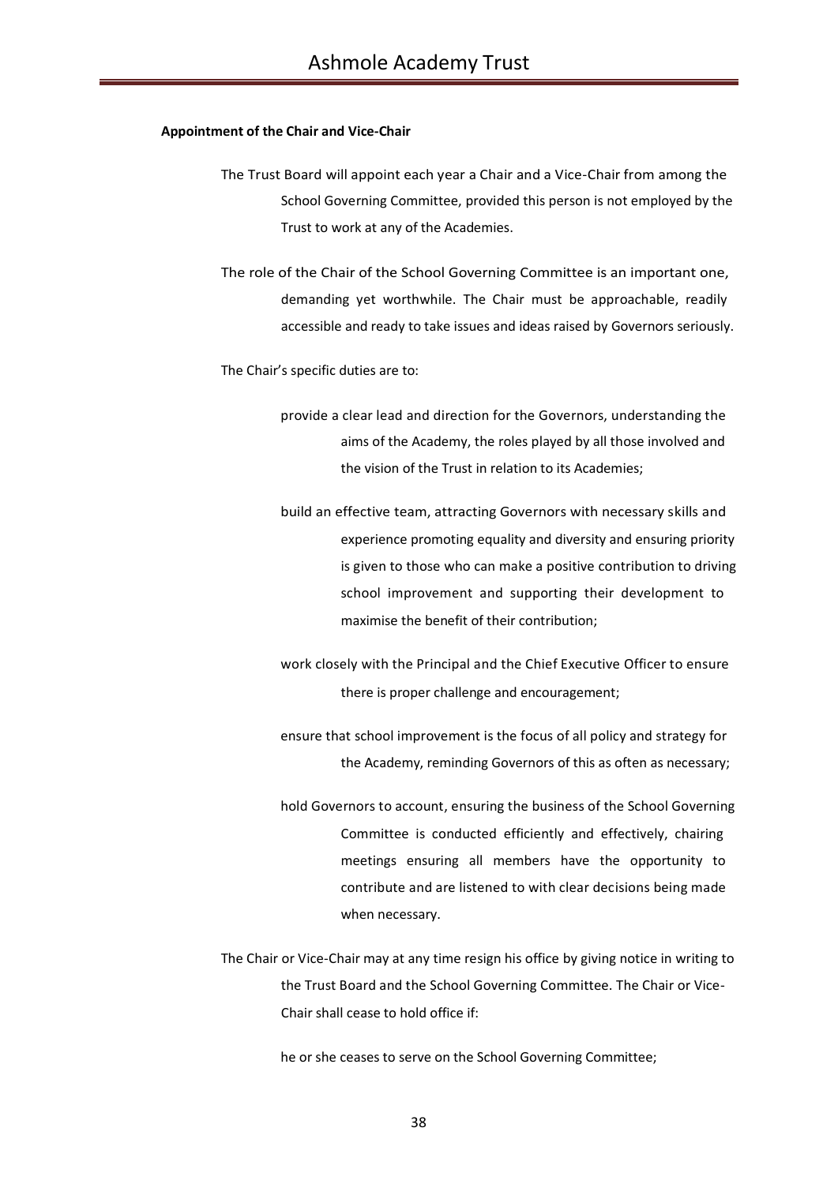**Appointment of the Chair and Vice-Chair**

The Trust Board will appoint each year a Chair and a Vice-Chair from among the School Governing Committee, provided this person is not employed by the Trust to work at any of the Academies.

The role of the Chair of the School Governing Committee is an important one, demanding yet worthwhile. The Chair must be approachable, readily accessible and ready to take issues and ideas raised by Governors seriously.

The Chair's specific duties are to:

- provide a clear lead and direction for the Governors, understanding the aims of the Academy, the roles played by all those involved and the vision of the Trust in relation to its Academies;
- build an effective team, attracting Governors with necessary skills and experience promoting equality and diversity and ensuring priority is given to those who can make a positive contribution to driving school improvement and supporting their development to maximise the benefit of their contribution;
- work closely with the Principal and the Chief Executive Officer to ensure there is proper challenge and encouragement;
- ensure that school improvement is the focus of all policy and strategy for the Academy, reminding Governors of this as often as necessary;
- hold Governors to account, ensuring the business of the School Governing Committee is conducted efficiently and effectively, chairing meetings ensuring all members have the opportunity to contribute and are listened to with clear decisions being made when necessary.

The Chair or Vice-Chair may at any time resign his office by giving notice in writing to the Trust Board and the School Governing Committee. The Chair or Vice-Chair shall cease to hold office if:

- he or she ceases to serve on the School Governing Committee;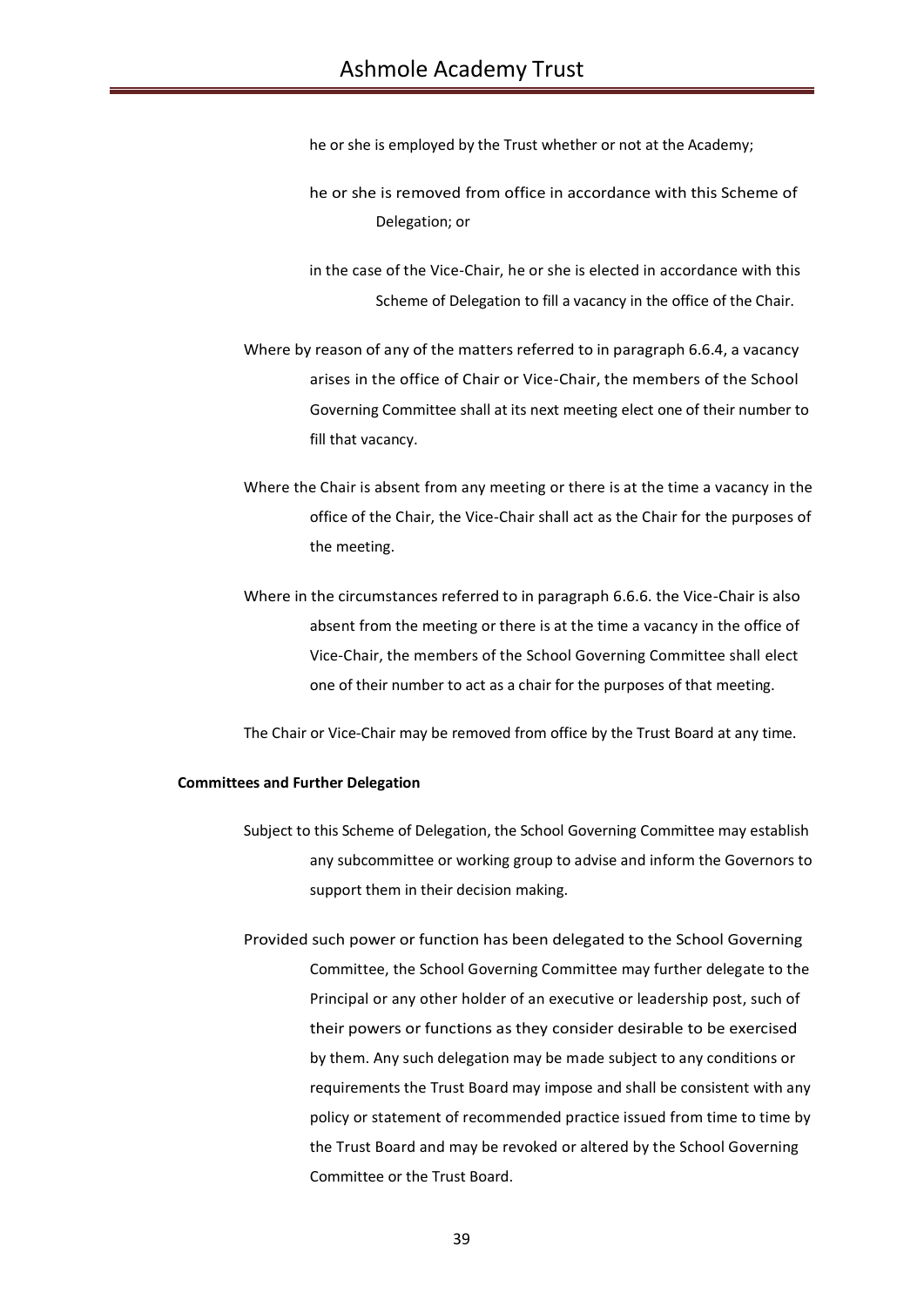he or she is employed by the Trust whether or not at the Academy;

he or she is removed from office in accordance with this Scheme of Delegation; or

in the case of the Vice-Chair, he or she is elected in accordance with this Scheme of Delegation to fill a vacancy in the office of the Chair.

Where by reason of any of the matters referred to in paragraph 6.6.4, a vacancy arises in the office of Chair or Vice-Chair, the members of the School Governing Committee shall at its next meeting elect one of their number to fill that vacancy.

Where the Chair is absent from any meeting or there is at the time a vacancy in the office of the Chair, the Vice-Chair shall act as the Chair for the purposes of the meeting.

Where in the circumstances referred to in paragraph 6.6.6. the Vice-Chair is also absent from the meeting or there is at the time a vacancy in the office of Vice-Chair, the members of the School Governing Committee shall elect one of their number to act as a chair for the purposes of that meeting.

The Chair or Vice-Chair may be removed from office by the Trust Board at any time.

**Committees and Further Delegation**

Subject to this Scheme of Delegation, the School Governing Committee may establish any subcommittee or working group to advise and inform the Governors to support them in their decision making.

Provided such power or function has been delegated to the School Governing Committee, the School Governing Committee may further delegate to the Principal or any other holder of an executive or leadership post, such of their powers or functions as they consider desirable to be exercised by them. Any such delegation may be made subject to any conditions or requirements the Trust Board may impose and shall be consistent with any policy or statement of recommended practice issued from time to time by the Trust Board and may be revoked or altered by the School Governing Committee or the Trust Board.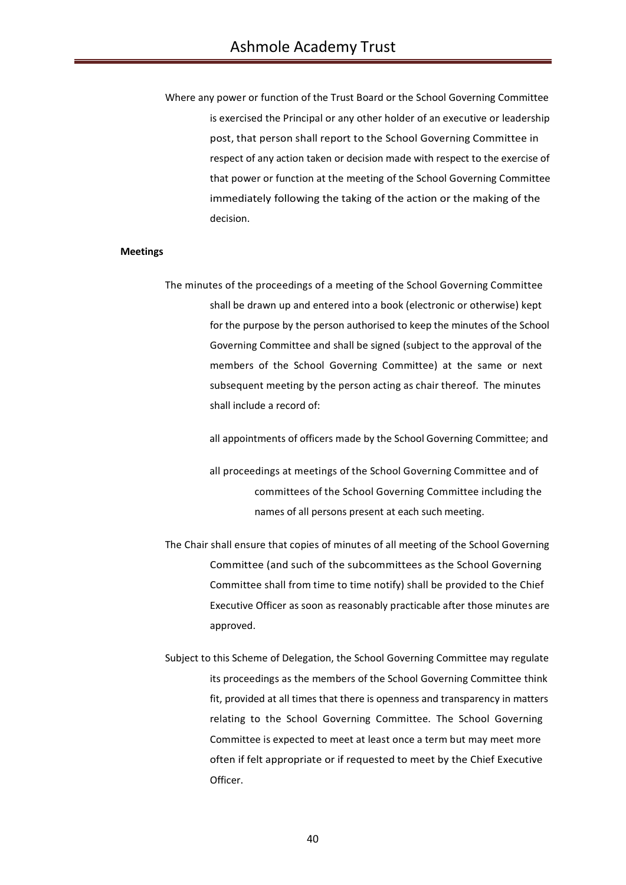Where any power or function of the Trust Board or the School Governing Committee is exercised the Principal or any other holder of an executive or leadership post, that person shall report to the School Governing Committee in respect of any action taken or decision made with respect to the exercise of that power or function at the meeting of the School Governing Committee immediately following the taking of the action or the making of the decision.

**Meetings**

The minutes of the proceedings of a meeting of the School Governing Committee shall be drawn up and entered into a book (electronic or otherwise) kept for the purpose by the person authorised to keep the minutes of the School Governing Committee and shall be signed (subject to the approval of the members of the School Governing Committee) at the same or next subsequent meeting by the person acting as chair thereof. The minutes shall include a record of:

all appointments of officers made by the School Governing Committee; and

all proceedings at meetings of the School Governing Committee and of committees of the School Governing Committee including the names of all persons present at each such meeting.

The Chair shall ensure that copies of minutes of all meeting of the School Governing Committee (and such of the subcommittees as the School Governing Committee shall from time to time notify) shall be provided to the Chief Executive Officer as soon as reasonably practicable after those minutes are approved.

Subject to this Scheme of Delegation, the School Governing Committee may regulate its proceedings as the members of the School Governing Committee think fit, provided at all times that there is openness and transparency in matters relating to the School Governing Committee. The School Governing Committee is expected to meet at least once a term but may meet more often if felt appropriate or if requested to meet by the Chief Executive Officer.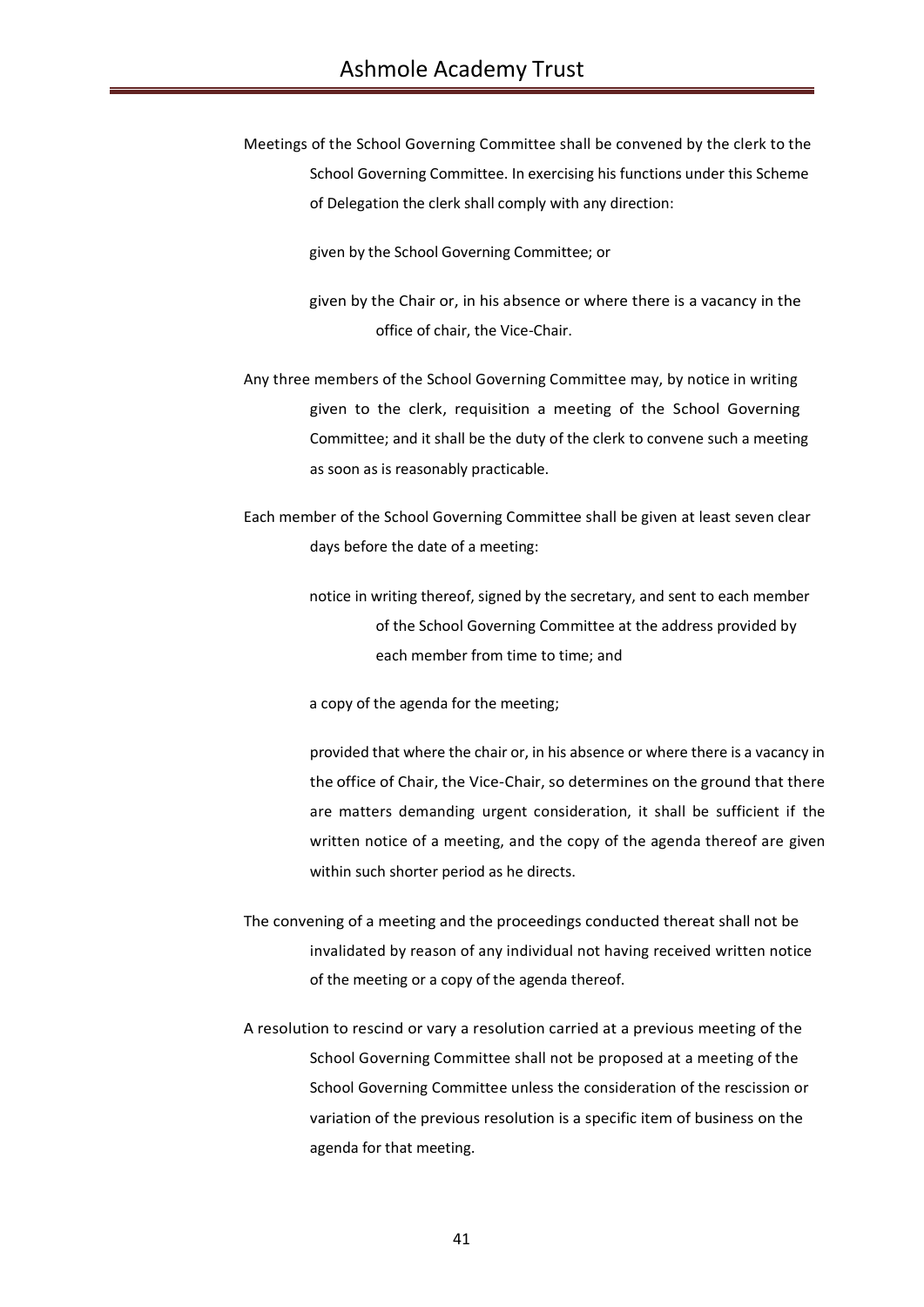Meetings of the School Governing Committee shall be convened by the clerk to the School Governing Committee. In exercising his functions under this Scheme of Delegation the clerk shall comply with any direction:

given by the School Governing Committee; or

given by the Chair or, in his absence or where there is a vacancy in the office of chair, the Vice-Chair.

Any three members of the School Governing Committee may, by notice in writing given to the clerk, requisition a meeting of the School Governing Committee; and it shall be the duty of the clerk to convene such a meeting as soon as is reasonably practicable.

Each member of the School Governing Committee shall be given at least seven clear days before the date of a meeting:

notice in writing thereof, signed by the secretary, and sent to each member of the School Governing Committee at the address provided by each member from time to time; and

a copy of the agenda for the meeting;

provided that where the chair or, in his absence or where there is a vacancy in the office of Chair, the Vice-Chair, so determines on the ground that there are matters demanding urgent consideration, it shall be sufficient if the written notice of a meeting, and the copy of the agenda thereof are given within such shorter period as he directs.

The convening of a meeting and the proceedings conducted thereat shall not be invalidated by reason of any individual not having received written notice of the meeting or a copy of the agenda thereof.

A resolution to rescind or vary a resolution carried at a previous meeting of the School Governing Committee shall not be proposed at a meeting of the School Governing Committee unless the consideration of the rescission or variation of the previous resolution is a specific item of business on the agenda for that meeting.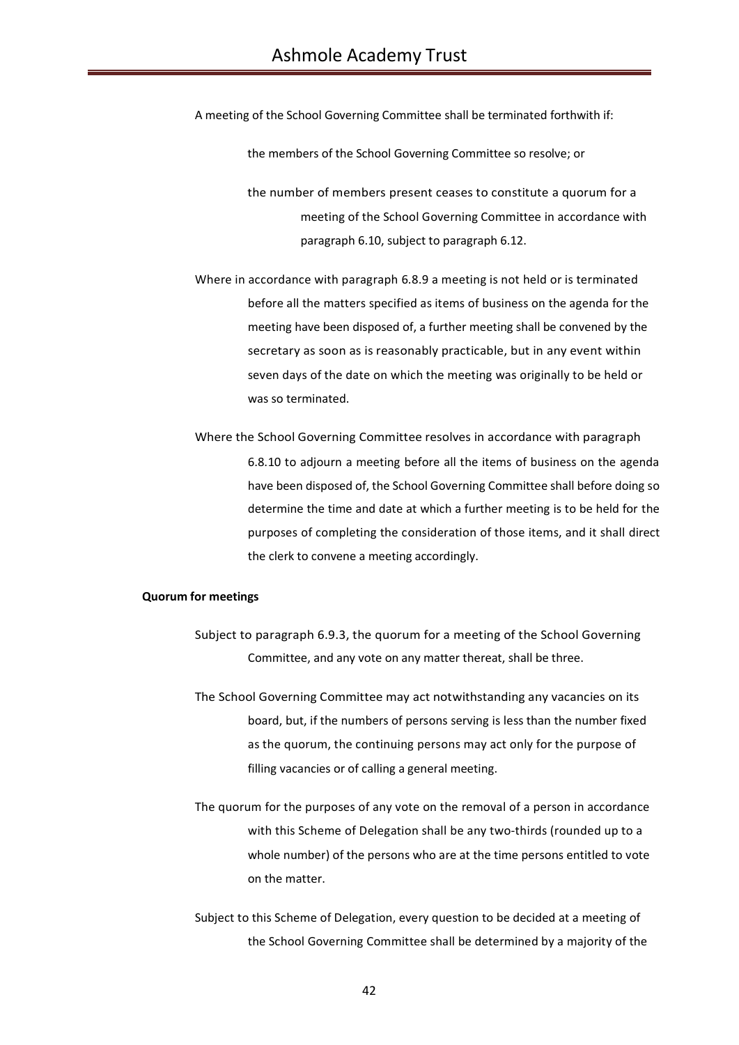A meeting of the School Governing Committee shall be terminated forthwith if:

the members of the School Governing Committee so resolve; or

the number of members present ceases to constitute a quorum for a meeting of the School Governing Committee in accordance with paragraph 6.10, subject to paragraph 6.12.

Where in accordance with paragraph 6.8.9 a meeting is not held or is terminated before all the matters specified as items of business on the agenda for the meeting have been disposed of, a further meeting shall be convened by the secretary as soon as is reasonably practicable, but in any event within seven days of the date on which the meeting was originally to be held or was so terminated.

Where the School Governing Committee resolves in accordance with paragraph 6.8.10 to adjourn a meeting before all the items of business on the agenda have been disposed of, the School Governing Committee shall before doing so determine the time and date at which a further meeting is to be held for the purposes of completing the consideration of those items, and it shall direct the clerk to convene a meeting accordingly.

**Quorum for meetings**

Subject to paragraph 6.9.3, the quorum for a meeting of the School Governing Committee, and any vote on any matter thereat, shall be three.

The School Governing Committee may act notwithstanding any vacancies on its board, but, if the numbers of persons serving is less than the number fixed as the quorum, the continuing persons may act only for the purpose of filling vacancies or of calling a general meeting.

The quorum for the purposes of any vote on the removal of a person in accordance with this Scheme of Delegation shall be any two-thirds (rounded up to a whole number) of the persons who are at the time persons entitled to vote on the matter.

Subject to this Scheme of Delegation, every question to be decided at a meeting of the School Governing Committee shall be determined by a majority of the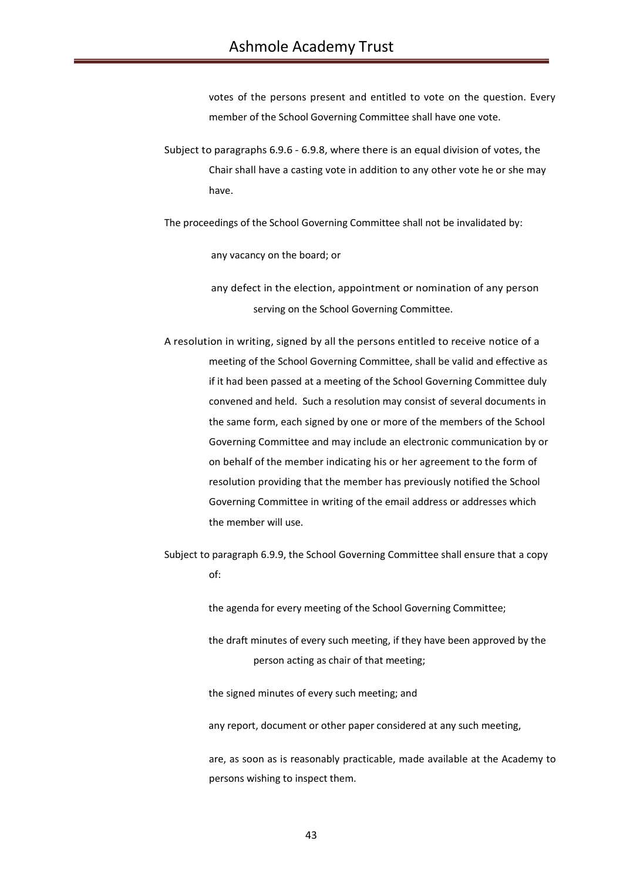votes of the persons present and entitled to vote on the question. Every member of the School Governing Committee shall have one vote.

Subject to paragraphs 6.9.6 - 6.9.8, where there is an equal division of votes, the Chair shall have a casting vote in addition to any other vote he or she may have.

The proceedings of the School Governing Committee shall not be invalidated by:

any vacancy on the board; or

any defect in the election, appointment or nomination of any person serving on the School Governing Committee.

A resolution in writing, signed by all the persons entitled to receive notice of a meeting of the School Governing Committee, shall be valid and effective as if it had been passed at a meeting of the School Governing Committee duly convened and held. Such a resolution may consist of several documents in the same form, each signed by one or more of the members of the School Governing Committee and may include an electronic communication by or on behalf of the member indicating his or her agreement to the form of resolution providing that the member has previously notified the School Governing Committee in writing of the email address or addresses which the member will use.

Subject to paragraph 6.9.9, the School Governing Committee shall ensure that a copy of:

the agenda for every meeting of the School Governing Committee;

the draft minutes of every such meeting, if they have been approved by the person acting as chair of that meeting;

the signed minutes of every such meeting; and

any report, document or other paper considered at any such meeting,

are, as soon as is reasonably practicable, made available at the Academy to persons wishing to inspect them.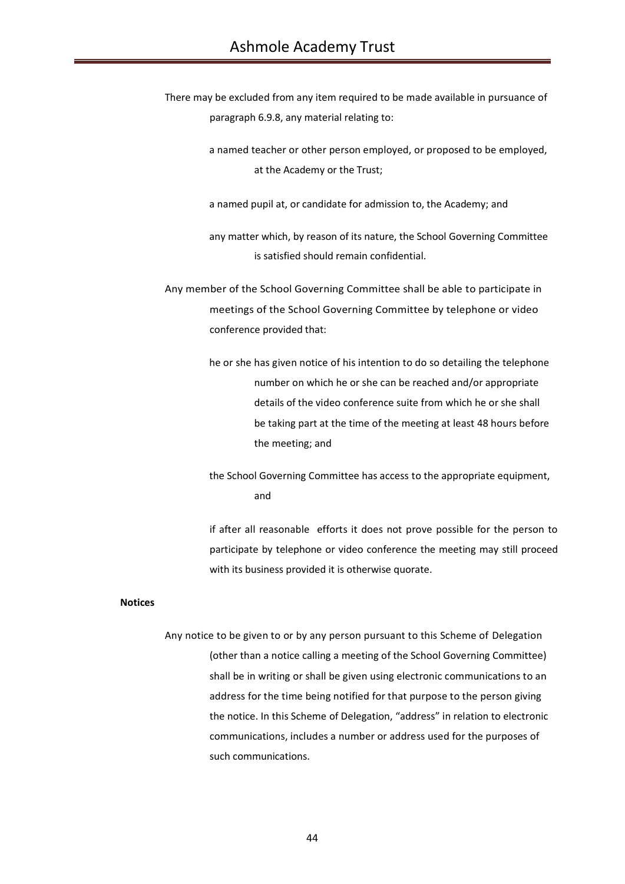There may be excluded from any item required to be made available in pursuance of paragraph 6.9.8, any material relating to:

a named teacher or other person employed, or proposed to be employed, at the Academy or the Trust;

a named pupil at, or candidate for admission to, the Academy; and

any matter which, by reason of its nature, the School Governing Committee is satisfied should remain confidential.

Any member of the School Governing Committee shall be able to participate in meetings of the School Governing Committee by telephone or video conference provided that:

he or she has given notice of his intention to do so detailing the telephone number on which he or she can be reached and/or appropriate details of the video conference suite from which he or she shall be taking part at the time of the meeting at least 48 hours before the meeting; and

the School Governing Committee has access to the appropriate equipment, and

if after all reasonable efforts it does not prove possible for the person to participate by telephone or video conference the meeting may still proceed with its business provided it is otherwise quorate.

**Notices**

Any notice to be given to or by any person pursuant to this Scheme of Delegation (other than a notice calling a meeting of the School Governing Committee) shall be in writing or shall be given using electronic communications to an address for the time being notified for that purpose to the person giving the notice. In this Scheme of Delegation, "address" in relation to electronic communications, includes a number or address used for the purposes of such communications.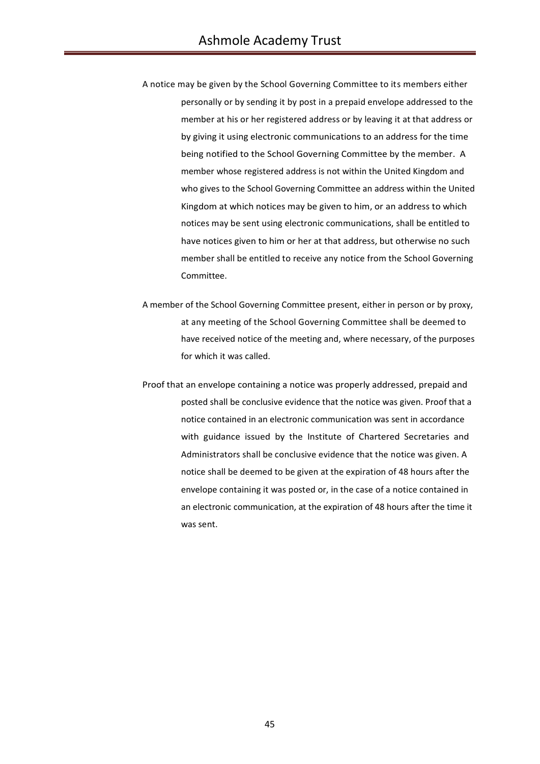A notice may be given by the School Governing Committee to its members either personally or by sending it by post in a prepaid envelope addressed to the member at his or her registered address or by leaving it at that address or by giving it using electronic communications to an address for the time being notified to the School Governing Committee by the member. A member whose registered address is not within the United Kingdom and who gives to the School Governing Committee an address within the United Kingdom at which notices may be given to him, or an address to which notices may be sent using electronic communications, shall be entitled to have notices given to him or her at that address, but otherwise no such member shall be entitled to receive any notice from the School Governing Committee.

A member of the School Governing Committee present, either in person or by proxy, at any meeting of the School Governing Committee shall be deemed to have received notice of the meeting and, where necessary, of the purposes for which it was called.

Proof that an envelope containing a notice was properly addressed, prepaid and posted shall be conclusive evidence that the notice was given. Proof that a notice contained in an electronic communication was sent in accordance with guidance issued by the Institute of Chartered Secretaries and Administrators shall be conclusive evidence that the notice was given. A notice shall be deemed to be given at the expiration of 48 hours after the envelope containing it was posted or, in the case of a notice contained in an electronic communication, at the expiration of 48 hours after the time it was sent.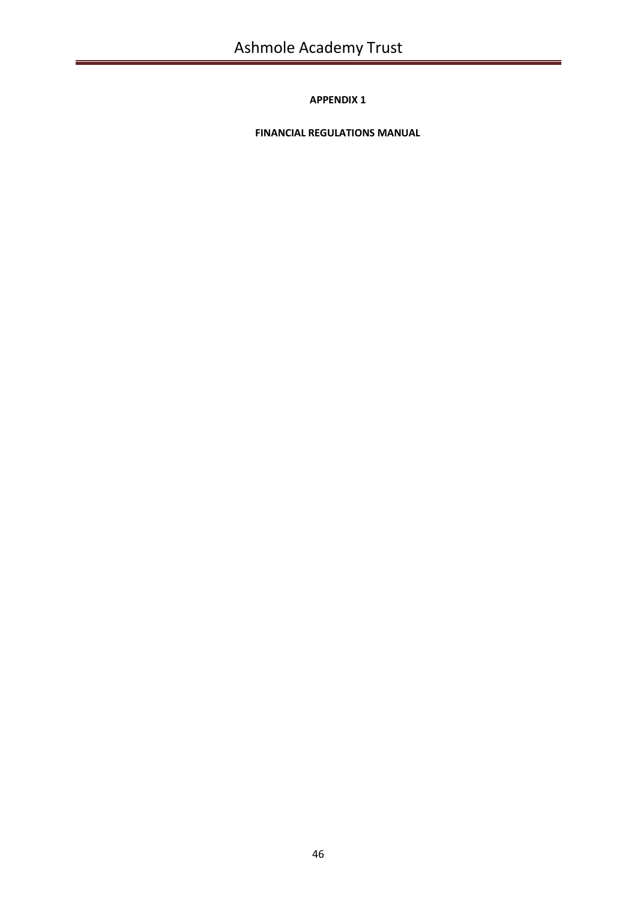**APPENDIX 1**

**FINANCIAL REGULATIONS MANUAL**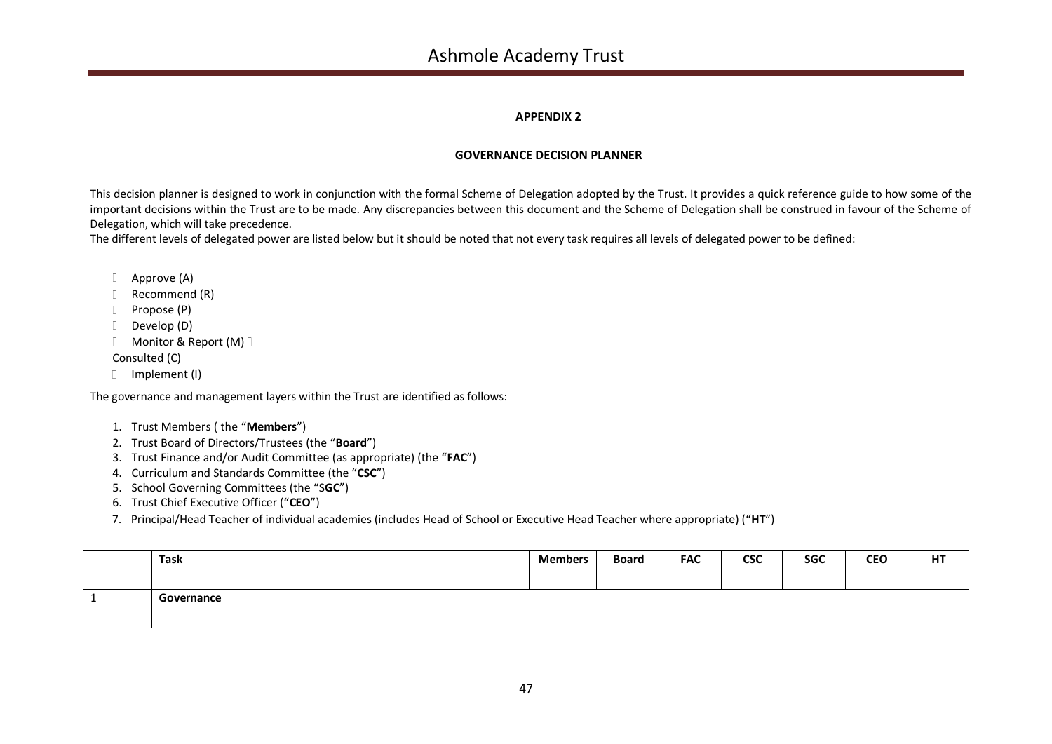**APPENDIX 2**

**GOVERNANCE DECISION PLANNER**

This decision planner is designed to work in conjunction with the formal Scheme of Delegation adopted by the Trust. It provides a quick reference guide to how some of the important decisions within the Trust are to be made. Any discrepancies between this document and the Scheme of Delegation shall be construed in favour of the Scheme of Delegation, which will take precedence.

The different levels of delegated power are listed below but it should be noted that not every task requires all levels of delegated power to be defined:

- Approve (A)
- Recommend (R)
- Propose (P)
- Develop (D)
- Monitor & Report (M)
- Consulted (C)
- Implement (I)

The governance and management layers within the Trust are identified as follows:

1. Trust Members ( the "**Members**")
2. Trust Board of Directors/Trustees (the "**Board**")
3. Trust Finance and/or Audit Committee (as appropriate) (the "**FAC**")
4. Curriculum and Standards Committee (the "**CSC**")
5. School Governing Committees (the "S**GC**")
6. Trust Chief Executive Officer ("**CEO**")
7. Principal/Head Teacher of individual academies (includes Head of School or Executive Head Teacher where appropriate) ("**HT**")

| | Task | Members | Board | FAC | CSC | SGC | CEO | HT |
|---|---|---|---|---|---|---|---|---|
| 1 | **Governance** | | | | | | | |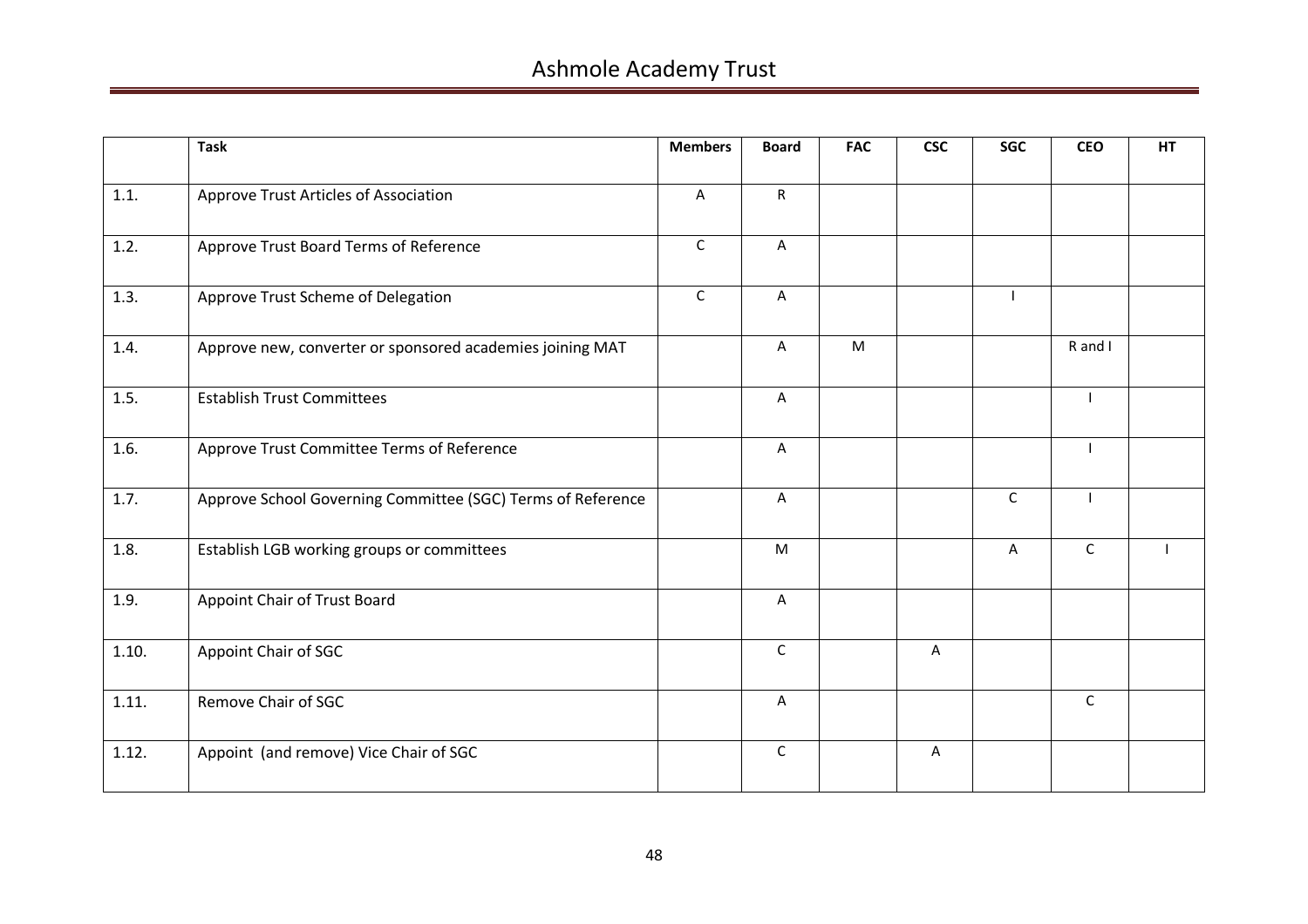| | Task | Members | Board | FAC | CSC | SGC | CEO | HT |
|---|---|---|---|---|---|---|---|---|
| 1.1. | Approve Trust Articles of Association | A | R | | | | | |
| 1.2. | Approve Trust Board Terms of Reference | C | A | | | | | |
| 1.3. | Approve Trust Scheme of Delegation | C | A | | | I | | |
| 1.4. | Approve new, converter or sponsored academies joining MAT | | A | M | | | R and I | |
| 1.5. | Establish Trust Committees | | A | | | | I | |
| 1.6. | Approve Trust Committee Terms of Reference | | A | | | | I | |
| 1.7. | Approve School Governing Committee (SGC) Terms of Reference | | A | | | C | I | |
| 1.8. | Establish LGB working groups or committees | | M | | | A | C | I |
| 1.9. | Appoint Chair of Trust Board | | A | | | | | |
| 1.10. | Appoint Chair of SGC | | C | | A | | | |
| 1.11. | Remove Chair of SGC | | A | | | | C | |
| 1.12. | Appoint (and remove) Vice Chair of SGC | | C | | A | | | |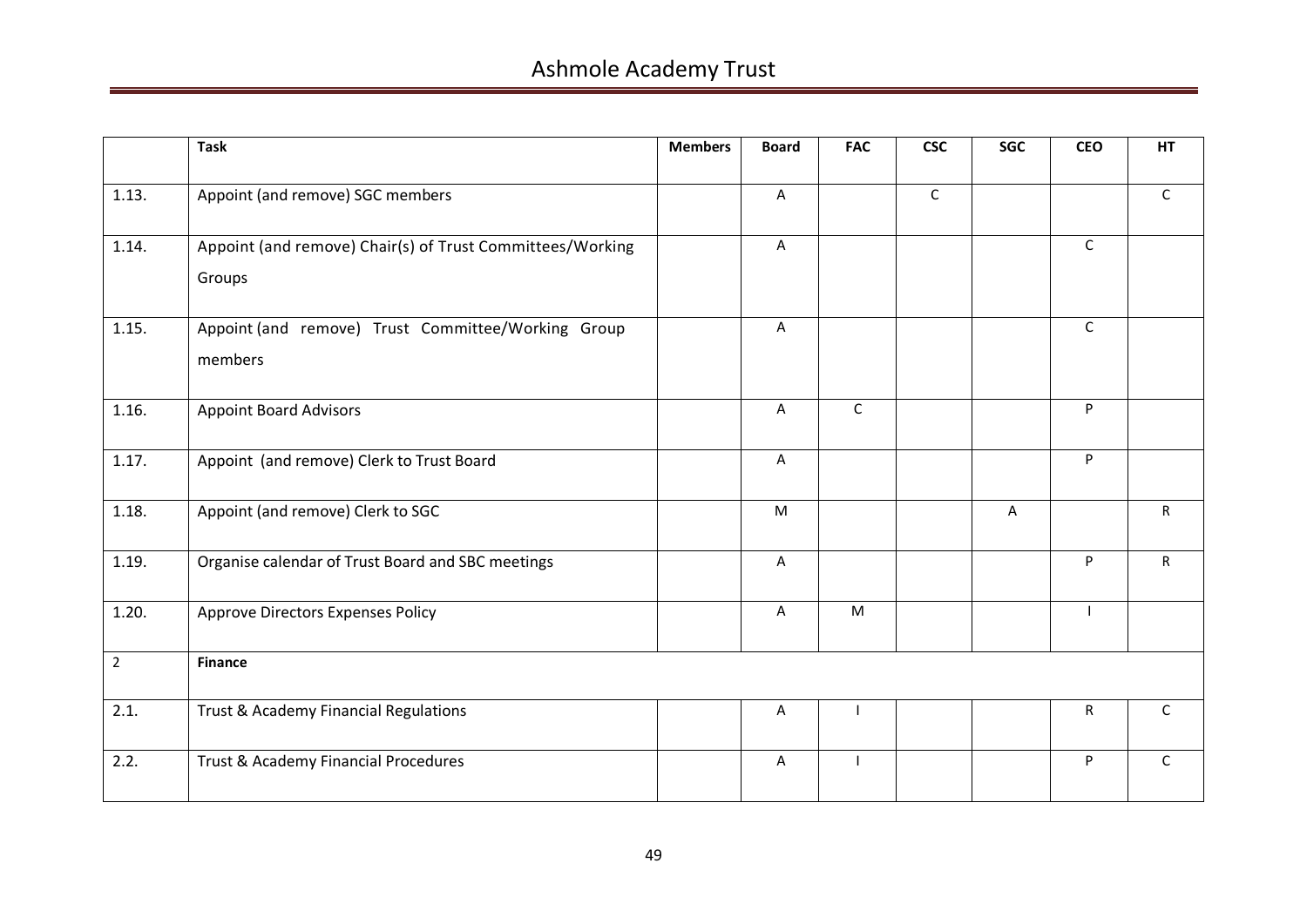|  | Task | Members | Board | FAC | CSC | SGC | CEO | HT |
|---|---|---|---|---|---|---|---|---|
| 1.13. | Appoint (and remove) SGC members |  | A |  | C |  |  | C |
| 1.14. | Appoint (and remove) Chair(s) of Trust Committees/Working Groups |  | A |  |  |  | C |  |
| 1.15. | Appoint (and remove) Trust Committee/Working Group members |  | A |  |  |  | C |  |
| 1.16. | Appoint Board Advisors |  | A | C |  |  | P |  |
| 1.17. | Appoint (and remove) Clerk to Trust Board |  | A |  |  |  | P |  |
| 1.18. | Appoint (and remove) Clerk to SGC |  | M |  |  | A |  | R |
| 1.19. | Organise calendar of Trust Board and SBC meetings |  | A |  |  |  | P | R |
| 1.20. | Approve Directors Expenses Policy |  | A | M |  |  | I |  |
| 2 | **Finance** |  |  |  |  |  |  |  |
| 2.1. | Trust & Academy Financial Regulations |  | A | I |  |  | R | C |
| 2.2. | Trust & Academy Financial Procedures |  | A | I |  |  | P | C |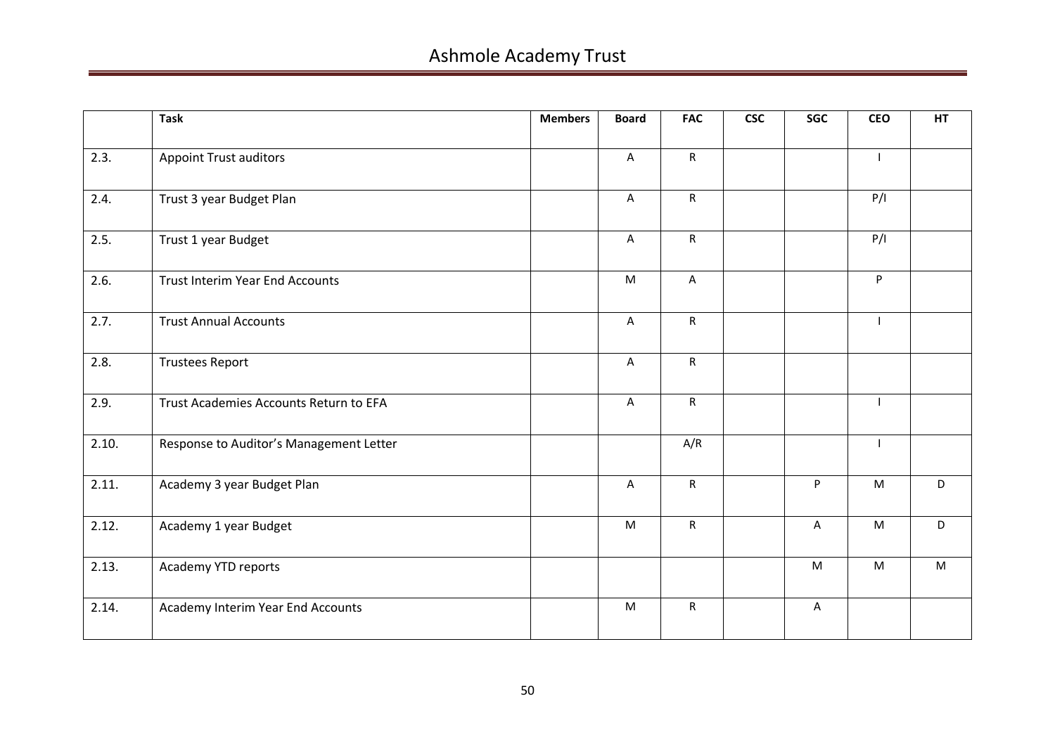| | Task | Members | Board | FAC | CSC | SGC | CEO | HT |
|---|---|---|---|---|---|---|---|---|
| 2.3. | Appoint Trust auditors | | A | R | | | I | |
| 2.4. | Trust 3 year Budget Plan | | A | R | | | P/I | |
| 2.5. | Trust 1 year Budget | | A | R | | | P/I | |
| 2.6. | Trust Interim Year End Accounts | | M | A | | | P | |
| 2.7. | Trust Annual Accounts | | A | R | | | I | |
| 2.8. | Trustees Report | | A | R | | | | |
| 2.9. | Trust Academies Accounts Return to EFA | | A | R | | | I | |
| 2.10. | Response to Auditor's Management Letter | | | A/R | | | I | |
| 2.11. | Academy 3 year Budget Plan | | A | R | | P | M | D |
| 2.12. | Academy 1 year Budget | | M | R | | A | M | D |
| 2.13. | Academy YTD reports | | | | | M | M | M |
| 2.14. | Academy Interim Year End Accounts | | M | R | | A | | |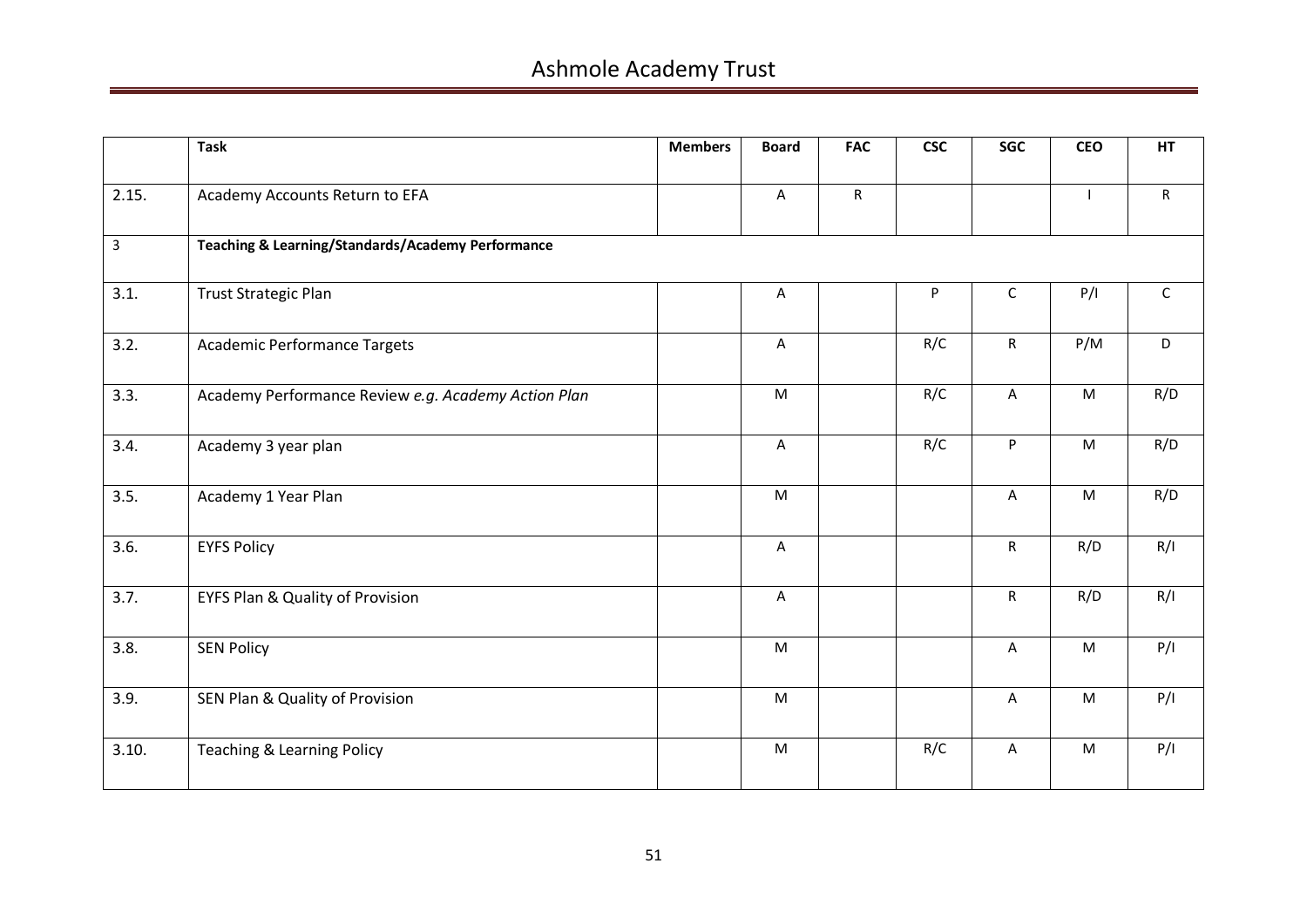| | Task | Members | Board | FAC | CSC | SGC | CEO | HT |
|---|---|---|---|---|---|---|---|---|
| 2.15. | Academy Accounts Return to EFA | | A | R | | | I | R |
| 3 | **Teaching & Learning/Standards/Academy Performance** | | | | | | | |
| 3.1. | Trust Strategic Plan | | A | | P | C | P/I | C |
| 3.2. | Academic Performance Targets | | A | | R/C | R | P/M | D |
| 3.3. | Academy Performance Review *e.g. Academy Action Plan* | | M | | R/C | A | M | R/D |
| 3.4. | Academy 3 year plan | | A | | R/C | P | M | R/D |
| 3.5. | Academy 1 Year Plan | | M | | | A | M | R/D |
| 3.6. | EYFS Policy | | A | | | R | R/D | R/I |
| 3.7. | EYFS Plan & Quality of Provision | | A | | | R | R/D | R/I |
| 3.8. | SEN Policy | | M | | | A | M | P/I |
| 3.9. | SEN Plan & Quality of Provision | | M | | | A | M | P/I |
| 3.10. | Teaching & Learning Policy | | M | | R/C | A | M | P/I |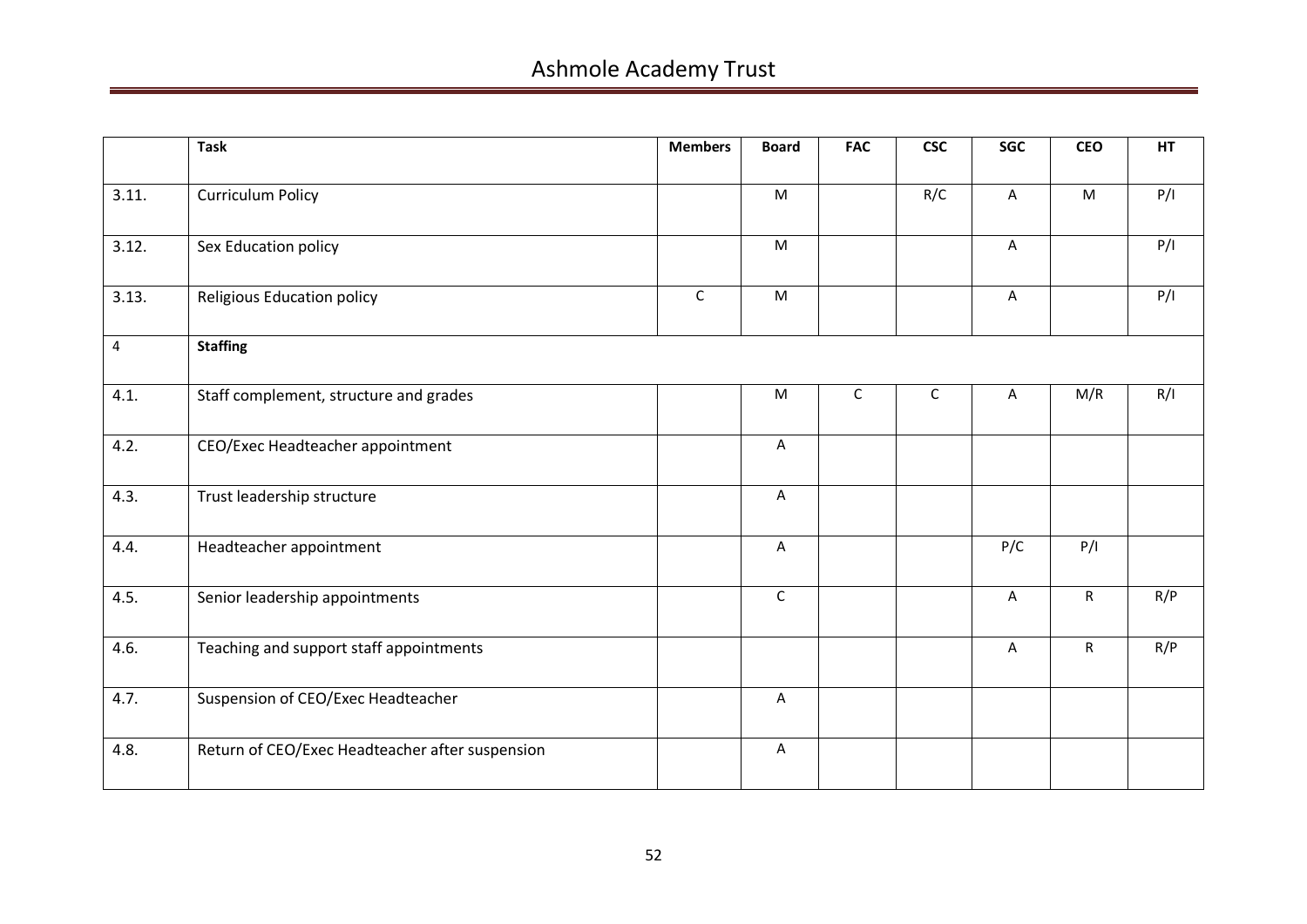| | Task | Members | Board | FAC | CSC | SGC | CEO | HT |
|---|---|---|---|---|---|---|---|---|
| 3.11. | Curriculum Policy | | M | | R/C | A | M | P/I |
| 3.12. | Sex Education policy | | M | | | A | | P/I |
| 3.13. | Religious Education policy | C | M | | | A | | P/I |
| 4 | **Staffing** | | | | | | | |
| 4.1. | Staff complement, structure and grades | | M | C | C | A | M/R | R/I |
| 4.2. | CEO/Exec Headteacher appointment | | A | | | | | |
| 4.3. | Trust leadership structure | | A | | | | | |
| 4.4. | Headteacher appointment | | A | | | P/C | P/I | |
| 4.5. | Senior leadership appointments | | C | | | A | R | R/P |
| 4.6. | Teaching and support staff appointments | | | | | A | R | R/P |
| 4.7. | Suspension of CEO/Exec Headteacher | | A | | | | | |
| 4.8. | Return of CEO/Exec Headteacher after suspension | | A | | | | | |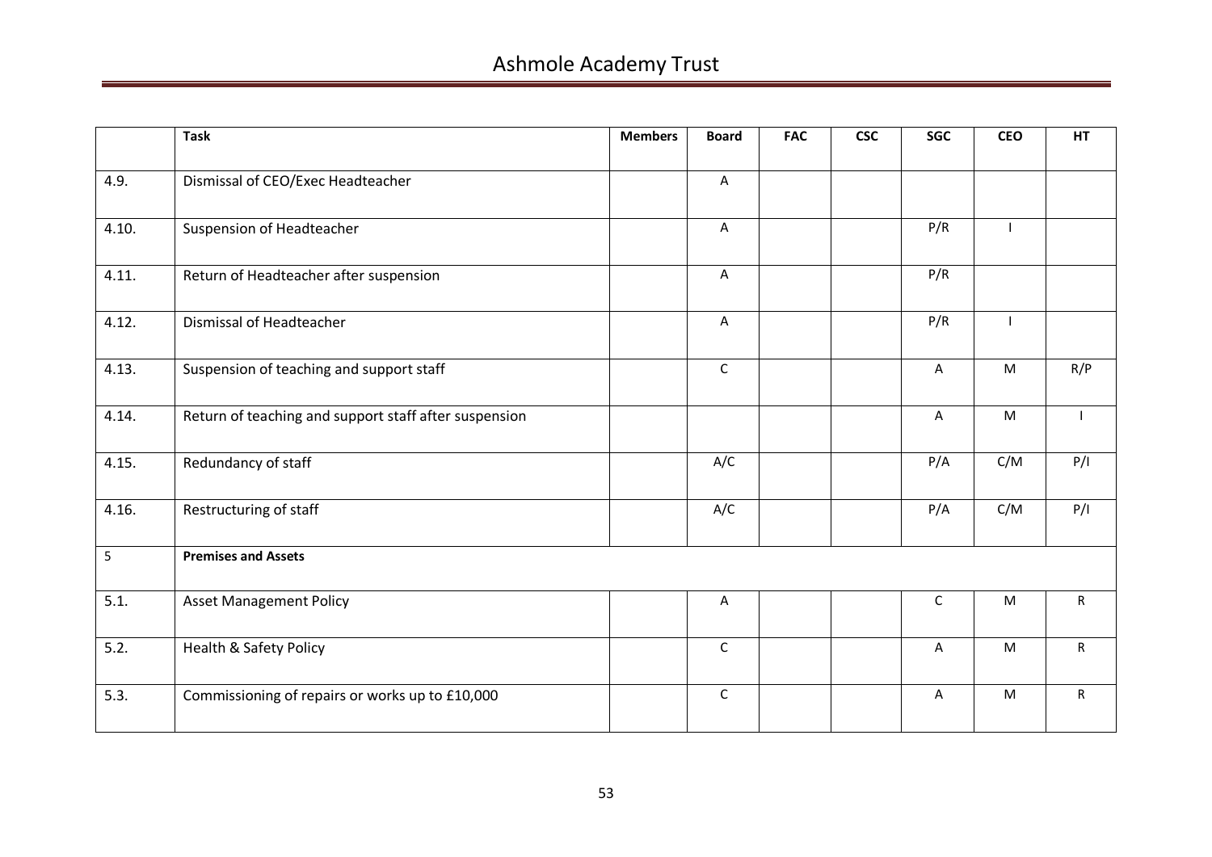| | Task | Members | Board | FAC | CSC | SGC | CEO | HT |
|---|---|---|---|---|---|---|---|---|
| 4.9. | Dismissal of CEO/Exec Headteacher | | A | | | | | |
| 4.10. | Suspension of Headteacher | | A | | | P/R | I | |
| 4.11. | Return of Headteacher after suspension | | A | | | P/R | | |
| 4.12. | Dismissal of Headteacher | | A | | | P/R | I | |
| 4.13. | Suspension of teaching and support staff | | C | | | A | M | R/P |
| 4.14. | Return of teaching and support staff after suspension | | | | | A | M | I |
| 4.15. | Redundancy of staff | | A/C | | | P/A | C/M | P/I |
| 4.16. | Restructuring of staff | | A/C | | | P/A | C/M | P/I |
| 5 | **Premises and Assets** | | | | | | | |
| 5.1. | Asset Management Policy | | A | | | C | M | R |
| 5.2. | Health & Safety Policy | | C | | | A | M | R |
| 5.3. | Commissioning of repairs or works up to £10,000 | | C | | | A | M | R |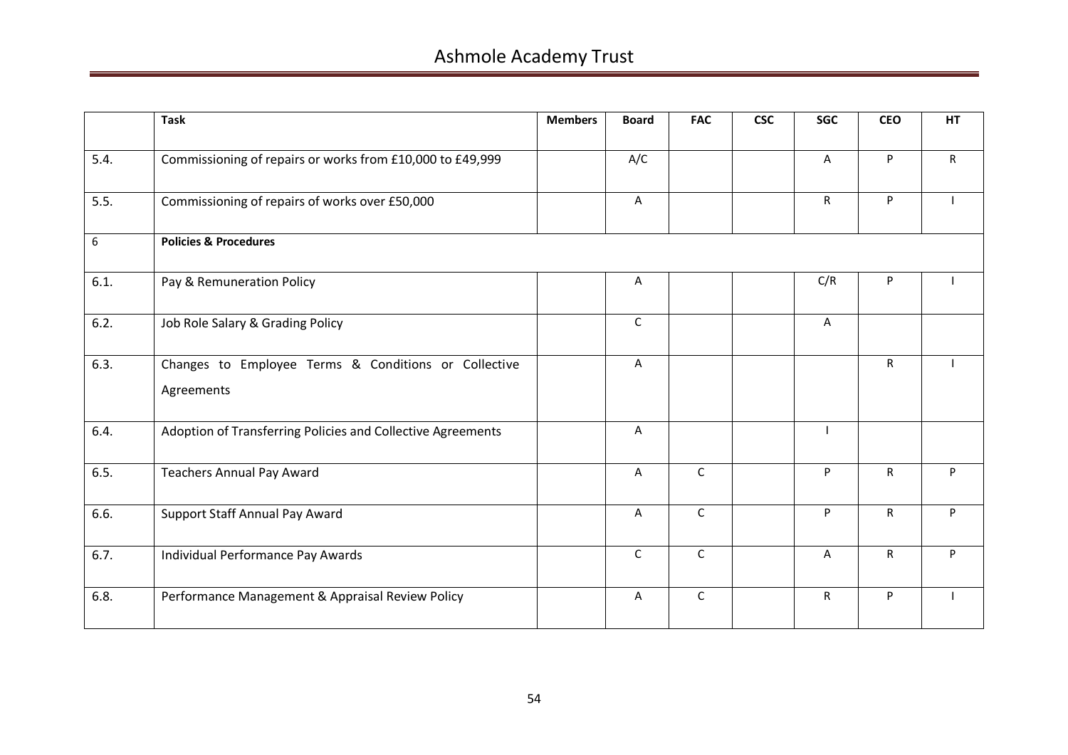| | Task | Members | Board | FAC | CSC | SGC | CEO | HT |
|---|---|---|---|---|---|---|---|---|
| 5.4. | Commissioning of repairs or works from £10,000 to £49,999 | | A/C | | | A | P | R |
| 5.5. | Commissioning of repairs of works over £50,000 | | A | | | R | P | I |
| 6 | **Policies & Procedures** | | | | | | | |
| 6.1. | Pay & Remuneration Policy | | A | | | C/R | P | I |
| 6.2. | Job Role Salary & Grading Policy | | C | | | A | | |
| 6.3. | Changes to Employee Terms & Conditions or Collective Agreements | | A | | | | R | I |
| 6.4. | Adoption of Transferring Policies and Collective Agreements | | A | | | I | | |
| 6.5. | Teachers Annual Pay Award | | A | C | | P | R | P |
| 6.6. | Support Staff Annual Pay Award | | A | C | | P | R | P |
| 6.7. | Individual Performance Pay Awards | | C | C | | A | R | P |
| 6.8. | Performance Management & Appraisal Review Policy | | A | C | | R | P | I |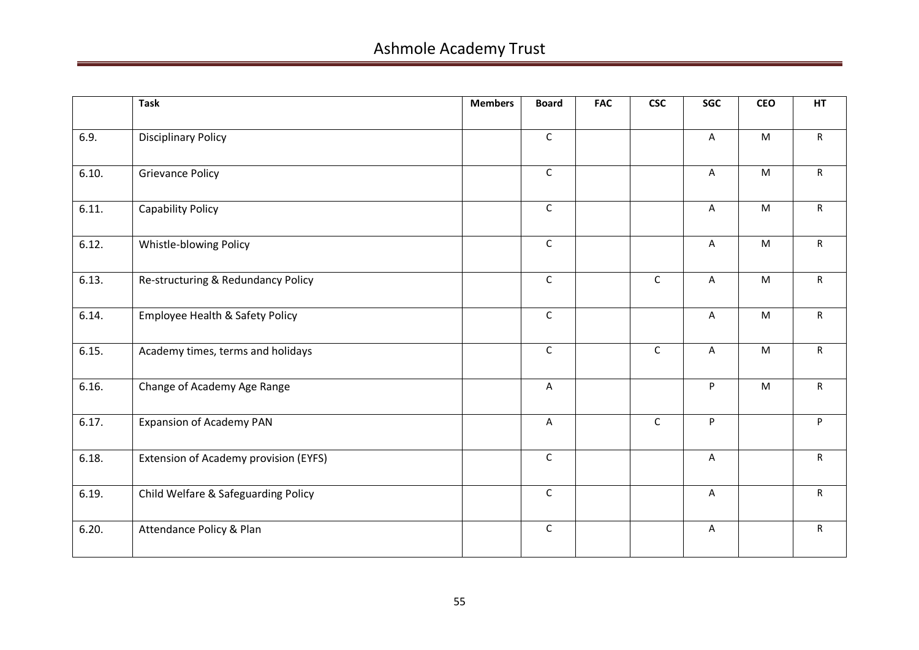| | Task | Members | Board | FAC | CSC | SGC | CEO | HT |
|---|---|---|---|---|---|---|---|---|
| 6.9. | Disciplinary Policy | | C | | | A | M | R |
| 6.10. | Grievance Policy | | C | | | A | M | R |
| 6.11. | Capability Policy | | C | | | A | M | R |
| 6.12. | Whistle-blowing Policy | | C | | | A | M | R |
| 6.13. | Re-structuring & Redundancy Policy | | C | | C | A | M | R |
| 6.14. | Employee Health & Safety Policy | | C | | | A | M | R |
| 6.15. | Academy times, terms and holidays | | C | | C | A | M | R |
| 6.16. | Change of Academy Age Range | | A | | | P | M | R |
| 6.17. | Expansion of Academy PAN | | A | | C | P | | P |
| 6.18. | Extension of Academy provision (EYFS) | | C | | | A | | R |
| 6.19. | Child Welfare & Safeguarding Policy | | C | | | A | | R |
| 6.20. | Attendance Policy & Plan | | C | | | A | | R |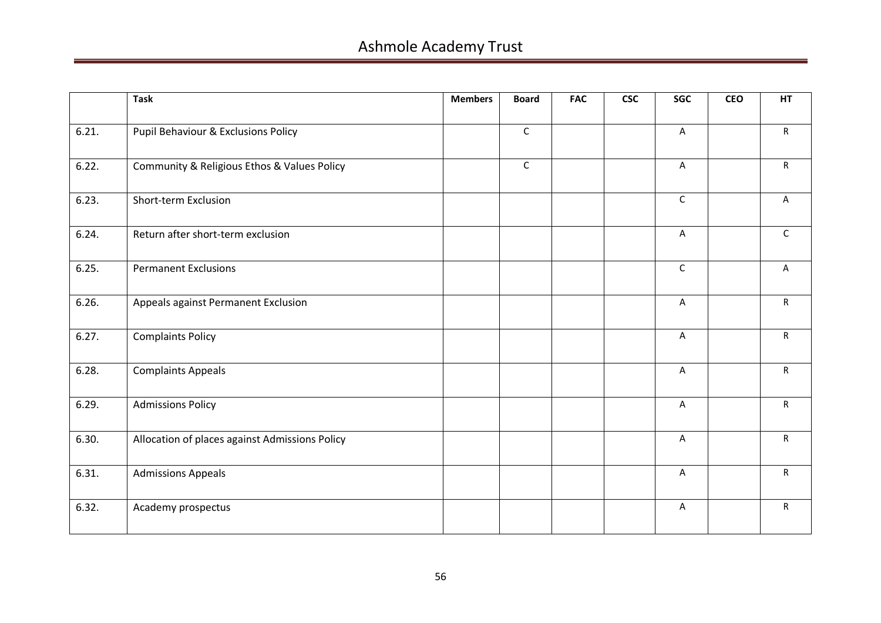| | Task | Members | Board | FAC | CSC | SGC | CEO | HT |
|---|---|---|---|---|---|---|---|---|
| 6.21. | Pupil Behaviour & Exclusions Policy | | C | | | A | | R |
| 6.22. | Community & Religious Ethos & Values Policy | | C | | | A | | R |
| 6.23. | Short-term Exclusion | | | | | C | | A |
| 6.24. | Return after short-term exclusion | | | | | A | | C |
| 6.25. | Permanent Exclusions | | | | | C | | A |
| 6.26. | Appeals against Permanent Exclusion | | | | | A | | R |
| 6.27. | Complaints Policy | | | | | A | | R |
| 6.28. | Complaints Appeals | | | | | A | | R |
| 6.29. | Admissions Policy | | | | | A | | R |
| 6.30. | Allocation of places against Admissions Policy | | | | | A | | R |
| 6.31. | Admissions Appeals | | | | | A | | R |
| 6.32. | Academy prospectus | | | | | A | | R |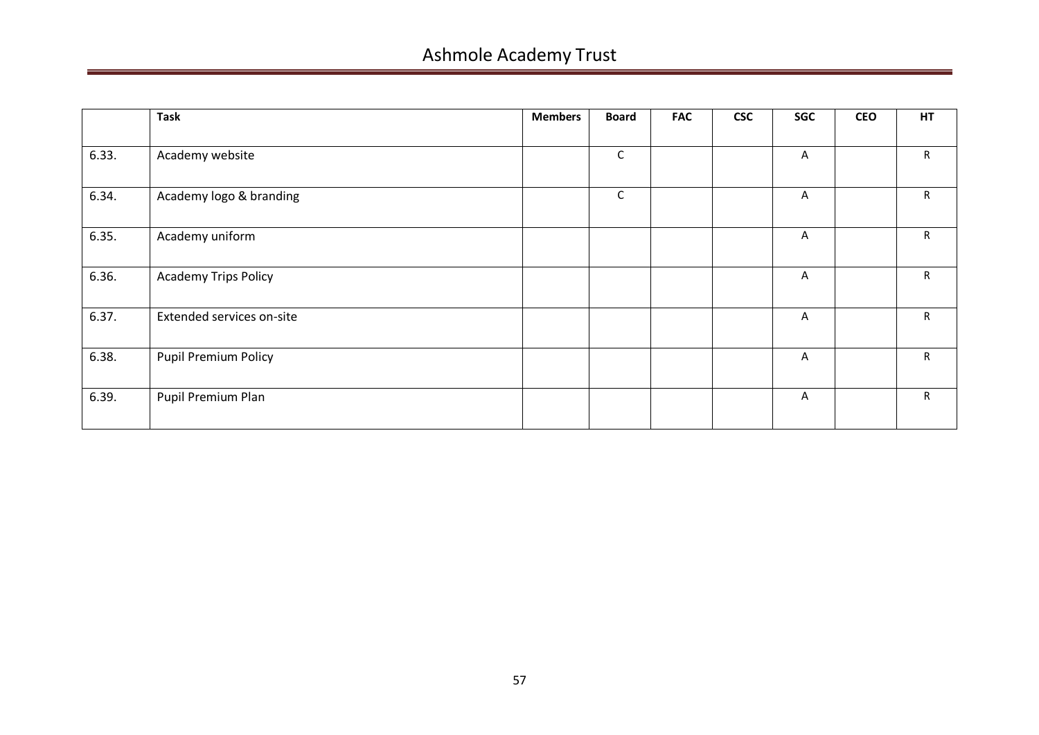| | Task | Members | Board | FAC | CSC | SGC | CEO | HT |
|---|---|---|---|---|---|---|---|---|
| 6.33. | Academy website | | C | | | A | | R |
| 6.34. | Academy logo & branding | | C | | | A | | R |
| 6.35. | Academy uniform | | | | | A | | R |
| 6.36. | Academy Trips Policy | | | | | A | | R |
| 6.37. | Extended services on-site | | | | | A | | R |
| 6.38. | Pupil Premium Policy | | | | | A | | R |
| 6.39. | Pupil Premium Plan | | | | | A | | R |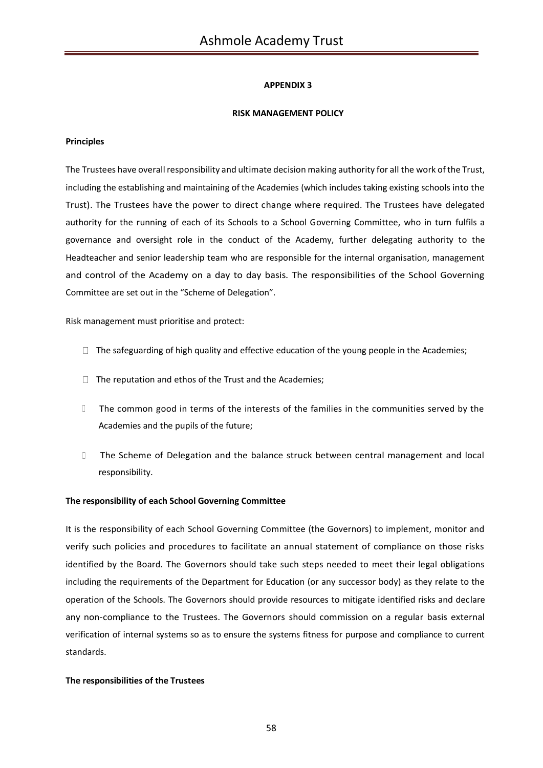**APPENDIX 3**

**RISK MANAGEMENT POLICY**

**Principles**

The Trustees have overall responsibility and ultimate decision making authority for all the work of the Trust, including the establishing and maintaining of the Academies (which includes taking existing schools into the Trust). The Trustees have the power to direct change where required. The Trustees have delegated authority for the running of each of its Schools to a School Governing Committee, who in turn fulfils a governance and oversight role in the conduct of the Academy, further delegating authority to the Headteacher and senior leadership team who are responsible for the internal organisation, management and control of the Academy on a day to day basis. The responsibilities of the School Governing Committee are set out in the "Scheme of Delegation".

Risk management must prioritise and protect:

- The safeguarding of high quality and effective education of the young people in the Academies;
- The reputation and ethos of the Trust and the Academies;
- The common good in terms of the interests of the families in the communities served by the Academies and the pupils of the future;
- The Scheme of Delegation and the balance struck between central management and local responsibility.

**The responsibility of each School Governing Committee**

It is the responsibility of each School Governing Committee (the Governors) to implement, monitor and verify such policies and procedures to facilitate an annual statement of compliance on those risks identified by the Board. The Governors should take such steps needed to meet their legal obligations including the requirements of the Department for Education (or any successor body) as they relate to the operation of the Schools. The Governors should provide resources to mitigate identified risks and declare any non-compliance to the Trustees. The Governors should commission on a regular basis external verification of internal systems so as to ensure the systems fitness for purpose and compliance to current standards.

**The responsibilities of the Trustees**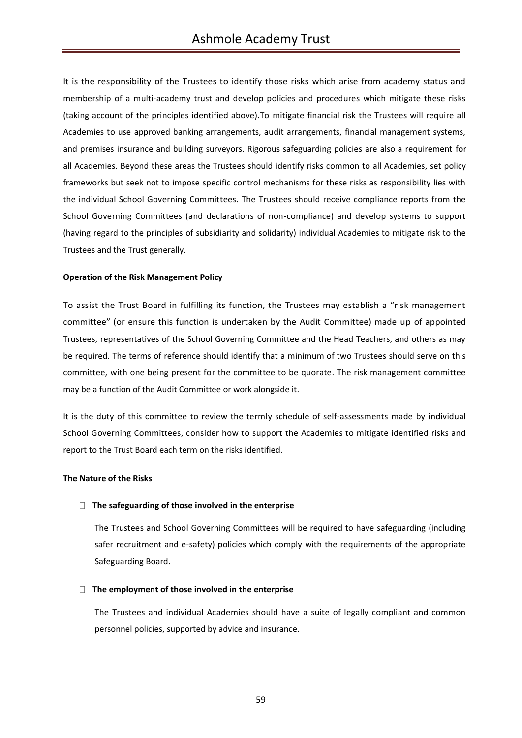It is the responsibility of the Trustees to identify those risks which arise from academy status and membership of a multi-academy trust and develop policies and procedures which mitigate these risks (taking account of the principles identified above).To mitigate financial risk the Trustees will require all Academies to use approved banking arrangements, audit arrangements, financial management systems, and premises insurance and building surveyors. Rigorous safeguarding policies are also a requirement for all Academies. Beyond these areas the Trustees should identify risks common to all Academies, set policy frameworks but seek not to impose specific control mechanisms for these risks as responsibility lies with the individual School Governing Committees. The Trustees should receive compliance reports from the School Governing Committees (and declarations of non-compliance) and develop systems to support (having regard to the principles of subsidiarity and solidarity) individual Academies to mitigate risk to the Trustees and the Trust generally.

**Operation of the Risk Management Policy**

To assist the Trust Board in fulfilling its function, the Trustees may establish a "risk management committee" (or ensure this function is undertaken by the Audit Committee) made up of appointed Trustees, representatives of the School Governing Committee and the Head Teachers, and others as may be required. The terms of reference should identify that a minimum of two Trustees should serve on this committee, with one being present for the committee to be quorate. The risk management committee may be a function of the Audit Committee or work alongside it.

It is the duty of this committee to review the termly schedule of self-assessments made by individual School Governing Committees, consider how to support the Academies to mitigate identified risks and report to the Trust Board each term on the risks identified.

**The Nature of the Risks**

- **The safeguarding of those involved in the enterprise**

  The Trustees and School Governing Committees will be required to have safeguarding (including safer recruitment and e-safety) policies which comply with the requirements of the appropriate Safeguarding Board.

- **The employment of those involved in the enterprise**

  The Trustees and individual Academies should have a suite of legally compliant and common personnel policies, supported by advice and insurance.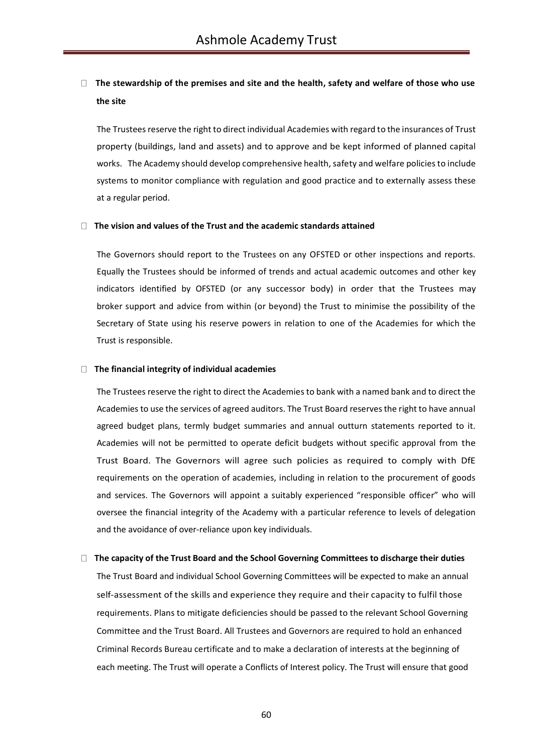- **The stewardship of the premises and site and the health, safety and welfare of those who use the site**

  The Trustees reserve the right to direct individual Academies with regard to the insurances of Trust property (buildings, land and assets) and to approve and be kept informed of planned capital works. The Academy should develop comprehensive health, safety and welfare policies to include systems to monitor compliance with regulation and good practice and to externally assess these at a regular period.

- **The vision and values of the Trust and the academic standards attained**

  The Governors should report to the Trustees on any OFSTED or other inspections and reports. Equally the Trustees should be informed of trends and actual academic outcomes and other key indicators identified by OFSTED (or any successor body) in order that the Trustees may broker support and advice from within (or beyond) the Trust to minimise the possibility of the Secretary of State using his reserve powers in relation to one of the Academies for which the Trust is responsible.

- **The financial integrity of individual academies**

  The Trustees reserve the right to direct the Academies to bank with a named bank and to direct the Academies to use the services of agreed auditors. The Trust Board reserves the right to have annual agreed budget plans, termly budget summaries and annual outturn statements reported to it. Academies will not be permitted to operate deficit budgets without specific approval from the Trust Board. The Governors will agree such policies as required to comply with DfE requirements on the operation of academies, including in relation to the procurement of goods and services. The Governors will appoint a suitably experienced "responsible officer" who will oversee the financial integrity of the Academy with a particular reference to levels of delegation and the avoidance of over-reliance upon key individuals.

- **The capacity of the Trust Board and the School Governing Committees to discharge their duties**

  The Trust Board and individual School Governing Committees will be expected to make an annual self-assessment of the skills and experience they require and their capacity to fulfil those requirements. Plans to mitigate deficiencies should be passed to the relevant School Governing Committee and the Trust Board. All Trustees and Governors are required to hold an enhanced Criminal Records Bureau certificate and to make a declaration of interests at the beginning of each meeting. The Trust will operate a Conflicts of Interest policy. The Trust will ensure that good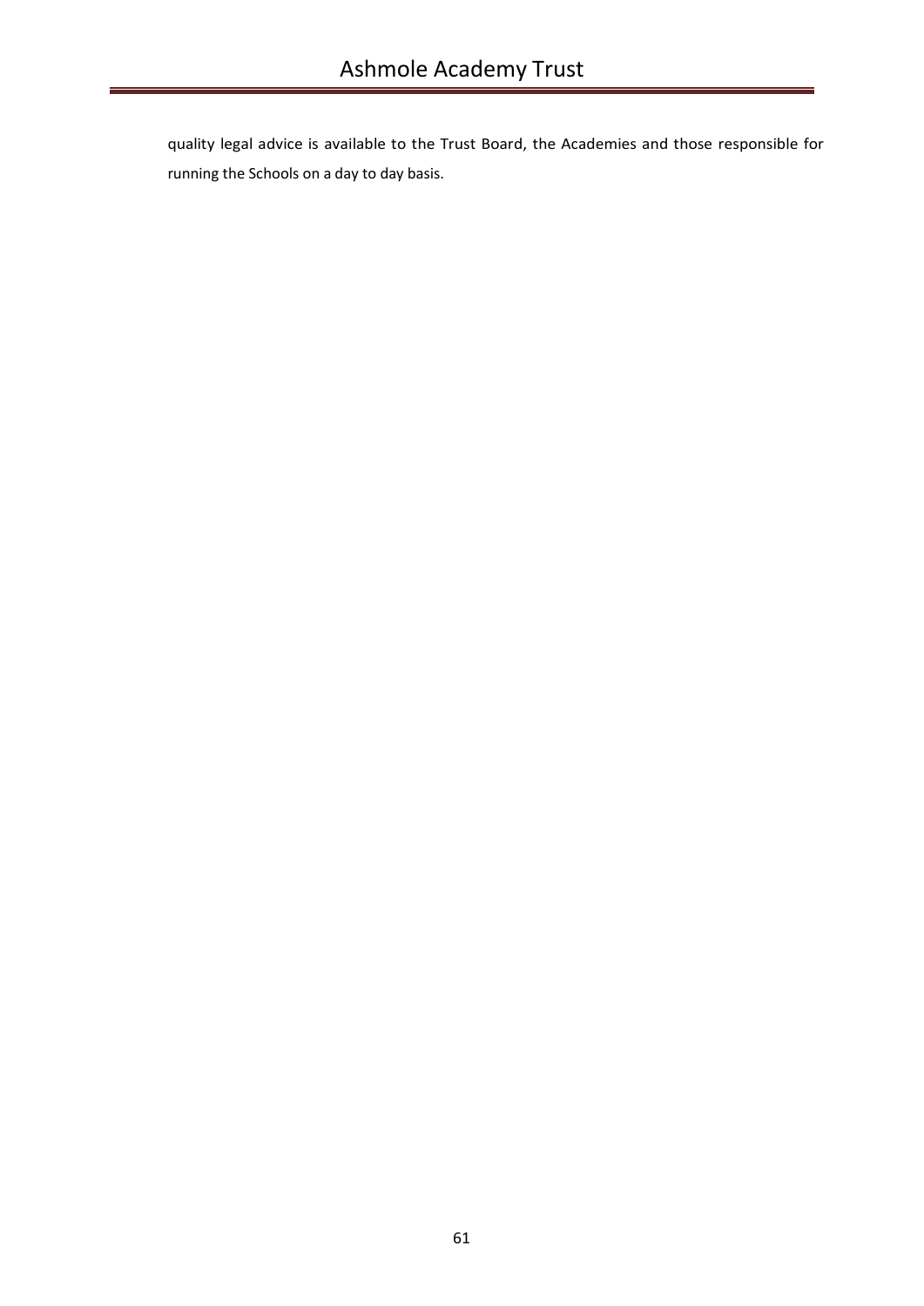quality legal advice is available to the Trust Board, the Academies and those responsible for running the Schools on a day to day basis.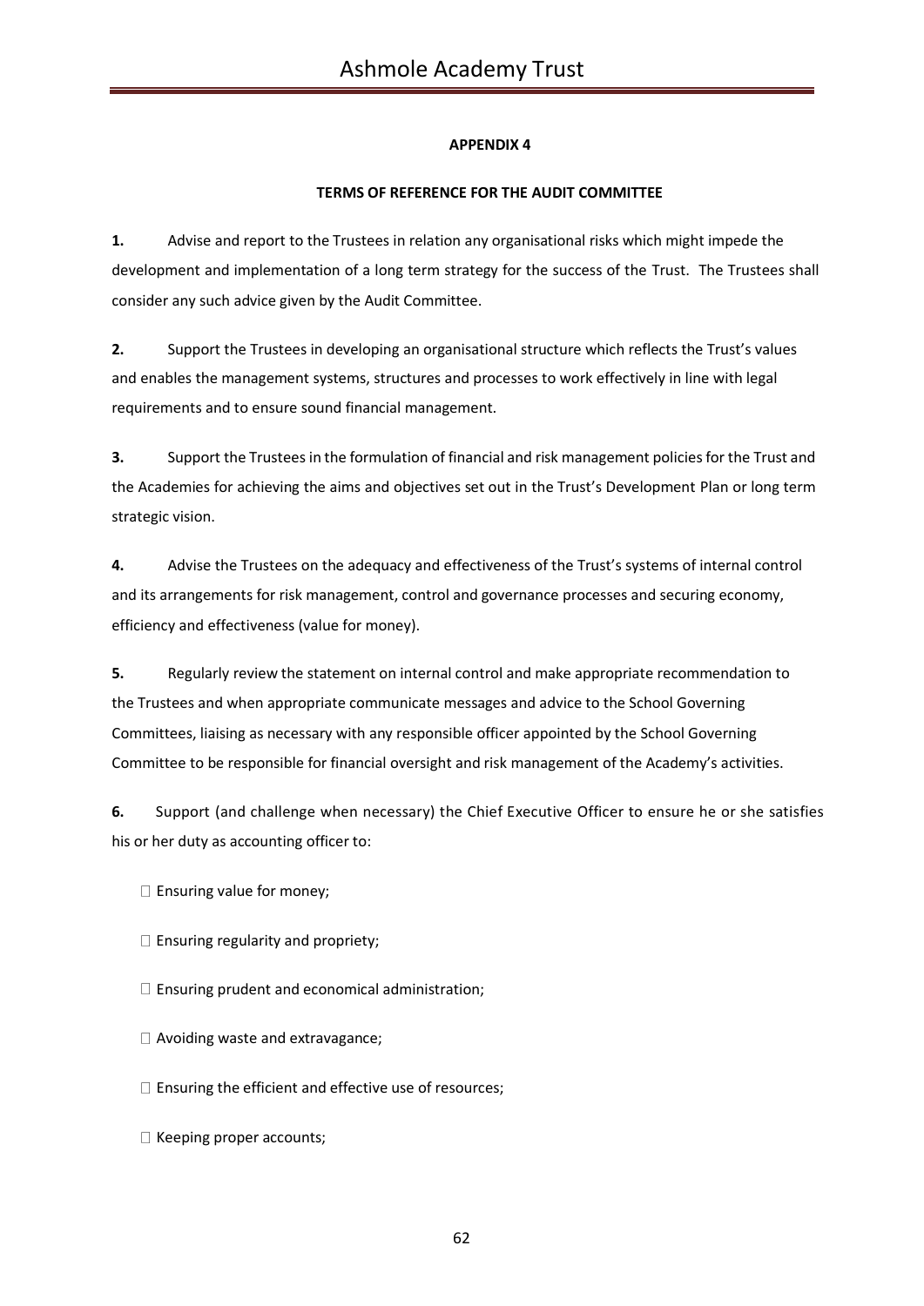**APPENDIX 4**

**TERMS OF REFERENCE FOR THE AUDIT COMMITTEE**

**1.** Advise and report to the Trustees in relation any organisational risks which might impede the development and implementation of a long term strategy for the success of the Trust. The Trustees shall consider any such advice given by the Audit Committee.

**2.** Support the Trustees in developing an organisational structure which reflects the Trust's values and enables the management systems, structures and processes to work effectively in line with legal requirements and to ensure sound financial management.

**3.** Support the Trustees in the formulation of financial and risk management policies for the Trust and the Academies for achieving the aims and objectives set out in the Trust's Development Plan or long term strategic vision.

**4.** Advise the Trustees on the adequacy and effectiveness of the Trust's systems of internal control and its arrangements for risk management, control and governance processes and securing economy, efficiency and effectiveness (value for money).

**5.** Regularly review the statement on internal control and make appropriate recommendation to the Trustees and when appropriate communicate messages and advice to the School Governing Committees, liaising as necessary with any responsible officer appointed by the School Governing Committee to be responsible for financial oversight and risk management of the Academy's activities.

**6.** Support (and challenge when necessary) the Chief Executive Officer to ensure he or she satisfies his or her duty as accounting officer to:

- Ensuring value for money;
- Ensuring regularity and propriety;
- Ensuring prudent and economical administration;
- Avoiding waste and extravagance;
- Ensuring the efficient and effective use of resources;
- Keeping proper accounts;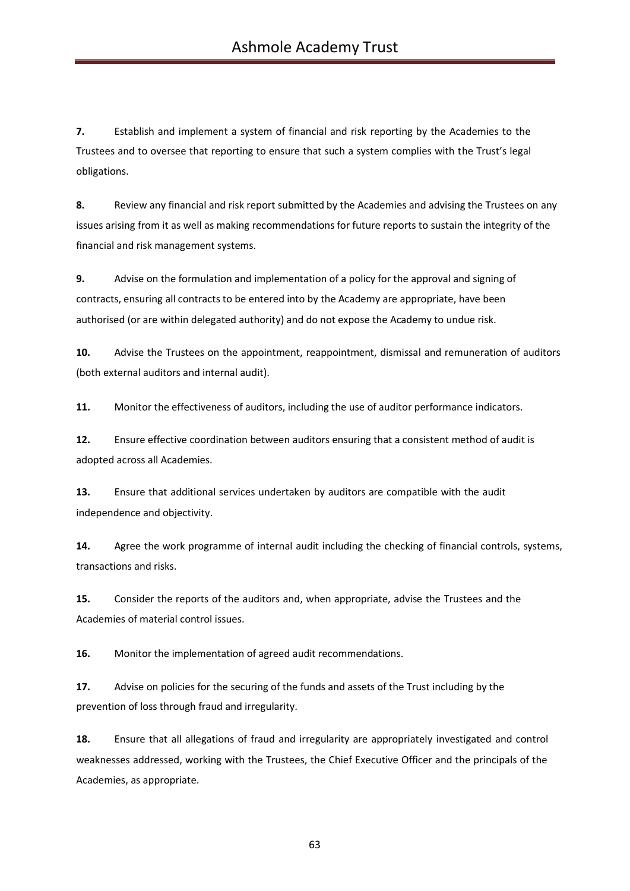**7.** Establish and implement a system of financial and risk reporting by the Academies to the Trustees and to oversee that reporting to ensure that such a system complies with the Trust's legal obligations.

**8.** Review any financial and risk report submitted by the Academies and advising the Trustees on any issues arising from it as well as making recommendations for future reports to sustain the integrity of the financial and risk management systems.

**9.** Advise on the formulation and implementation of a policy for the approval and signing of contracts, ensuring all contracts to be entered into by the Academy are appropriate, have been authorised (or are within delegated authority) and do not expose the Academy to undue risk.

**10.** Advise the Trustees on the appointment, reappointment, dismissal and remuneration of auditors (both external auditors and internal audit).

**11.** Monitor the effectiveness of auditors, including the use of auditor performance indicators.

**12.** Ensure effective coordination between auditors ensuring that a consistent method of audit is adopted across all Academies.

**13.** Ensure that additional services undertaken by auditors are compatible with the audit independence and objectivity.

**14.** Agree the work programme of internal audit including the checking of financial controls, systems, transactions and risks.

**15.** Consider the reports of the auditors and, when appropriate, advise the Trustees and the Academies of material control issues.

**16.** Monitor the implementation of agreed audit recommendations.

**17.** Advise on policies for the securing of the funds and assets of the Trust including by the prevention of loss through fraud and irregularity.

**18.** Ensure that all allegations of fraud and irregularity are appropriately investigated and control weaknesses addressed, working with the Trustees, the Chief Executive Officer and the principals of the Academies, as appropriate.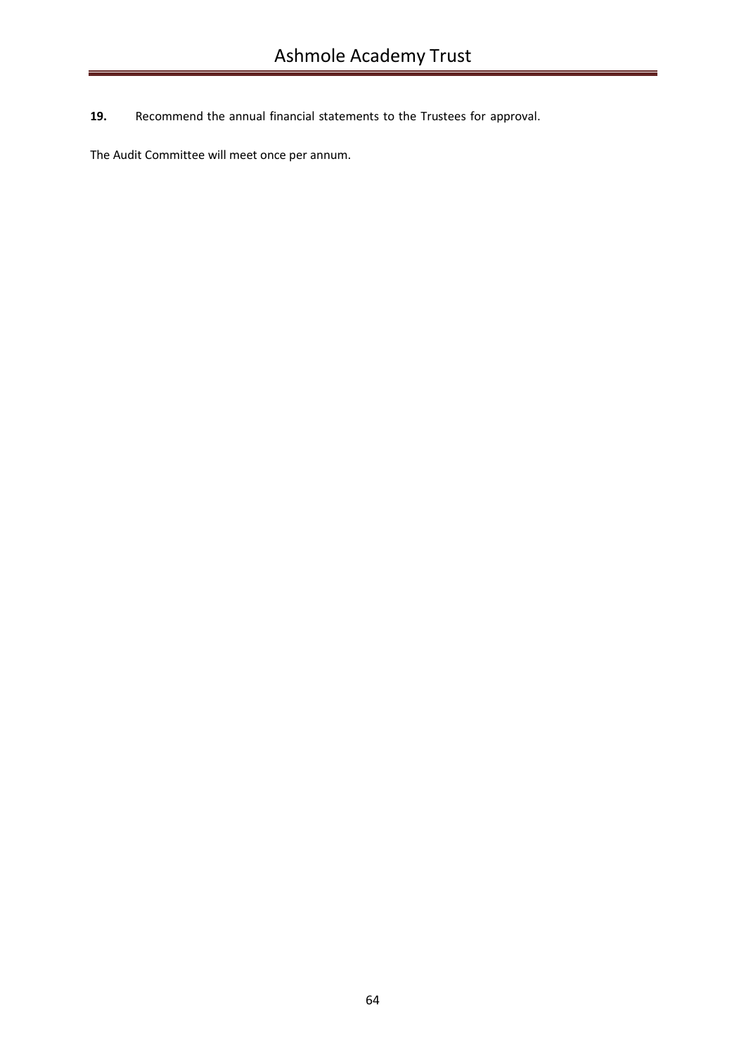**19.** Recommend the annual financial statements to the Trustees for approval.

The Audit Committee will meet once per annum.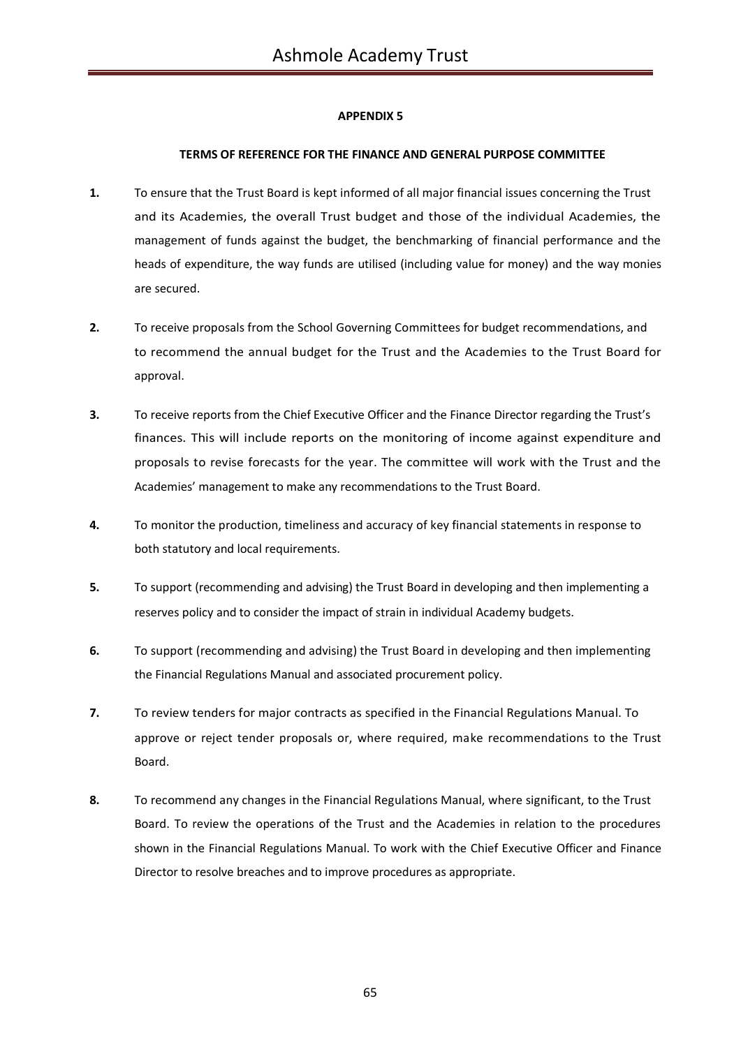**APPENDIX 5**

**TERMS OF REFERENCE FOR THE FINANCE AND GENERAL PURPOSE COMMITTEE**

**1.** To ensure that the Trust Board is kept informed of all major financial issues concerning the Trust and its Academies, the overall Trust budget and those of the individual Academies, the management of funds against the budget, the benchmarking of financial performance and the heads of expenditure, the way funds are utilised (including value for money) and the way monies are secured.

**2.** To receive proposals from the School Governing Committees for budget recommendations, and to recommend the annual budget for the Trust and the Academies to the Trust Board for approval.

**3.** To receive reports from the Chief Executive Officer and the Finance Director regarding the Trust's finances. This will include reports on the monitoring of income against expenditure and proposals to revise forecasts for the year. The committee will work with the Trust and the Academies' management to make any recommendations to the Trust Board.

**4.** To monitor the production, timeliness and accuracy of key financial statements in response to both statutory and local requirements.

**5.** To support (recommending and advising) the Trust Board in developing and then implementing a reserves policy and to consider the impact of strain in individual Academy budgets.

**6.** To support (recommending and advising) the Trust Board in developing and then implementing the Financial Regulations Manual and associated procurement policy.

**7.** To review tenders for major contracts as specified in the Financial Regulations Manual. To approve or reject tender proposals or, where required, make recommendations to the Trust Board.

**8.** To recommend any changes in the Financial Regulations Manual, where significant, to the Trust Board. To review the operations of the Trust and the Academies in relation to the procedures shown in the Financial Regulations Manual. To work with the Chief Executive Officer and Finance Director to resolve breaches and to improve procedures as appropriate.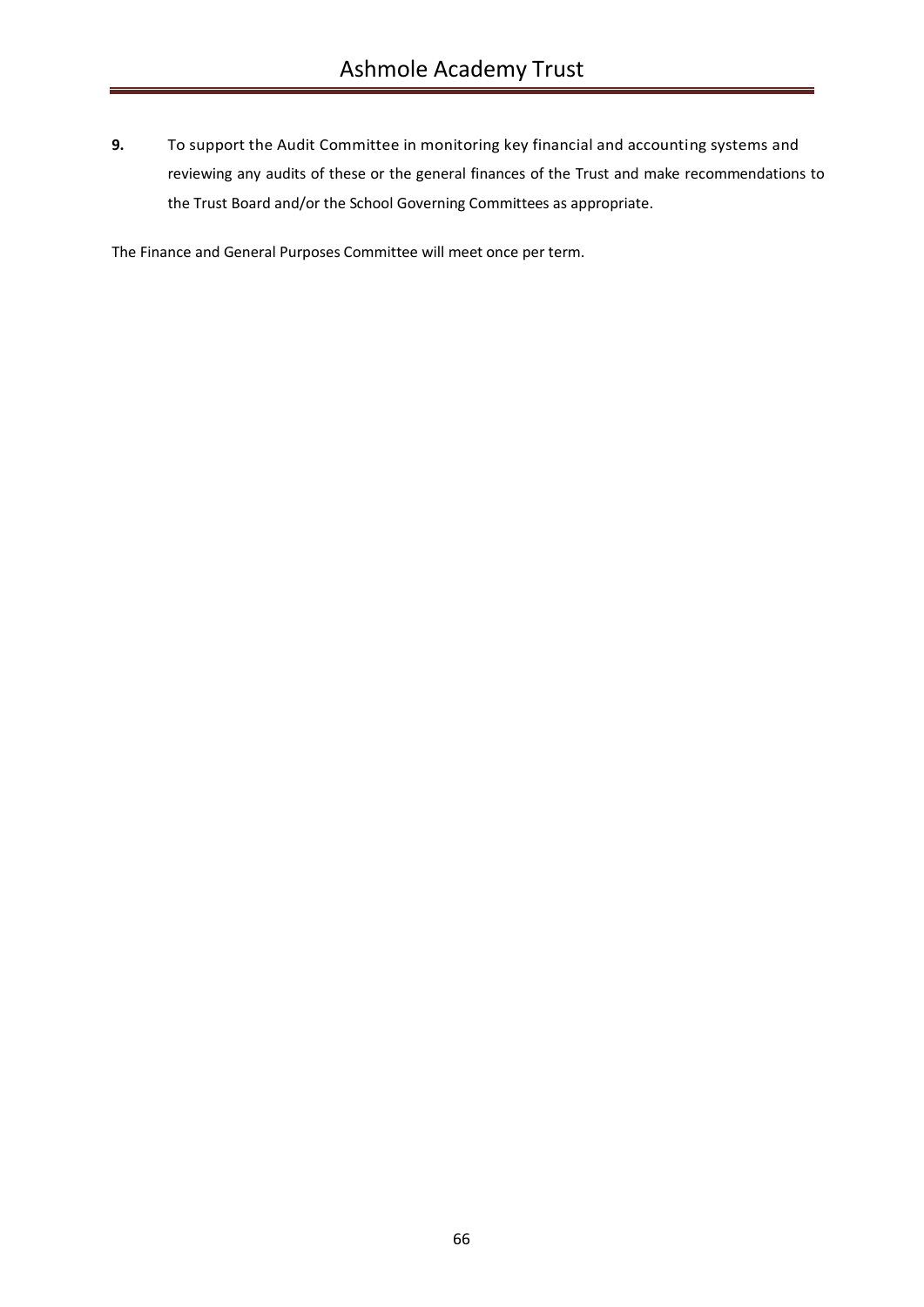**9.** To support the Audit Committee in monitoring key financial and accounting systems and reviewing any audits of these or the general finances of the Trust and make recommendations to the Trust Board and/or the School Governing Committees as appropriate.

The Finance and General Purposes Committee will meet once per term.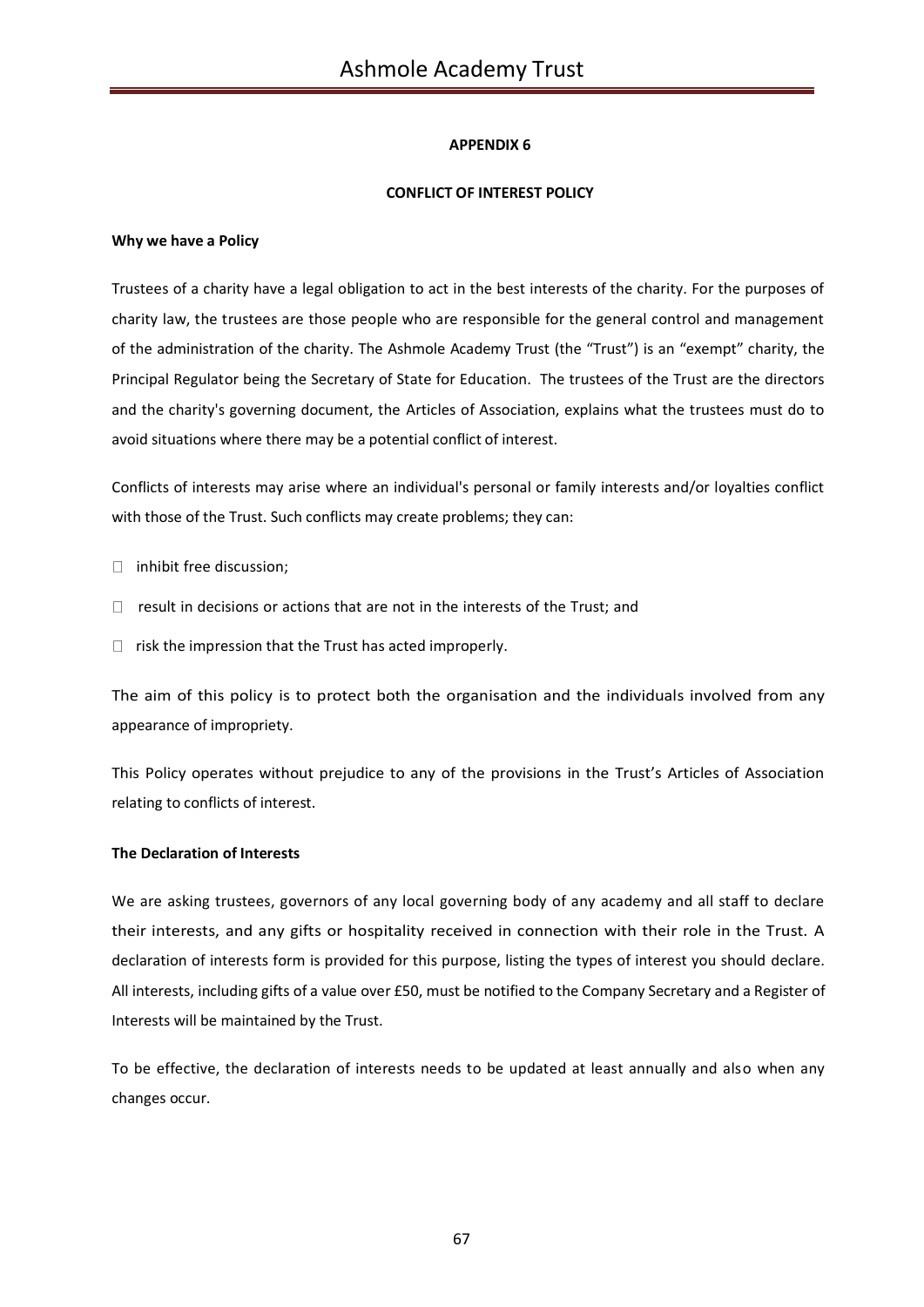**APPENDIX 6**

**CONFLICT OF INTEREST POLICY**

**Why we have a Policy**

Trustees of a charity have a legal obligation to act in the best interests of the charity. For the purposes of charity law, the trustees are those people who are responsible for the general control and management of the administration of the charity. The Ashmole Academy Trust (the "Trust") is an "exempt" charity, the Principal Regulator being the Secretary of State for Education. The trustees of the Trust are the directors and the charity's governing document, the Articles of Association, explains what the trustees must do to avoid situations where there may be a potential conflict of interest.

Conflicts of interests may arise where an individual's personal or family interests and/or loyalties conflict with those of the Trust. Such conflicts may create problems; they can:

- inhibit free discussion;
- result in decisions or actions that are not in the interests of the Trust; and
- risk the impression that the Trust has acted improperly.

The aim of this policy is to protect both the organisation and the individuals involved from any appearance of impropriety.

This Policy operates without prejudice to any of the provisions in the Trust's Articles of Association relating to conflicts of interest.

**The Declaration of Interests**

We are asking trustees, governors of any local governing body of any academy and all staff to declare their interests, and any gifts or hospitality received in connection with their role in the Trust. A declaration of interests form is provided for this purpose, listing the types of interest you should declare. All interests, including gifts of a value over £50, must be notified to the Company Secretary and a Register of Interests will be maintained by the Trust.

To be effective, the declaration of interests needs to be updated at least annually and also when any changes occur.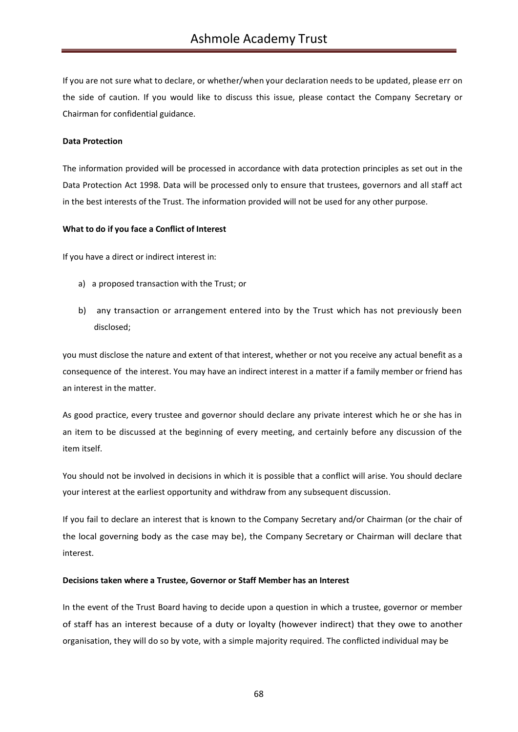If you are not sure what to declare, or whether/when your declaration needs to be updated, please err on the side of caution. If you would like to discuss this issue, please contact the Company Secretary or Chairman for confidential guidance.

**Data Protection**

The information provided will be processed in accordance with data protection principles as set out in the Data Protection Act 1998. Data will be processed only to ensure that trustees, governors and all staff act in the best interests of the Trust. The information provided will not be used for any other purpose.

**What to do if you face a Conflict of Interest**

If you have a direct or indirect interest in:

a) a proposed transaction with the Trust; or

b) any transaction or arrangement entered into by the Trust which has not previously been disclosed;

you must disclose the nature and extent of that interest, whether or not you receive any actual benefit as a consequence of the interest. You may have an indirect interest in a matter if a family member or friend has an interest in the matter.

As good practice, every trustee and governor should declare any private interest which he or she has in an item to be discussed at the beginning of every meeting, and certainly before any discussion of the item itself.

You should not be involved in decisions in which it is possible that a conflict will arise. You should declare your interest at the earliest opportunity and withdraw from any subsequent discussion.

If you fail to declare an interest that is known to the Company Secretary and/or Chairman (or the chair of the local governing body as the case may be), the Company Secretary or Chairman will declare that interest.

**Decisions taken where a Trustee, Governor or Staff Member has an Interest**

In the event of the Trust Board having to decide upon a question in which a trustee, governor or member of staff has an interest because of a duty or loyalty (however indirect) that they owe to another organisation, they will do so by vote, with a simple majority required. The conflicted individual may be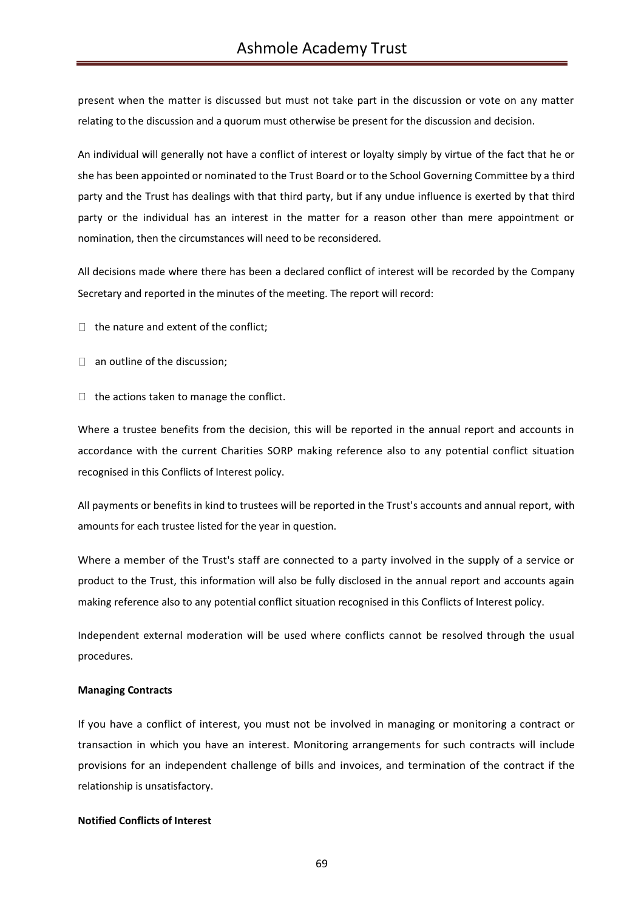present when the matter is discussed but must not take part in the discussion or vote on any matter relating to the discussion and a quorum must otherwise be present for the discussion and decision.

An individual will generally not have a conflict of interest or loyalty simply by virtue of the fact that he or she has been appointed or nominated to the Trust Board or to the School Governing Committee by a third party and the Trust has dealings with that third party, but if any undue influence is exerted by that third party or the individual has an interest in the matter for a reason other than mere appointment or nomination, then the circumstances will need to be reconsidered.

All decisions made where there has been a declared conflict of interest will be recorded by the Company Secretary and reported in the minutes of the meeting. The report will record:

- the nature and extent of the conflict;
- an outline of the discussion;
- the actions taken to manage the conflict.

Where a trustee benefits from the decision, this will be reported in the annual report and accounts in accordance with the current Charities SORP making reference also to any potential conflict situation recognised in this Conflicts of Interest policy.

All payments or benefits in kind to trustees will be reported in the Trust's accounts and annual report, with amounts for each trustee listed for the year in question.

Where a member of the Trust's staff are connected to a party involved in the supply of a service or product to the Trust, this information will also be fully disclosed in the annual report and accounts again making reference also to any potential conflict situation recognised in this Conflicts of Interest policy.

Independent external moderation will be used where conflicts cannot be resolved through the usual procedures.

**Managing Contracts**

If you have a conflict of interest, you must not be involved in managing or monitoring a contract or transaction in which you have an interest. Monitoring arrangements for such contracts will include provisions for an independent challenge of bills and invoices, and termination of the contract if the relationship is unsatisfactory.

**Notified Conflicts of Interest**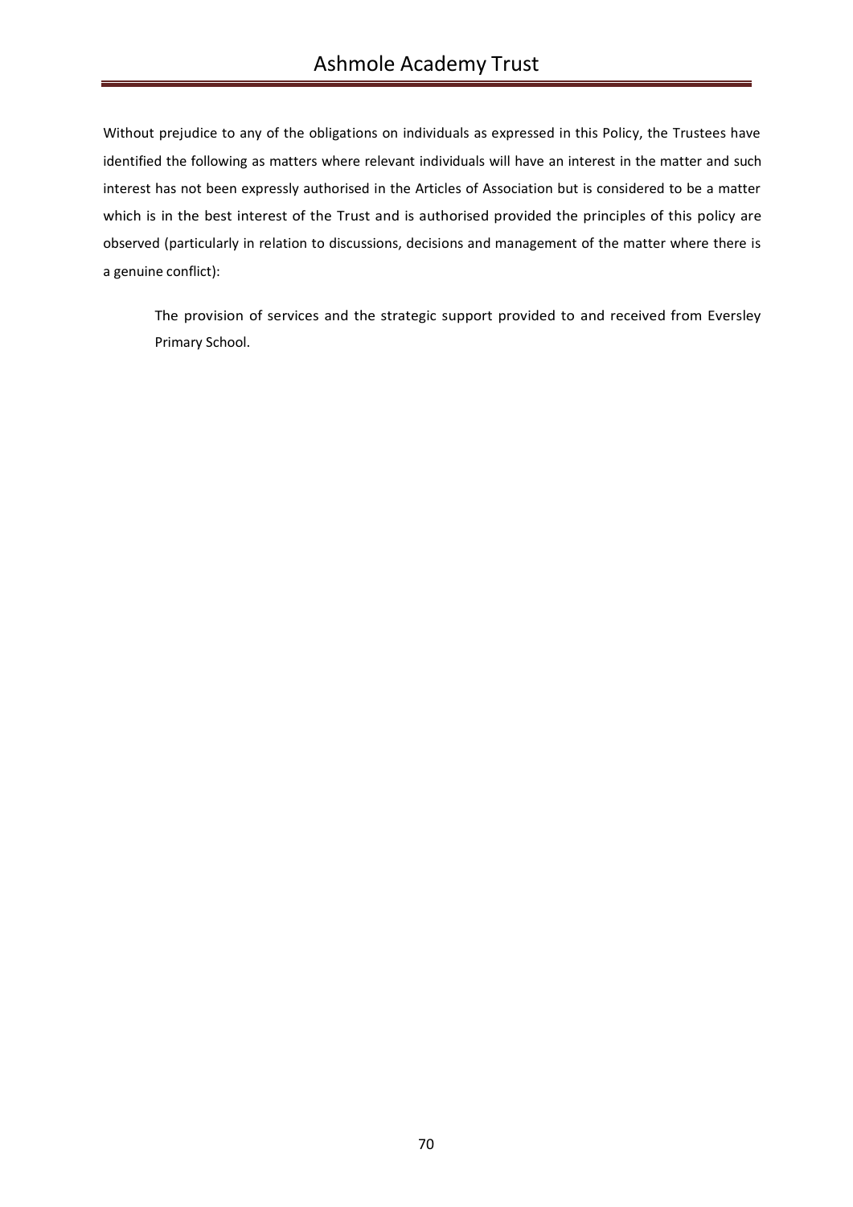Without prejudice to any of the obligations on individuals as expressed in this Policy, the Trustees have identified the following as matters where relevant individuals will have an interest in the matter and such interest has not been expressly authorised in the Articles of Association but is considered to be a matter which is in the best interest of the Trust and is authorised provided the principles of this policy are observed (particularly in relation to discussions, decisions and management of the matter where there is a genuine conflict):

> The provision of services and the strategic support provided to and received from Eversley Primary School.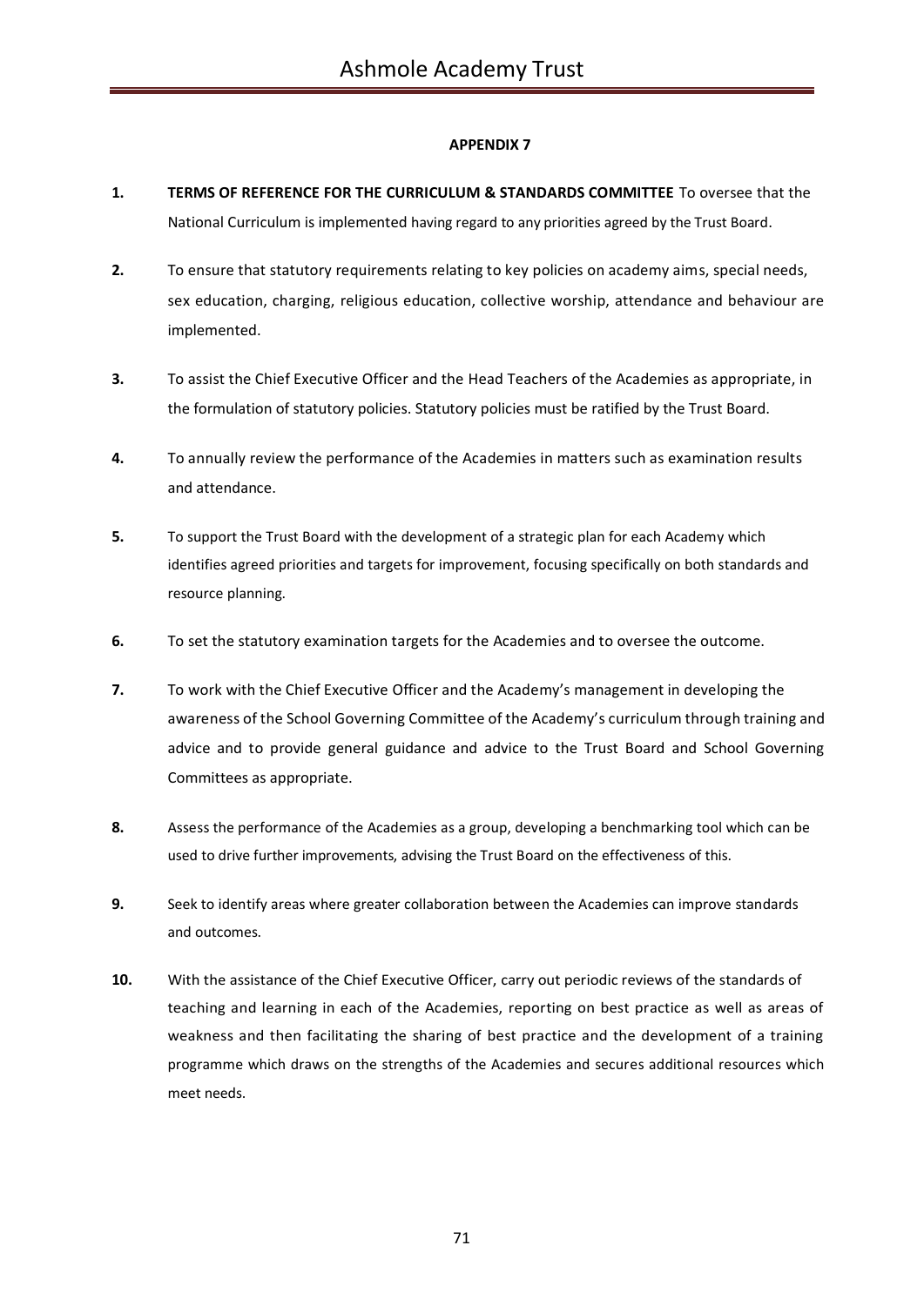## APPENDIX 7

1. **TERMS OF REFERENCE FOR THE CURRICULUM & STANDARDS COMMITTEE** To oversee that the National Curriculum is implemented having regard to any priorities agreed by the Trust Board.

2. To ensure that statutory requirements relating to key policies on academy aims, special needs, sex education, charging, religious education, collective worship, attendance and behaviour are implemented.

3. To assist the Chief Executive Officer and the Head Teachers of the Academies as appropriate, in the formulation of statutory policies. Statutory policies must be ratified by the Trust Board.

4. To annually review the performance of the Academies in matters such as examination results and attendance.

5. To support the Trust Board with the development of a strategic plan for each Academy which identifies agreed priorities and targets for improvement, focusing specifically on both standards and resource planning.

6. To set the statutory examination targets for the Academies and to oversee the outcome.

7. To work with the Chief Executive Officer and the Academy's management in developing the awareness of the School Governing Committee of the Academy's curriculum through training and advice and to provide general guidance and advice to the Trust Board and School Governing Committees as appropriate.

8. Assess the performance of the Academies as a group, developing a benchmarking tool which can be used to drive further improvements, advising the Trust Board on the effectiveness of this.

9. Seek to identify areas where greater collaboration between the Academies can improve standards and outcomes.

10. With the assistance of the Chief Executive Officer, carry out periodic reviews of the standards of teaching and learning in each of the Academies, reporting on best practice as well as areas of weakness and then facilitating the sharing of best practice and the development of a training programme which draws on the strengths of the Academies and secures additional resources which meet needs.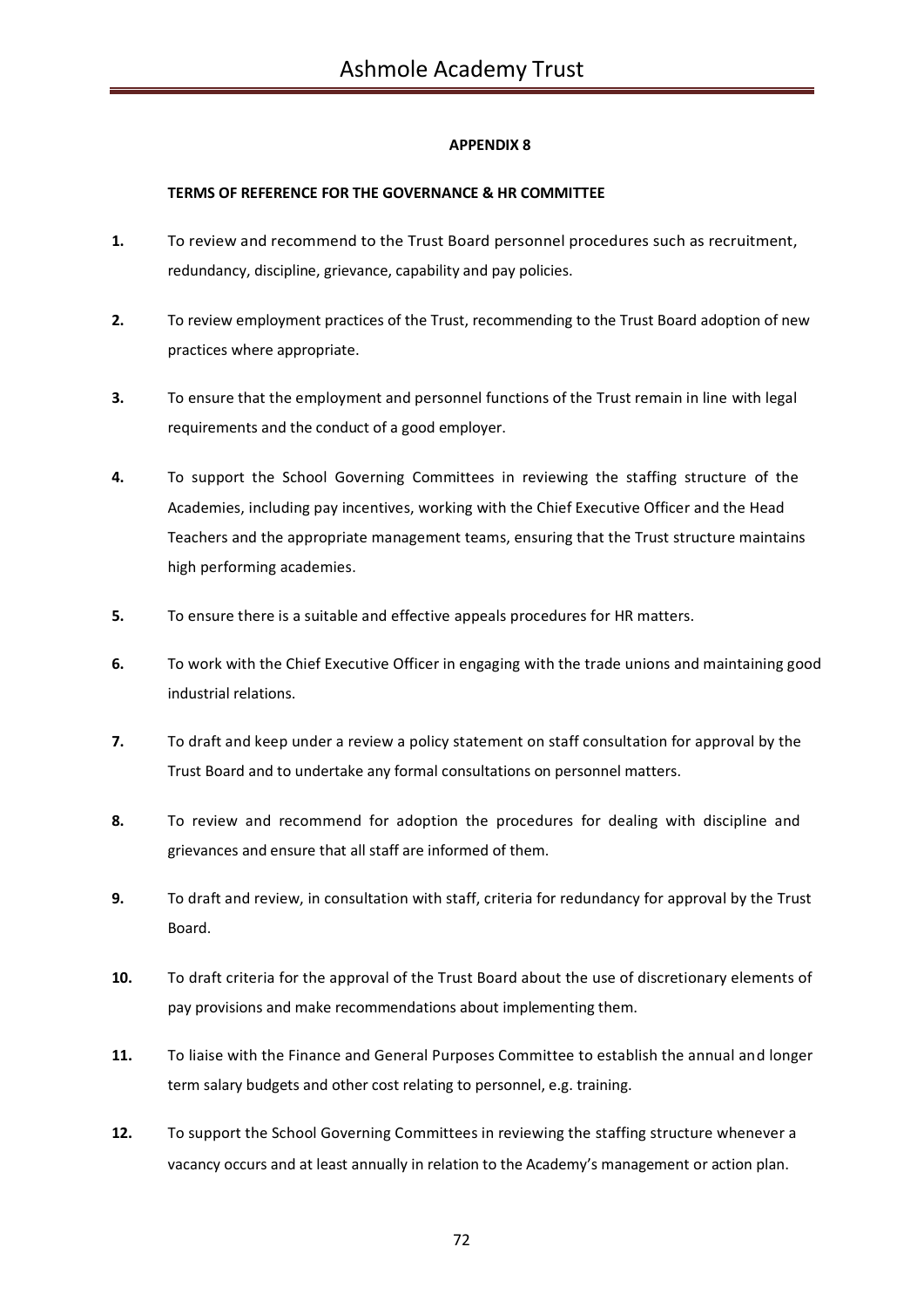**APPENDIX 8**

**TERMS OF REFERENCE FOR THE GOVERNANCE & HR COMMITTEE**

**1.** To review and recommend to the Trust Board personnel procedures such as recruitment, redundancy, discipline, grievance, capability and pay policies.

**2.** To review employment practices of the Trust, recommending to the Trust Board adoption of new practices where appropriate.

**3.** To ensure that the employment and personnel functions of the Trust remain in line with legal requirements and the conduct of a good employer.

**4.** To support the School Governing Committees in reviewing the staffing structure of the Academies, including pay incentives, working with the Chief Executive Officer and the Head Teachers and the appropriate management teams, ensuring that the Trust structure maintains high performing academies.

**5.** To ensure there is a suitable and effective appeals procedures for HR matters.

**6.** To work with the Chief Executive Officer in engaging with the trade unions and maintaining good industrial relations.

**7.** To draft and keep under a review a policy statement on staff consultation for approval by the Trust Board and to undertake any formal consultations on personnel matters.

**8.** To review and recommend for adoption the procedures for dealing with discipline and grievances and ensure that all staff are informed of them.

**9.** To draft and review, in consultation with staff, criteria for redundancy for approval by the Trust Board.

**10.** To draft criteria for the approval of the Trust Board about the use of discretionary elements of pay provisions and make recommendations about implementing them.

**11.** To liaise with the Finance and General Purposes Committee to establish the annual and longer term salary budgets and other cost relating to personnel, e.g. training.

**12.** To support the School Governing Committees in reviewing the staffing structure whenever a vacancy occurs and at least annually in relation to the Academy's management or action plan.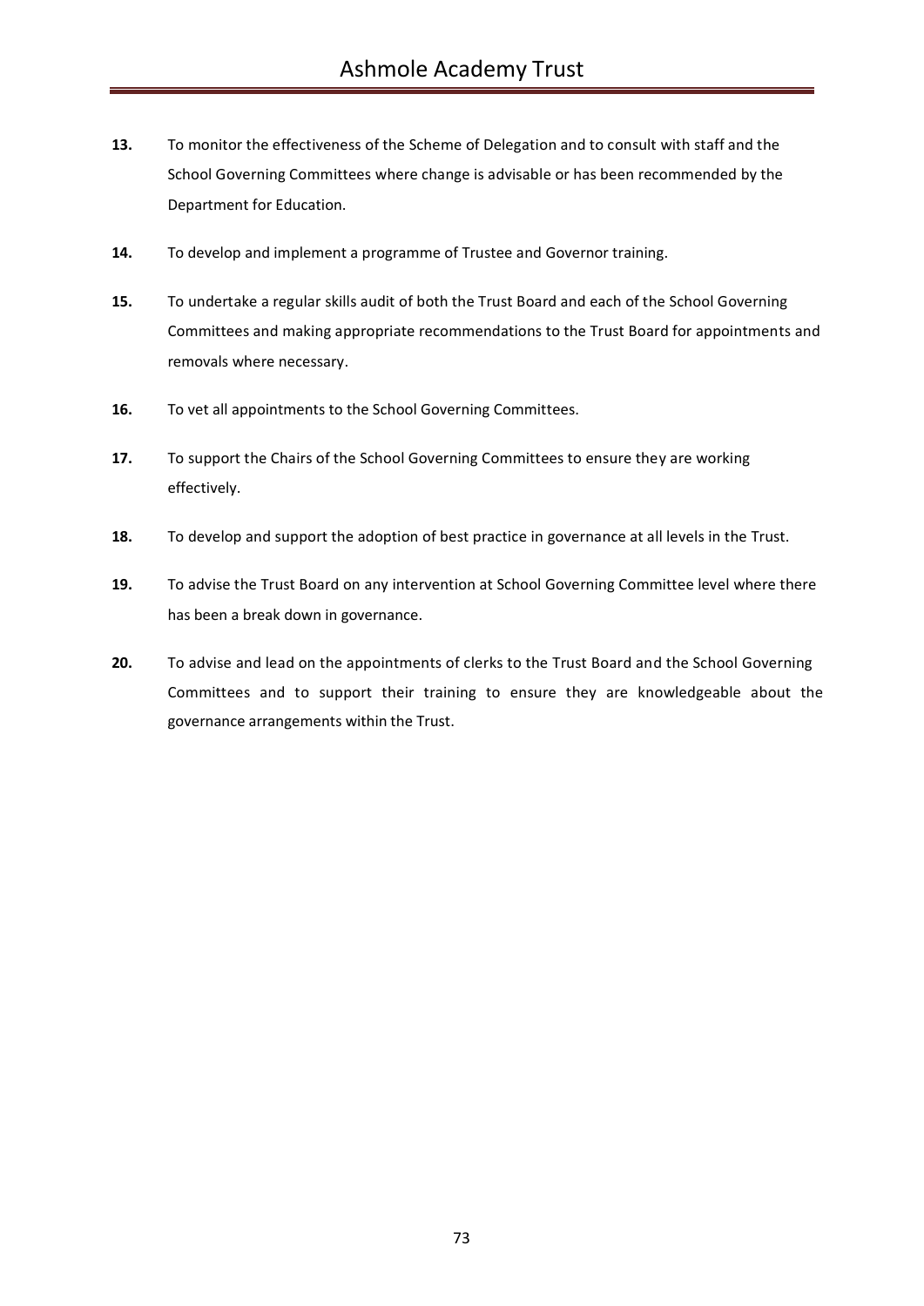**13.** To monitor the effectiveness of the Scheme of Delegation and to consult with staff and the School Governing Committees where change is advisable or has been recommended by the Department for Education.

**14.** To develop and implement a programme of Trustee and Governor training.

**15.** To undertake a regular skills audit of both the Trust Board and each of the School Governing Committees and making appropriate recommendations to the Trust Board for appointments and removals where necessary.

**16.** To vet all appointments to the School Governing Committees.

**17.** To support the Chairs of the School Governing Committees to ensure they are working effectively.

**18.** To develop and support the adoption of best practice in governance at all levels in the Trust.

**19.** To advise the Trust Board on any intervention at School Governing Committee level where there has been a break down in governance.

**20.** To advise and lead on the appointments of clerks to the Trust Board and the School Governing Committees and to support their training to ensure they are knowledgeable about the governance arrangements within the Trust.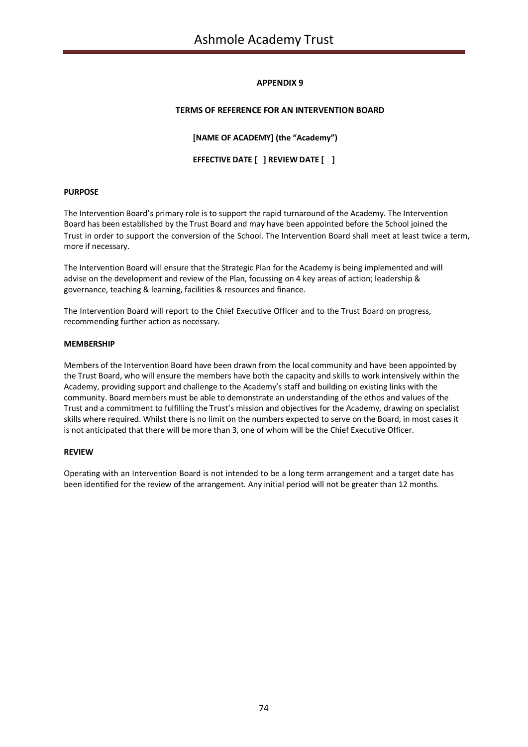## APPENDIX 9

## TERMS OF REFERENCE FOR AN INTERVENTION BOARD

**[NAME OF ACADEMY] (the "Academy")**

**EFFECTIVE DATE [ ] REVIEW DATE [ ]**

**PURPOSE**

The Intervention Board's primary role is to support the rapid turnaround of the Academy. The Intervention Board has been established by the Trust Board and may have been appointed before the School joined the Trust in order to support the conversion of the School. The Intervention Board shall meet at least twice a term, more if necessary.

The Intervention Board will ensure that the Strategic Plan for the Academy is being implemented and will advise on the development and review of the Plan, focussing on 4 key areas of action; leadership & governance, teaching & learning, facilities & resources and finance.

The Intervention Board will report to the Chief Executive Officer and to the Trust Board on progress, recommending further action as necessary.

**MEMBERSHIP**

Members of the Intervention Board have been drawn from the local community and have been appointed by the Trust Board, who will ensure the members have both the capacity and skills to work intensively within the Academy, providing support and challenge to the Academy's staff and building on existing links with the community. Board members must be able to demonstrate an understanding of the ethos and values of the Trust and a commitment to fulfilling the Trust's mission and objectives for the Academy, drawing on specialist skills where required. Whilst there is no limit on the numbers expected to serve on the Board, in most cases it is not anticipated that there will be more than 3, one of whom will be the Chief Executive Officer.

**REVIEW**

Operating with an Intervention Board is not intended to be a long term arrangement and a target date has been identified for the review of the arrangement. Any initial period will not be greater than 12 months.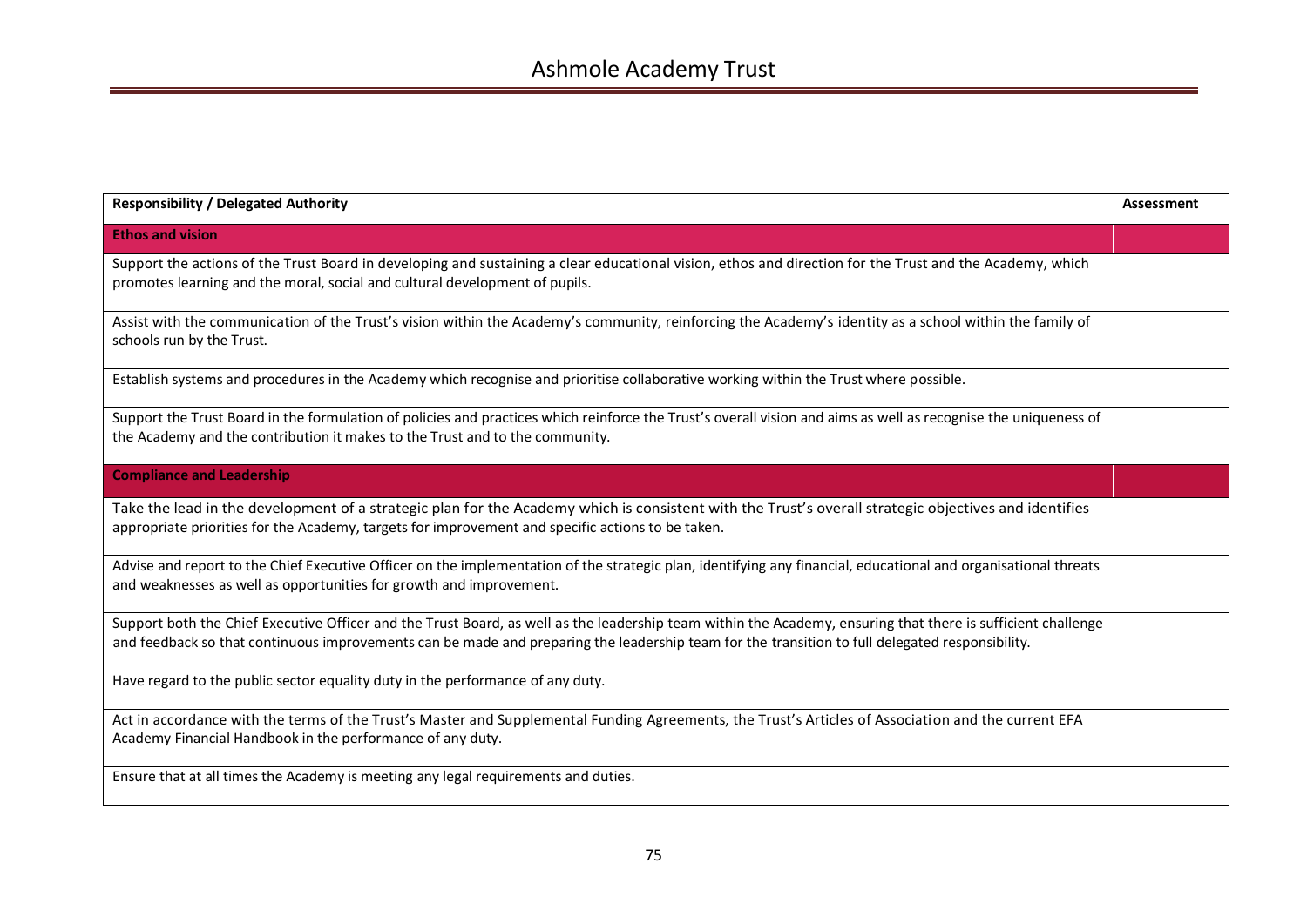| Responsibility / Delegated Authority | Assessment |
| --- | --- |
| **Ethos and vision** | |
| Support the actions of the Trust Board in developing and sustaining a clear educational vision, ethos and direction for the Trust and the Academy, which promotes learning and the moral, social and cultural development of pupils. | |
| Assist with the communication of the Trust's vision within the Academy's community, reinforcing the Academy's identity as a school within the family of schools run by the Trust. | |
| Establish systems and procedures in the Academy which recognise and prioritise collaborative working within the Trust where possible. | |
| Support the Trust Board in the formulation of policies and practices which reinforce the Trust's overall vision and aims as well as recognise the uniqueness of the Academy and the contribution it makes to the Trust and to the community. | |
| **Compliance and Leadership** | |
| Take the lead in the development of a strategic plan for the Academy which is consistent with the Trust's overall strategic objectives and identifies appropriate priorities for the Academy, targets for improvement and specific actions to be taken. | |
| Advise and report to the Chief Executive Officer on the implementation of the strategic plan, identifying any financial, educational and organisational threats and weaknesses as well as opportunities for growth and improvement. | |
| Support both the Chief Executive Officer and the Trust Board, as well as the leadership team within the Academy, ensuring that there is sufficient challenge and feedback so that continuous improvements can be made and preparing the leadership team for the transition to full delegated responsibility. | |
| Have regard to the public sector equality duty in the performance of any duty. | |
| Act in accordance with the terms of the Trust's Master and Supplemental Funding Agreements, the Trust's Articles of Association and the current EFA Academy Financial Handbook in the performance of any duty. | |
| Ensure that at all times the Academy is meeting any legal requirements and duties. | |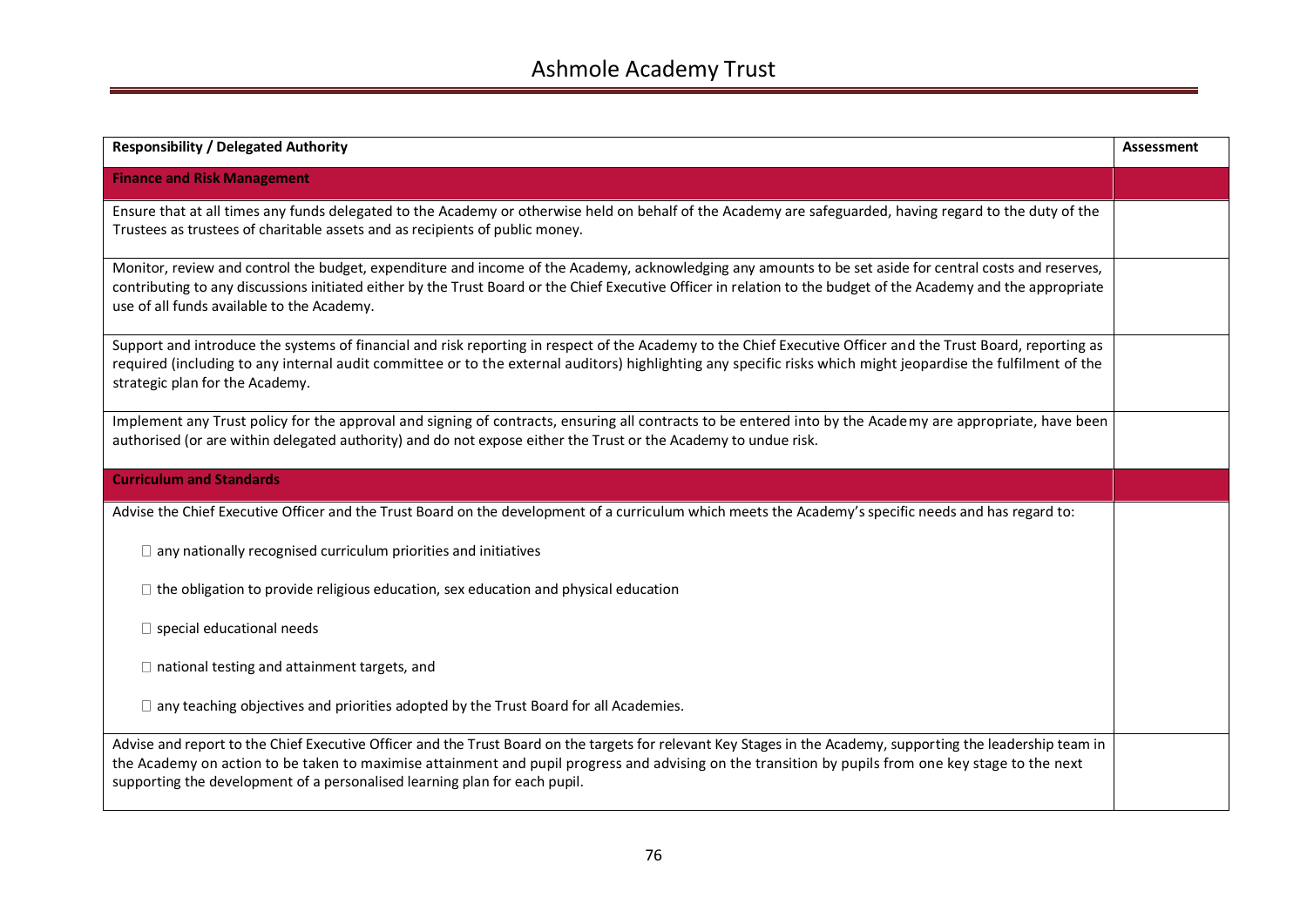| Responsibility / Delegated Authority | Assessment |
|---|---|
| **Finance and Risk Management** | |
| Ensure that at all times any funds delegated to the Academy or otherwise held on behalf of the Academy are safeguarded, having regard to the duty of the Trustees as trustees of charitable assets and as recipients of public money. | |
| Monitor, review and control the budget, expenditure and income of the Academy, acknowledging any amounts to be set aside for central costs and reserves, contributing to any discussions initiated either by the Trust Board or the Chief Executive Officer in relation to the budget of the Academy and the appropriate use of all funds available to the Academy. | |
| Support and introduce the systems of financial and risk reporting in respect of the Academy to the Chief Executive Officer and the Trust Board, reporting as required (including to any internal audit committee or to the external auditors) highlighting any specific risks which might jeopardise the fulfilment of the strategic plan for the Academy. | |
| Implement any Trust policy for the approval and signing of contracts, ensuring all contracts to be entered into by the Academy are appropriate, have been authorised (or are within delegated authority) and do not expose either the Trust or the Academy to undue risk. | |
| **Curriculum and Standards** | |
| Advise the Chief Executive Officer and the Trust Board on the development of a curriculum which meets the Academy's specific needs and has regard to:<br>□ any nationally recognised curriculum priorities and initiatives<br>□ the obligation to provide religious education, sex education and physical education<br>□ special educational needs<br>□ national testing and attainment targets, and<br>□ any teaching objectives and priorities adopted by the Trust Board for all Academies. | |
| Advise and report to the Chief Executive Officer and the Trust Board on the targets for relevant Key Stages in the Academy, supporting the leadership team in the Academy on action to be taken to maximise attainment and pupil progress and advising on the transition by pupils from one key stage to the next supporting the development of a personalised learning plan for each pupil. | |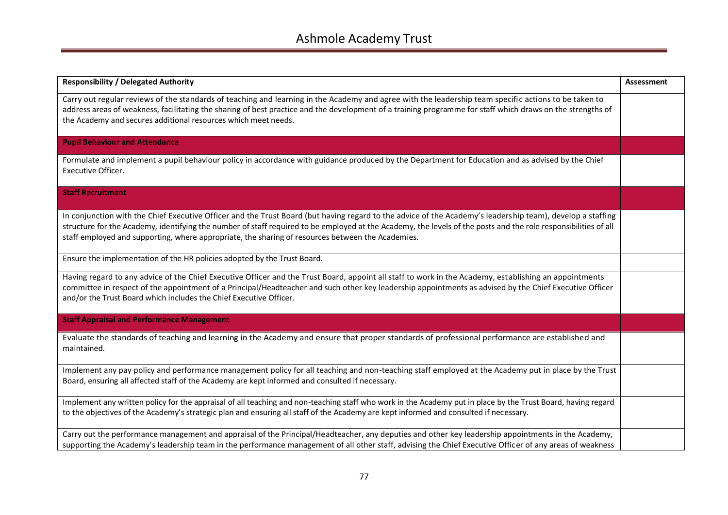| Responsibility / Delegated Authority | Assessment |
|---|---|
| Carry out regular reviews of the standards of teaching and learning in the Academy and agree with the leadership team specific actions to be taken to address areas of weakness, facilitating the sharing of best practice and the development of a training programme for staff which draws on the strengths of the Academy and secures additional resources which meet needs. | |
| **Pupil Behaviour and Attendance** | |
| Formulate and implement a pupil behaviour policy in accordance with guidance produced by the Department for Education and as advised by the Chief Executive Officer. | |
| **Staff Recruitment** | |
| In conjunction with the Chief Executive Officer and the Trust Board (but having regard to the advice of the Academy's leadership team), develop a staffing structure for the Academy, identifying the number of staff required to be employed at the Academy, the levels of the posts and the role responsibilities of all staff employed and supporting, where appropriate, the sharing of resources between the Academies. | |
| Ensure the implementation of the HR policies adopted by the Trust Board. | |
| Having regard to any advice of the Chief Executive Officer and the Trust Board, appoint all staff to work in the Academy, establishing an appointments committee in respect of the appointment of a Principal/Headteacher and such other key leadership appointments as advised by the Chief Executive Officer and/or the Trust Board which includes the Chief Executive Officer. | |
| **Staff Appraisal and Performance Management** | |
| Evaluate the standards of teaching and learning in the Academy and ensure that proper standards of professional performance are established and maintained. | |
| Implement any pay policy and performance management policy for all teaching and non-teaching staff employed at the Academy put in place by the Trust Board, ensuring all affected staff of the Academy are kept informed and consulted if necessary. | |
| Implement any written policy for the appraisal of all teaching and non-teaching staff who work in the Academy put in place by the Trust Board, having regard to the objectives of the Academy's strategic plan and ensuring all staff of the Academy are kept informed and consulted if necessary. | |
| Carry out the performance management and appraisal of the Principal/Headteacher, any deputies and other key leadership appointments in the Academy, supporting the Academy's leadership team in the performance management of all other staff, advising the Chief Executive Officer of any areas of weakness | |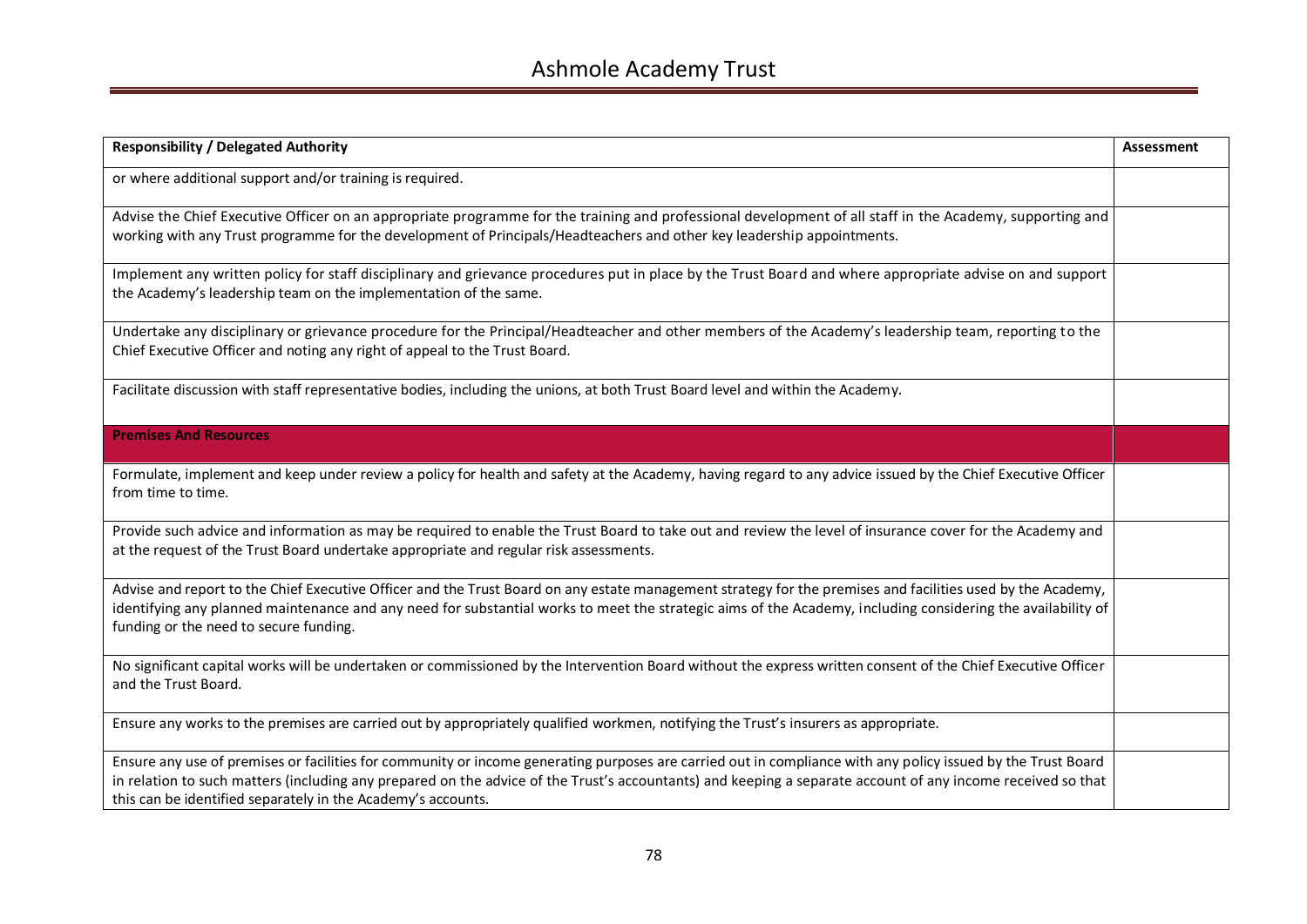| Responsibility / Delegated Authority | Assessment |
|---|---|
| or where additional support and/or training is required. | |
| Advise the Chief Executive Officer on an appropriate programme for the training and professional development of all staff in the Academy, supporting and working with any Trust programme for the development of Principals/Headteachers and other key leadership appointments. | |
| Implement any written policy for staff disciplinary and grievance procedures put in place by the Trust Board and where appropriate advise on and support the Academy's leadership team on the implementation of the same. | |
| Undertake any disciplinary or grievance procedure for the Principal/Headteacher and other members of the Academy's leadership team, reporting to the Chief Executive Officer and noting any right of appeal to the Trust Board. | |
| Facilitate discussion with staff representative bodies, including the unions, at both Trust Board level and within the Academy. | |
| **Premises And Resources** | |
| Formulate, implement and keep under review a policy for health and safety at the Academy, having regard to any advice issued by the Chief Executive Officer from time to time. | |
| Provide such advice and information as may be required to enable the Trust Board to take out and review the level of insurance cover for the Academy and at the request of the Trust Board undertake appropriate and regular risk assessments. | |
| Advise and report to the Chief Executive Officer and the Trust Board on any estate management strategy for the premises and facilities used by the Academy, identifying any planned maintenance and any need for substantial works to meet the strategic aims of the Academy, including considering the availability of funding or the need to secure funding. | |
| No significant capital works will be undertaken or commissioned by the Intervention Board without the express written consent of the Chief Executive Officer and the Trust Board. | |
| Ensure any works to the premises are carried out by appropriately qualified workmen, notifying the Trust's insurers as appropriate. | |
| Ensure any use of premises or facilities for community or income generating purposes are carried out in compliance with any policy issued by the Trust Board in relation to such matters (including any prepared on the advice of the Trust's accountants) and keeping a separate account of any income received so that this can be identified separately in the Academy's accounts. | |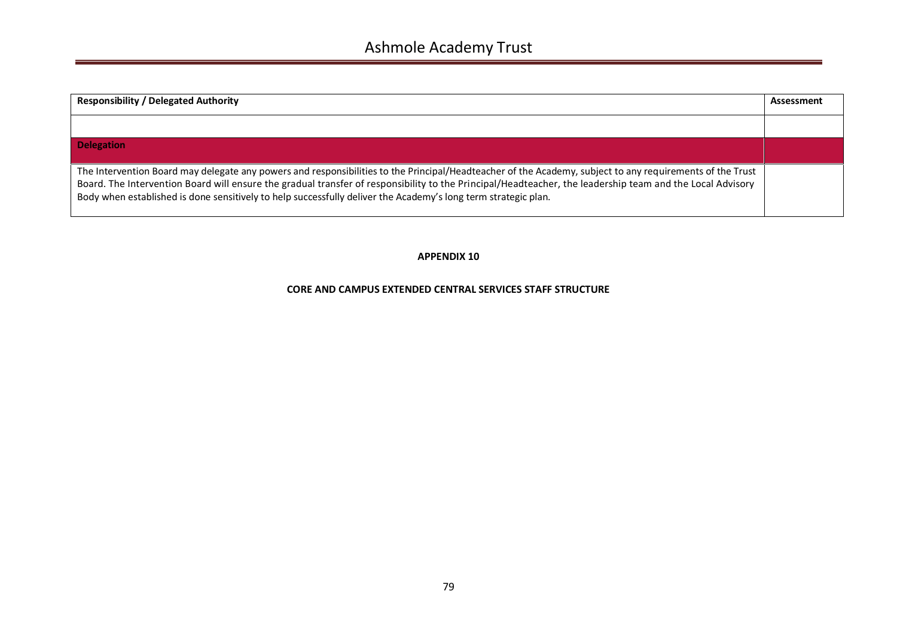| Responsibility / Delegated Authority | Assessment |
|---|---|
| | |
| **Delegation** | |
| The Intervention Board may delegate any powers and responsibilities to the Principal/Headteacher of the Academy, subject to any requirements of the Trust Board. The Intervention Board will ensure the gradual transfer of responsibility to the Principal/Headteacher, the leadership team and the Local Advisory Body when established is done sensitively to help successfully deliver the Academy's long term strategic plan. | |

**APPENDIX 10**

**CORE AND CAMPUS EXTENDED CENTRAL SERVICES STAFF STRUCTURE**